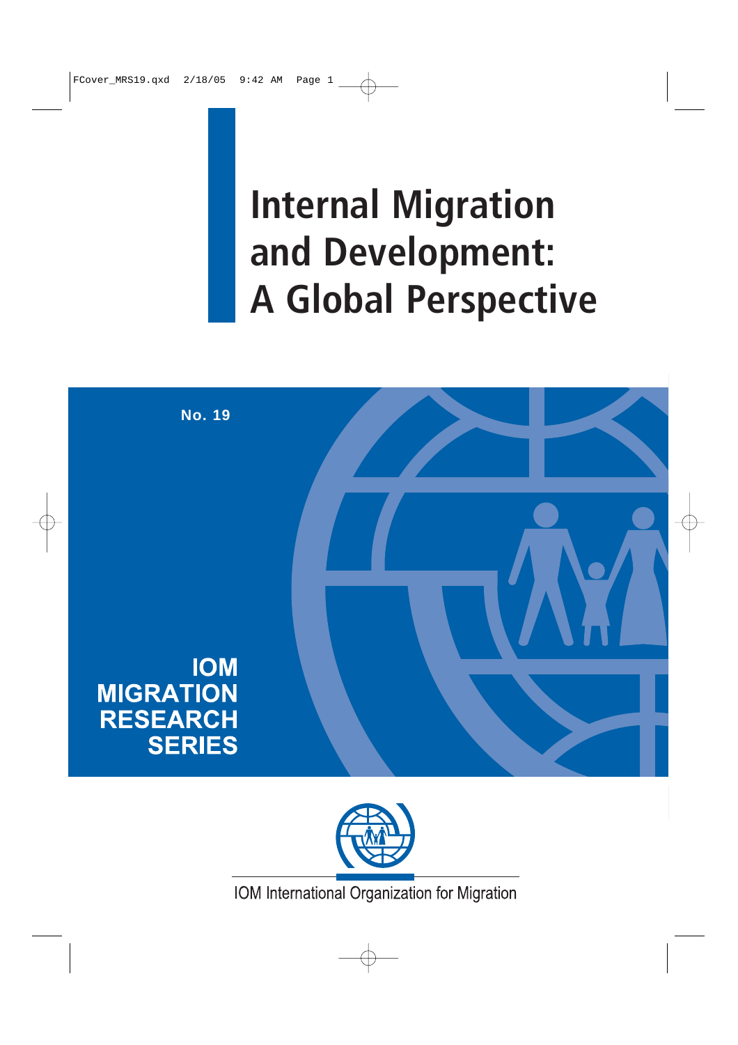# Internal Migration and Development: A Global Perspective

No. 19

IOM MIGRATION RESEARCH SERIES

IOM International Organization for Migration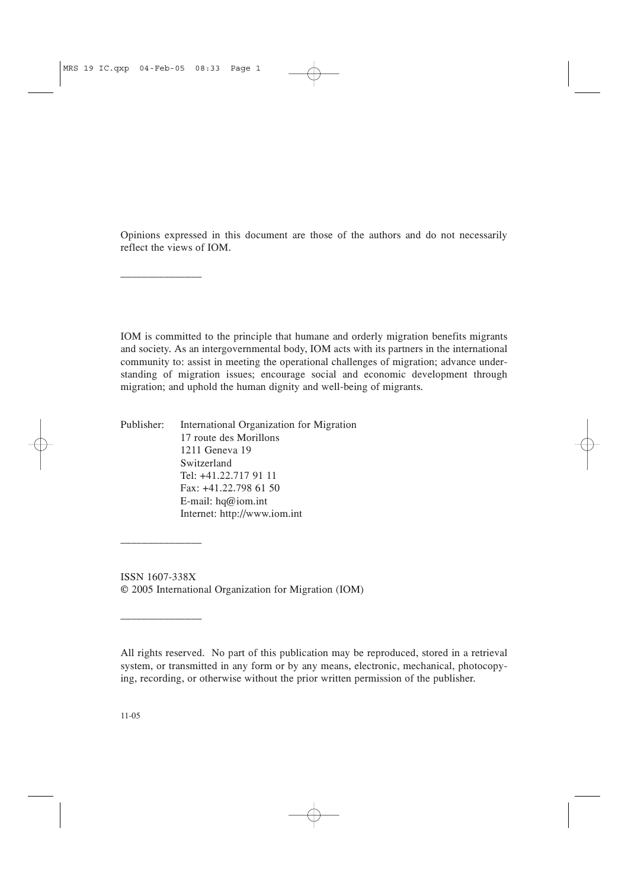Opinions expressed in this document are those of the authors and do not necessarily reflect the views of IOM.

---

IOM is committed to the principle that humane and orderly migration benefits migrants and society. As an intergovernmental body, IOM acts with its partners in the international community to: assist in meeting the operational challenges of migration; advance understanding of migration issues; encourage social and economic development through migration; and uphold the human dignity and well-being of migrants.

Publisher: International Organization for Migration
17 route des Morillons
1211 Geneva 19
Switzerland
Tel: +41.22.717 91 11
Fax: +41.22.798 61 50
E-mail: hq@iom.int
Internet: http://www.iom.int

---

ISSN 1607-338X
© 2005 International Organization for Migration (IOM)

---

All rights reserved. No part of this publication may be reproduced, stored in a retrieval system, or transmitted in any form or by any means, electronic, mechanical, photocopying, recording, or otherwise without the prior written permission of the publisher.

11-05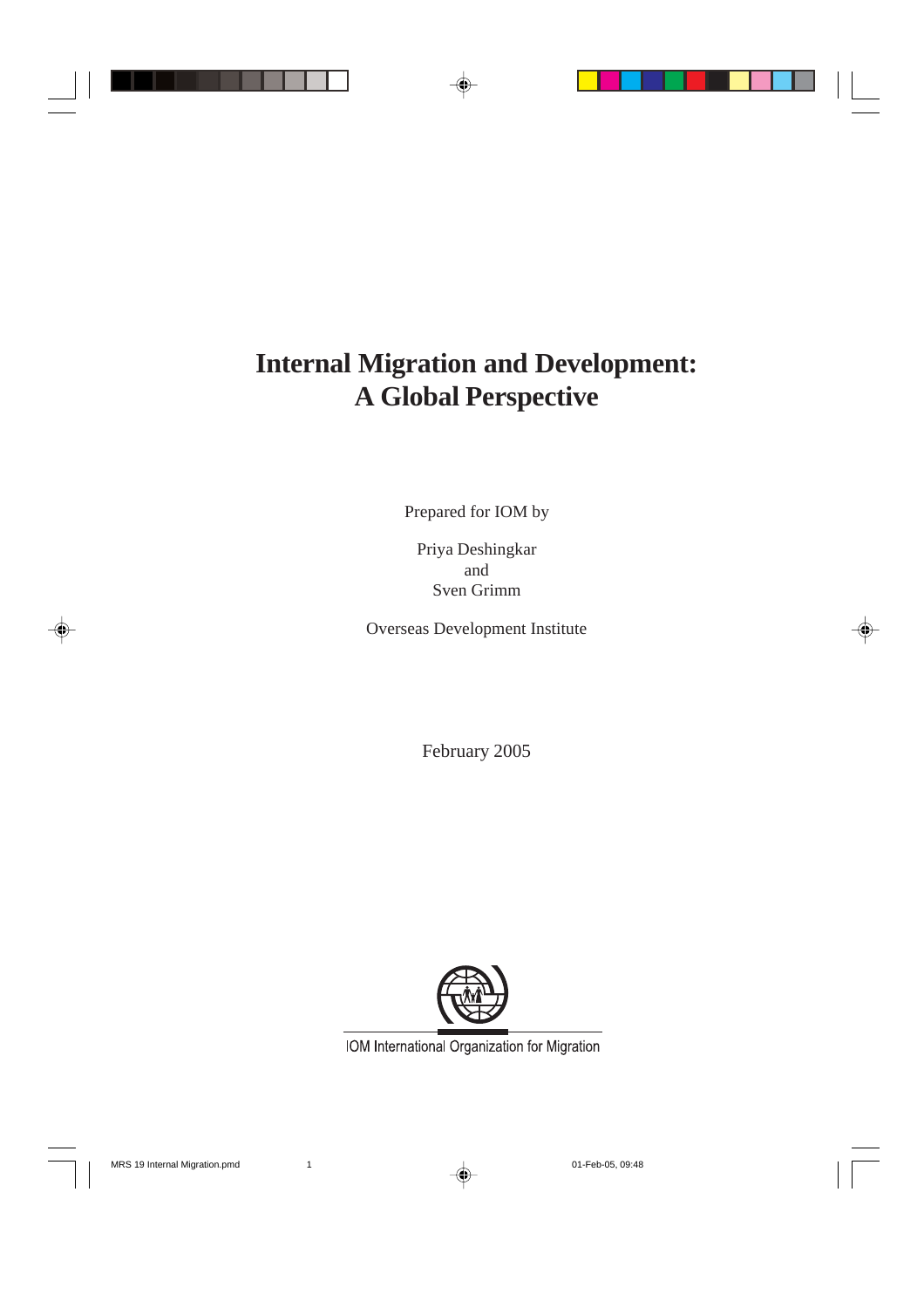# Internal Migration and Development: A Global Perspective

Prepared for IOM by

Priya Deshingkar
and
Sven Grimm

Overseas Development Institute

February 2005

IOM International Organization for Migration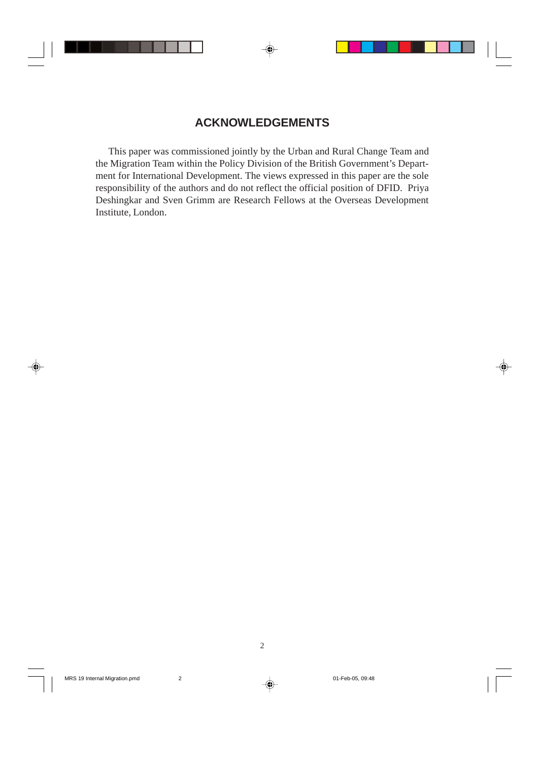## ACKNOWLEDGEMENTS

This paper was commissioned jointly by the Urban and Rural Change Team and the Migration Team within the Policy Division of the British Government's Department for International Development. The views expressed in this paper are the sole responsibility of the authors and do not reflect the official position of DFID. Priya Deshingkar and Sven Grimm are Research Fellows at the Overseas Development Institute, London.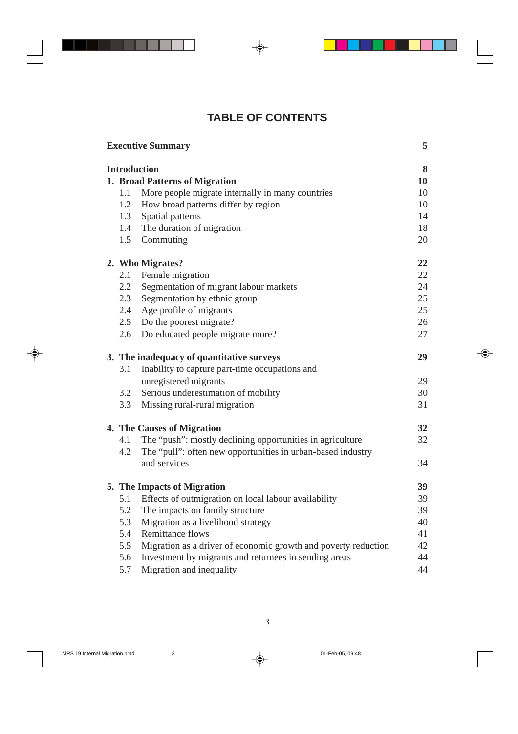# TABLE OF CONTENTS

| | |
|---|---|
| **Executive Summary** | **5** |
| **Introduction** | **8** |
| **1. Broad Patterns of Migration** | **10** |
| 1.1 More people migrate internally in many countries | 10 |
| 1.2 How broad patterns differ by region | 10 |
| 1.3 Spatial patterns | 14 |
| 1.4 The duration of migration | 18 |
| 1.5 Commuting | 20 |
| **2. Who Migrates?** | **22** |
| 2.1 Female migration | 22 |
| 2.2 Segmentation of migrant labour markets | 24 |
| 2.3 Segmentation by ethnic group | 25 |
| 2.4 Age profile of migrants | 25 |
| 2.5 Do the poorest migrate? | 26 |
| 2.6 Do educated people migrate more? | 27 |
| **3. The inadequacy of quantitative surveys** | **29** |
| 3.1 Inability to capture part-time occupations and unregistered migrants | 29 |
| 3.2 Serious underestimation of mobility | 30 |
| 3.3 Missing rural-rural migration | 31 |
| **4. The Causes of Migration** | **32** |
| 4.1 The "push": mostly declining opportunities in agriculture | 32 |
| 4.2 The "pull": often new opportunities in urban-based industry and services | 34 |
| **5. The Impacts of Migration** | **39** |
| 5.1 Effects of outmigration on local labour availability | 39 |
| 5.2 The impacts on family structure | 39 |
| 5.3 Migration as a livelihood strategy | 40 |
| 5.4 Remittance flows | 41 |
| 5.5 Migration as a driver of economic growth and poverty reduction | 42 |
| 5.6 Investment by migrants and returnees in sending areas | 44 |
| 5.7 Migration and inequality | 44 |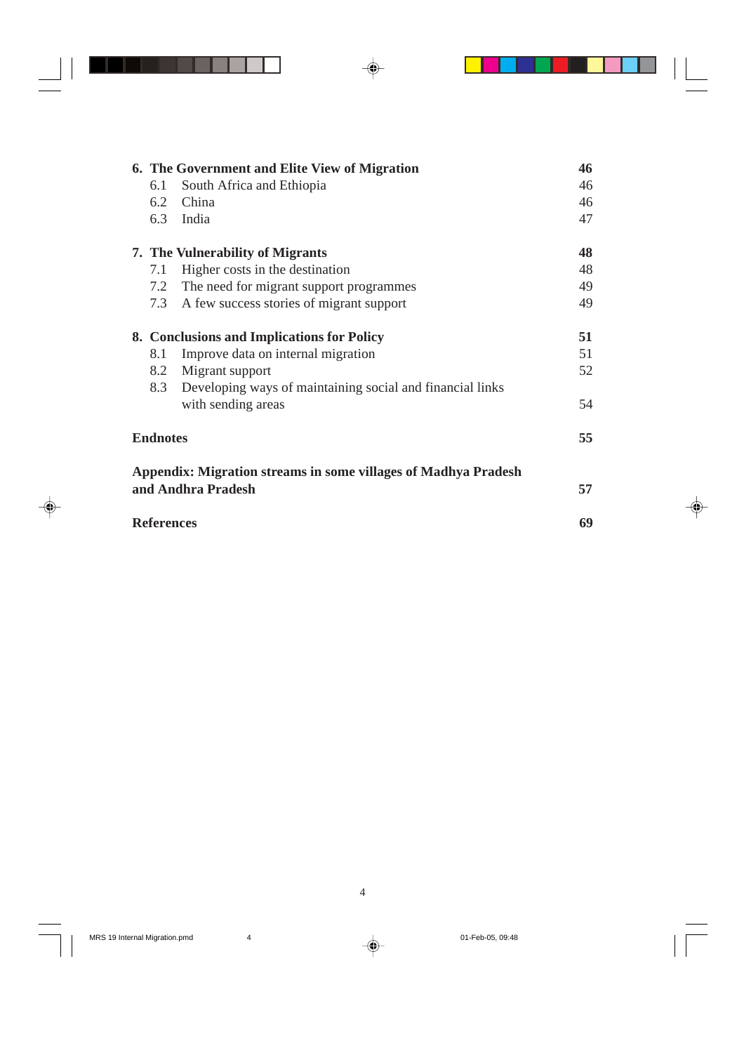| | |
|---|---|
| **6. The Government and Elite View of Migration** | **46** |
| 6.1 South Africa and Ethiopia | 46 |
| 6.2 China | 46 |
| 6.3 India | 47 |
| **7. The Vulnerability of Migrants** | **48** |
| 7.1 Higher costs in the destination | 48 |
| 7.2 The need for migrant support programmes | 49 |
| 7.3 A few success stories of migrant support | 49 |
| **8. Conclusions and Implications for Policy** | **51** |
| 8.1 Improve data on internal migration | 51 |
| 8.2 Migrant support | 52 |
| 8.3 Developing ways of maintaining social and financial links with sending areas | 54 |
| **Endnotes** | **55** |
| **Appendix: Migration streams in some villages of Madhya Pradesh and Andhra Pradesh** | **57** |
| **References** | **69** |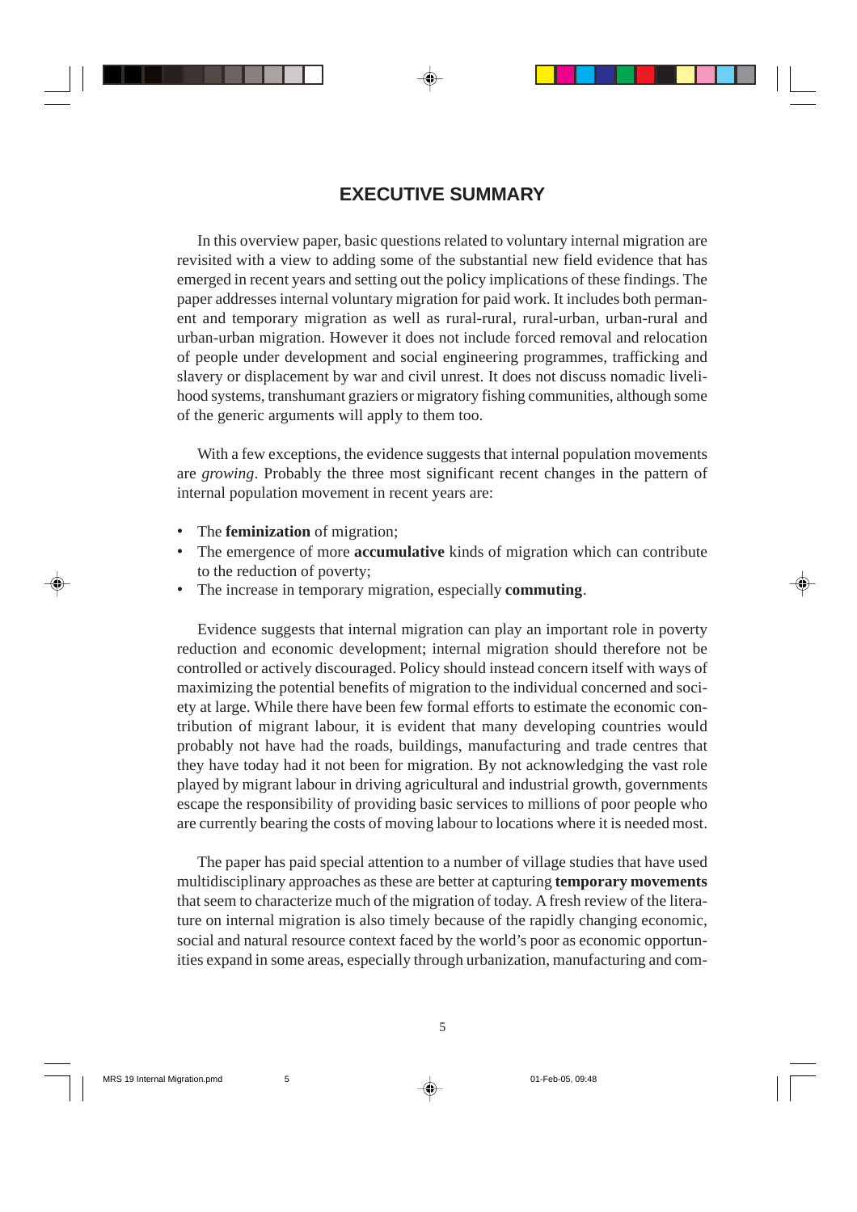# EXECUTIVE SUMMARY

In this overview paper, basic questions related to voluntary internal migration are revisited with a view to adding some of the substantial new field evidence that has emerged in recent years and setting out the policy implications of these findings. The paper addresses internal voluntary migration for paid work. It includes both permanent and temporary migration as well as rural-rural, rural-urban, urban-rural and urban-urban migration. However it does not include forced removal and relocation of people under development and social engineering programmes, trafficking and slavery or displacement by war and civil unrest. It does not discuss nomadic livelihood systems, transhumant graziers or migratory fishing communities, although some of the generic arguments will apply to them too.

With a few exceptions, the evidence suggests that internal population movements are *growing*. Probably the three most significant recent changes in the pattern of internal population movement in recent years are:

- The **feminization** of migration;
- The emergence of more **accumulative** kinds of migration which can contribute to the reduction of poverty;
- The increase in temporary migration, especially **commuting**.

Evidence suggests that internal migration can play an important role in poverty reduction and economic development; internal migration should therefore not be controlled or actively discouraged. Policy should instead concern itself with ways of maximizing the potential benefits of migration to the individual concerned and society at large. While there have been few formal efforts to estimate the economic contribution of migrant labour, it is evident that many developing countries would probably not have had the roads, buildings, manufacturing and trade centres that they have today had it not been for migration. By not acknowledging the vast role played by migrant labour in driving agricultural and industrial growth, governments escape the responsibility of providing basic services to millions of poor people who are currently bearing the costs of moving labour to locations where it is needed most.

The paper has paid special attention to a number of village studies that have used multidisciplinary approaches as these are better at capturing **temporary movements** that seem to characterize much of the migration of today. A fresh review of the literature on internal migration is also timely because of the rapidly changing economic, social and natural resource context faced by the world's poor as economic opportunities expand in some areas, especially through urbanization, manufacturing and com-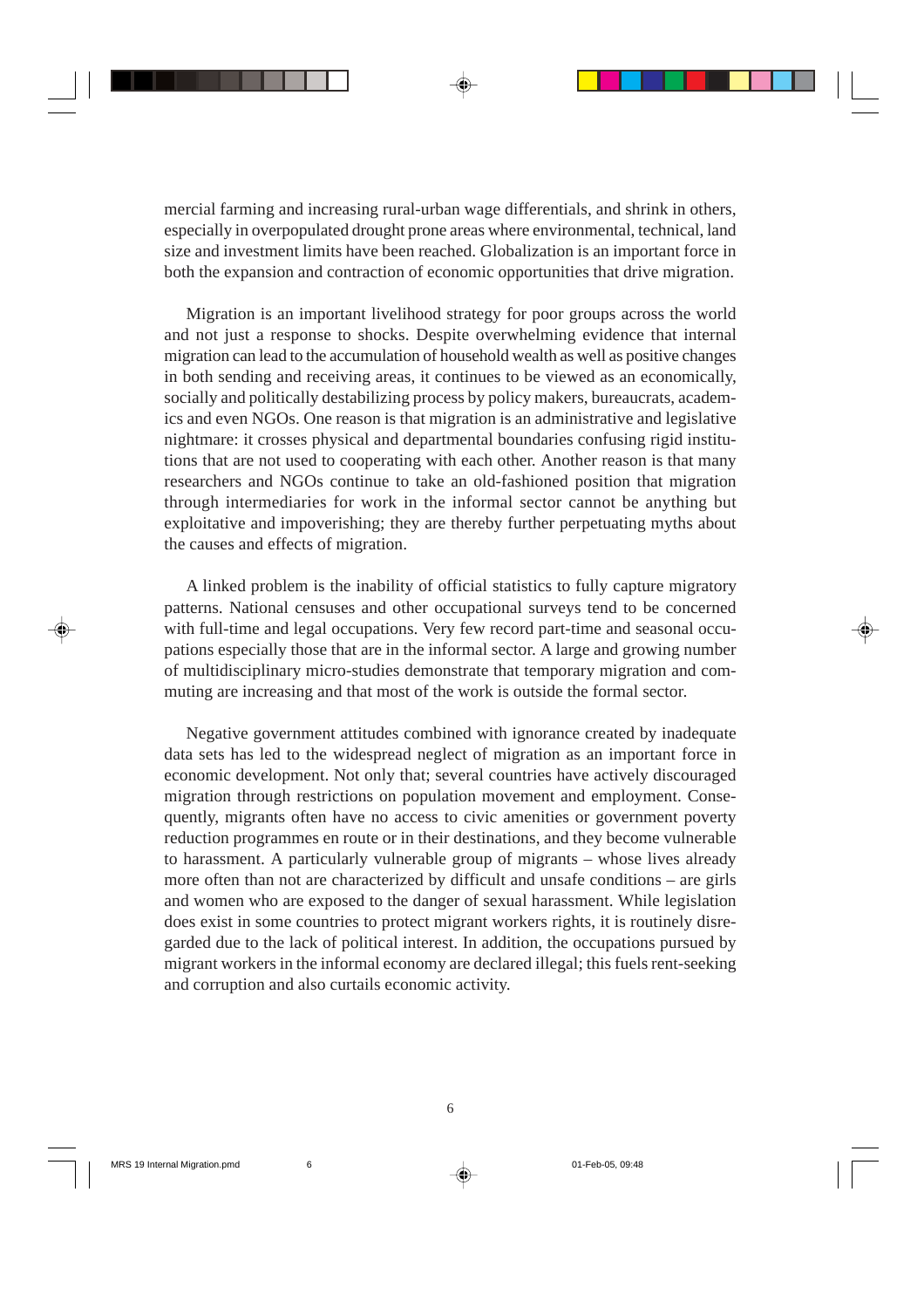mercial farming and increasing rural-urban wage differentials, and shrink in others, especially in overpopulated drought prone areas where environmental, technical, land size and investment limits have been reached. Globalization is an important force in both the expansion and contraction of economic opportunities that drive migration.

Migration is an important livelihood strategy for poor groups across the world and not just a response to shocks. Despite overwhelming evidence that internal migration can lead to the accumulation of household wealth as well as positive changes in both sending and receiving areas, it continues to be viewed as an economically, socially and politically destabilizing process by policy makers, bureaucrats, academics and even NGOs. One reason is that migration is an administrative and legislative nightmare: it crosses physical and departmental boundaries confusing rigid institutions that are not used to cooperating with each other. Another reason is that many researchers and NGOs continue to take an old-fashioned position that migration through intermediaries for work in the informal sector cannot be anything but exploitative and impoverishing; they are thereby further perpetuating myths about the causes and effects of migration.

A linked problem is the inability of official statistics to fully capture migratory patterns. National censuses and other occupational surveys tend to be concerned with full-time and legal occupations. Very few record part-time and seasonal occupations especially those that are in the informal sector. A large and growing number of multidisciplinary micro-studies demonstrate that temporary migration and commuting are increasing and that most of the work is outside the formal sector.

Negative government attitudes combined with ignorance created by inadequate data sets has led to the widespread neglect of migration as an important force in economic development. Not only that; several countries have actively discouraged migration through restrictions on population movement and employment. Consequently, migrants often have no access to civic amenities or government poverty reduction programmes en route or in their destinations, and they become vulnerable to harassment. A particularly vulnerable group of migrants – whose lives already more often than not are characterized by difficult and unsafe conditions – are girls and women who are exposed to the danger of sexual harassment. While legislation does exist in some countries to protect migrant workers rights, it is routinely disregarded due to the lack of political interest. In addition, the occupations pursued by migrant workers in the informal economy are declared illegal; this fuels rent-seeking and corruption and also curtails economic activity.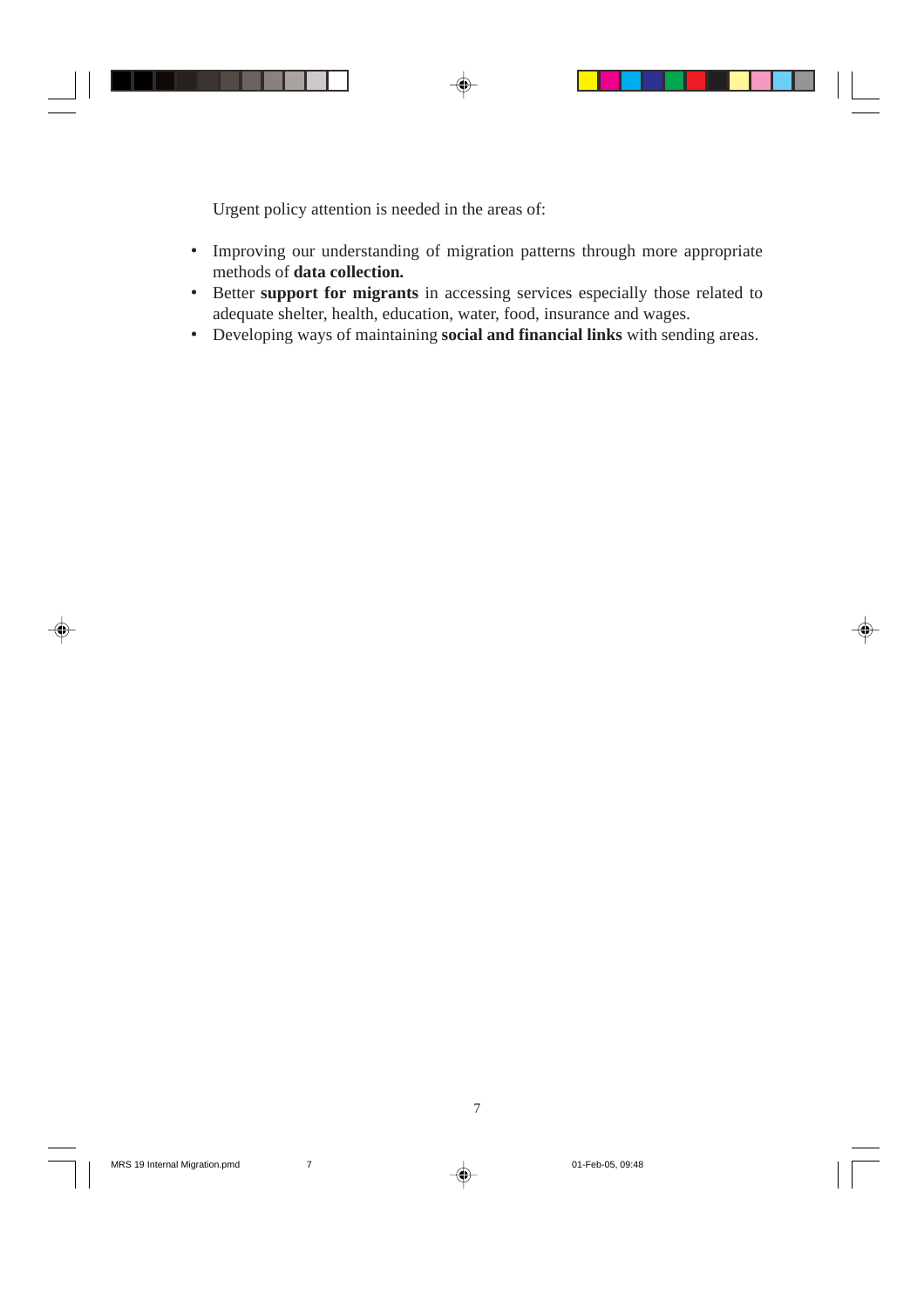Urgent policy attention is needed in the areas of:

- Improving our understanding of migration patterns through more appropriate methods of **data collection.**
- Better **support for migrants** in accessing services especially those related to adequate shelter, health, education, water, food, insurance and wages.
- Developing ways of maintaining **social and financial links** with sending areas.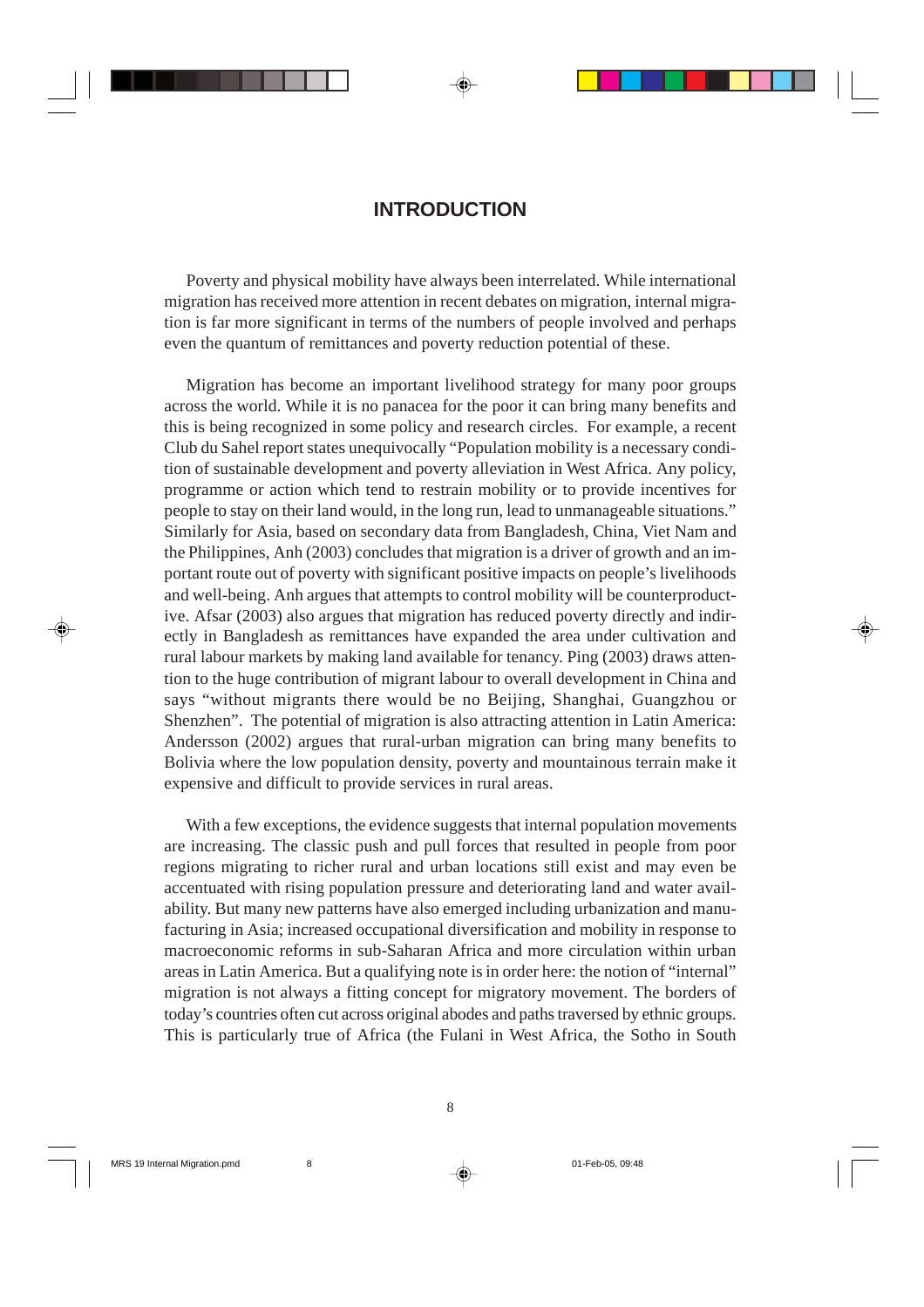# INTRODUCTION

Poverty and physical mobility have always been interrelated. While international migration has received more attention in recent debates on migration, internal migration is far more significant in terms of the numbers of people involved and perhaps even the quantum of remittances and poverty reduction potential of these.

Migration has become an important livelihood strategy for many poor groups across the world. While it is no panacea for the poor it can bring many benefits and this is being recognized in some policy and research circles. For example, a recent Club du Sahel report states unequivocally "Population mobility is a necessary condition of sustainable development and poverty alleviation in West Africa. Any policy, programme or action which tend to restrain mobility or to provide incentives for people to stay on their land would, in the long run, lead to unmanageable situations." Similarly for Asia, based on secondary data from Bangladesh, China, Viet Nam and the Philippines, Anh (2003) concludes that migration is a driver of growth and an important route out of poverty with significant positive impacts on people's livelihoods and well-being. Anh argues that attempts to control mobility will be counterproductive. Afsar (2003) also argues that migration has reduced poverty directly and indirectly in Bangladesh as remittances have expanded the area under cultivation and rural labour markets by making land available for tenancy. Ping (2003) draws attention to the huge contribution of migrant labour to overall development in China and says "without migrants there would be no Beijing, Shanghai, Guangzhou or Shenzhen". The potential of migration is also attracting attention in Latin America: Andersson (2002) argues that rural-urban migration can bring many benefits to Bolivia where the low population density, poverty and mountainous terrain make it expensive and difficult to provide services in rural areas.

With a few exceptions, the evidence suggests that internal population movements are increasing. The classic push and pull forces that resulted in people from poor regions migrating to richer rural and urban locations still exist and may even be accentuated with rising population pressure and deteriorating land and water availability. But many new patterns have also emerged including urbanization and manufacturing in Asia; increased occupational diversification and mobility in response to macroeconomic reforms in sub-Saharan Africa and more circulation within urban areas in Latin America. But a qualifying note is in order here: the notion of "internal" migration is not always a fitting concept for migratory movement. The borders of today's countries often cut across original abodes and paths traversed by ethnic groups. This is particularly true of Africa (the Fulani in West Africa, the Sotho in South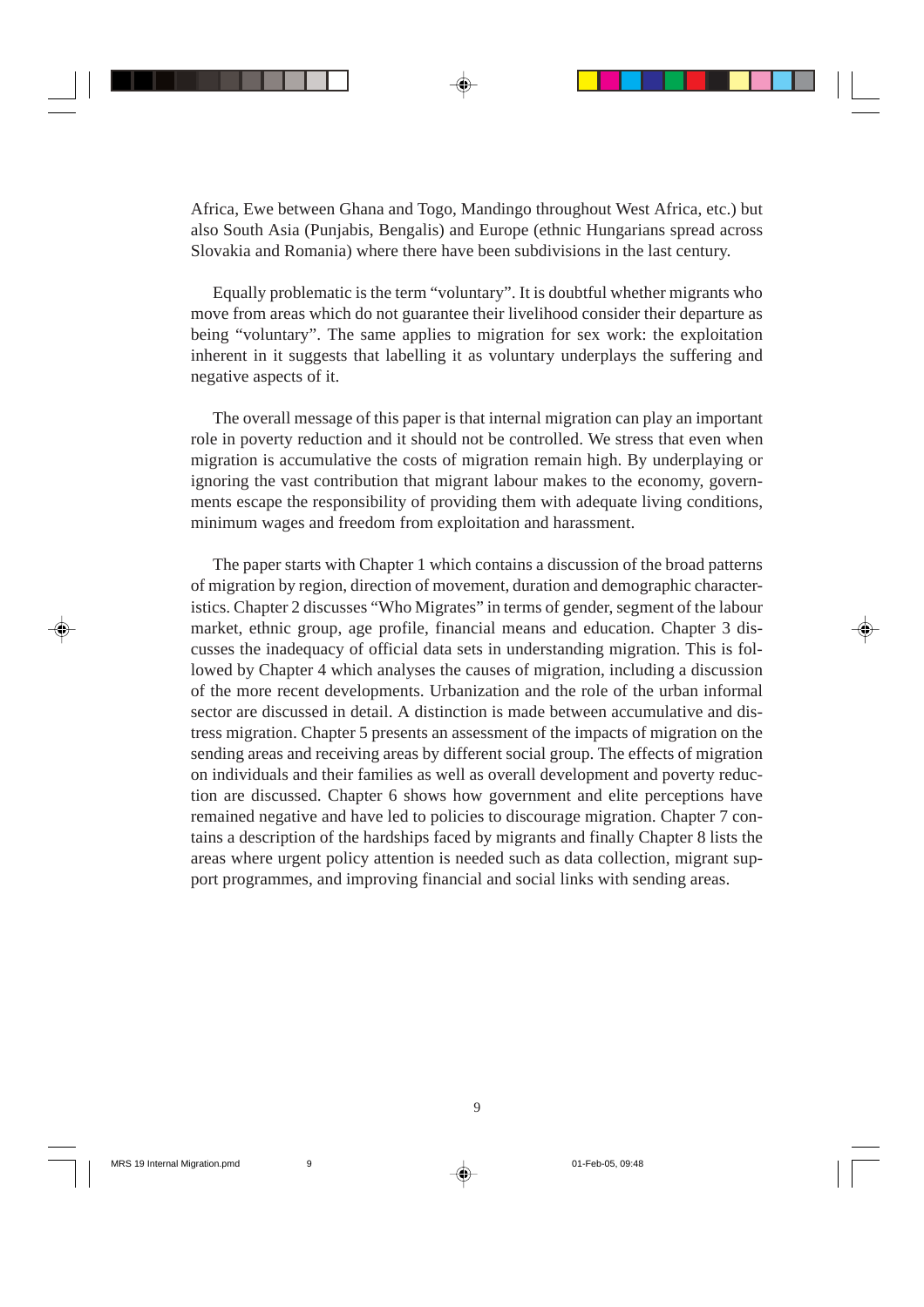Africa, Ewe between Ghana and Togo, Mandingo throughout West Africa, etc.) but also South Asia (Punjabis, Bengalis) and Europe (ethnic Hungarians spread across Slovakia and Romania) where there have been subdivisions in the last century.

Equally problematic is the term "voluntary". It is doubtful whether migrants who move from areas which do not guarantee their livelihood consider their departure as being "voluntary". The same applies to migration for sex work: the exploitation inherent in it suggests that labelling it as voluntary underplays the suffering and negative aspects of it.

The overall message of this paper is that internal migration can play an important role in poverty reduction and it should not be controlled. We stress that even when migration is accumulative the costs of migration remain high. By underplaying or ignoring the vast contribution that migrant labour makes to the economy, governments escape the responsibility of providing them with adequate living conditions, minimum wages and freedom from exploitation and harassment.

The paper starts with Chapter 1 which contains a discussion of the broad patterns of migration by region, direction of movement, duration and demographic characteristics. Chapter 2 discusses "Who Migrates" in terms of gender, segment of the labour market, ethnic group, age profile, financial means and education. Chapter 3 discusses the inadequacy of official data sets in understanding migration. This is followed by Chapter 4 which analyses the causes of migration, including a discussion of the more recent developments. Urbanization and the role of the urban informal sector are discussed in detail. A distinction is made between accumulative and distress migration. Chapter 5 presents an assessment of the impacts of migration on the sending areas and receiving areas by different social group. The effects of migration on individuals and their families as well as overall development and poverty reduction are discussed. Chapter 6 shows how government and elite perceptions have remained negative and have led to policies to discourage migration. Chapter 7 contains a description of the hardships faced by migrants and finally Chapter 8 lists the areas where urgent policy attention is needed such as data collection, migrant support programmes, and improving financial and social links with sending areas.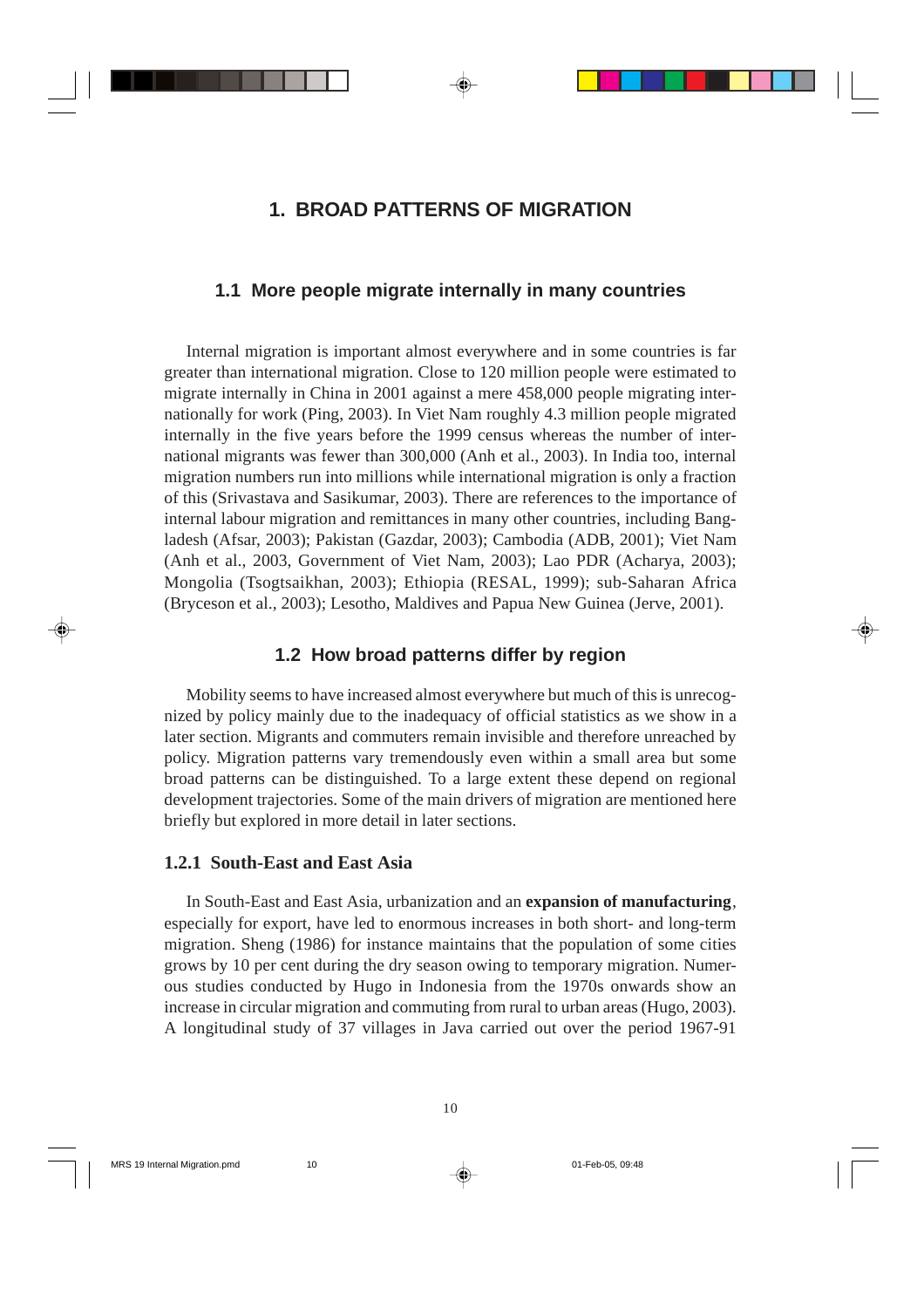# 1. BROAD PATTERNS OF MIGRATION

## 1.1 More people migrate internally in many countries

Internal migration is important almost everywhere and in some countries is far greater than international migration. Close to 120 million people were estimated to migrate internally in China in 2001 against a mere 458,000 people migrating internationally for work (Ping, 2003). In Viet Nam roughly 4.3 million people migrated internally in the five years before the 1999 census whereas the number of international migrants was fewer than 300,000 (Anh et al., 2003). In India too, internal migration numbers run into millions while international migration is only a fraction of this (Srivastava and Sasikumar, 2003). There are references to the importance of internal labour migration and remittances in many other countries, including Bangladesh (Afsar, 2003); Pakistan (Gazdar, 2003); Cambodia (ADB, 2001); Viet Nam (Anh et al., 2003, Government of Viet Nam, 2003); Lao PDR (Acharya, 2003); Mongolia (Tsogtsaikhan, 2003); Ethiopia (RESAL, 1999); sub-Saharan Africa (Bryceson et al., 2003); Lesotho, Maldives and Papua New Guinea (Jerve, 2001).

## 1.2 How broad patterns differ by region

Mobility seems to have increased almost everywhere but much of this is unrecognized by policy mainly due to the inadequacy of official statistics as we show in a later section. Migrants and commuters remain invisible and therefore unreached by policy. Migration patterns vary tremendously even within a small area but some broad patterns can be distinguished. To a large extent these depend on regional development trajectories. Some of the main drivers of migration are mentioned here briefly but explored in more detail in later sections.

### 1.2.1 South-East and East Asia

In South-East and East Asia, urbanization and an **expansion of manufacturing**, especially for export, have led to enormous increases in both short- and long-term migration. Sheng (1986) for instance maintains that the population of some cities grows by 10 per cent during the dry season owing to temporary migration. Numerous studies conducted by Hugo in Indonesia from the 1970s onwards show an increase in circular migration and commuting from rural to urban areas (Hugo, 2003). A longitudinal study of 37 villages in Java carried out over the period 1967-91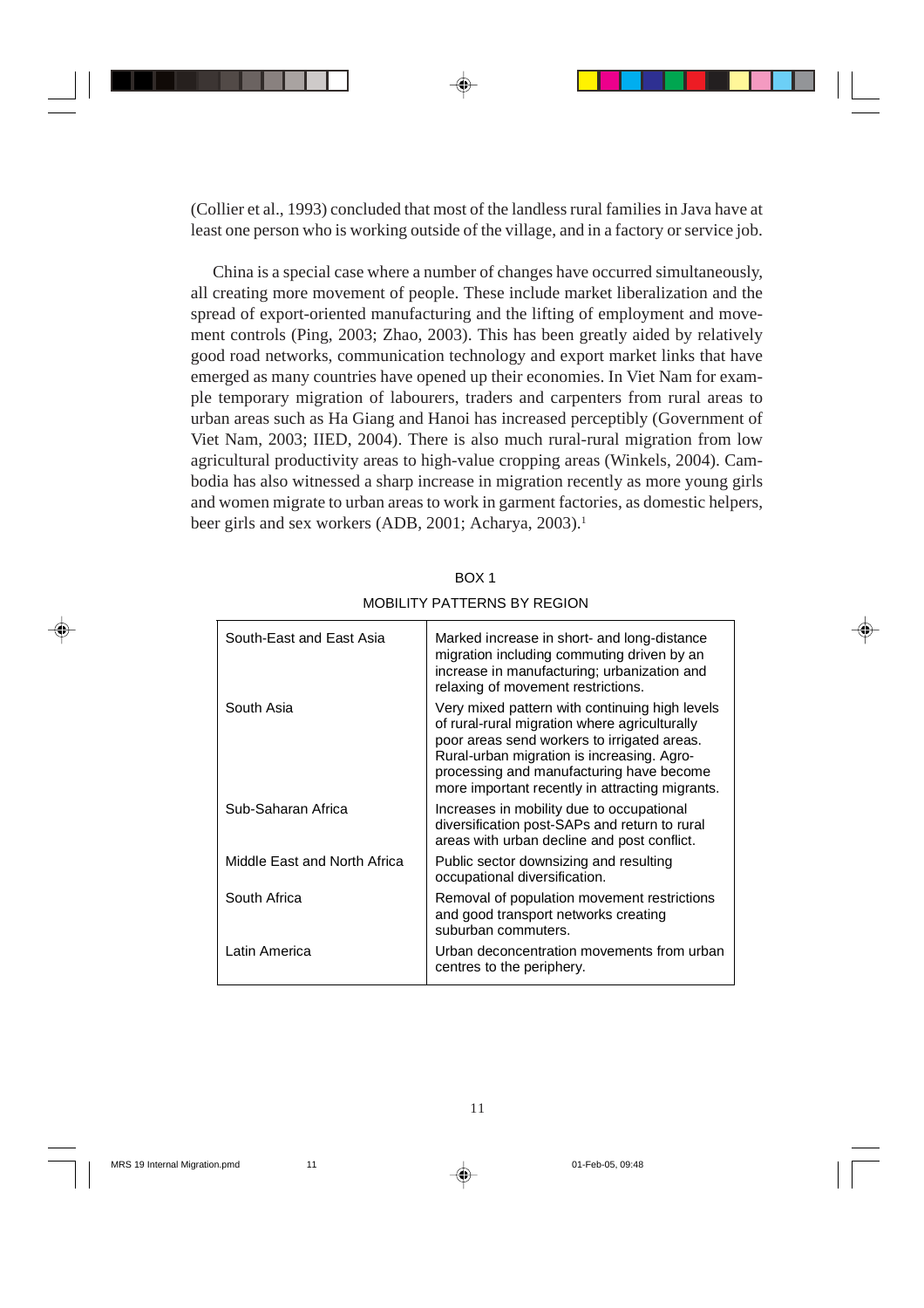(Collier et al., 1993) concluded that most of the landless rural families in Java have at least one person who is working outside of the village, and in a factory or service job.

China is a special case where a number of changes have occurred simultaneously, all creating more movement of people. These include market liberalization and the spread of export-oriented manufacturing and the lifting of employment and movement controls (Ping, 2003; Zhao, 2003). This has been greatly aided by relatively good road networks, communication technology and export market links that have emerged as many countries have opened up their economies. In Viet Nam for example temporary migration of labourers, traders and carpenters from rural areas to urban areas such as Ha Giang and Hanoi has increased perceptibly (Government of Viet Nam, 2003; IIED, 2004). There is also much rural-rural migration from low agricultural productivity areas to high-value cropping areas (Winkels, 2004). Cambodia has also witnessed a sharp increase in migration recently as more young girls and women migrate to urban areas to work in garment factories, as domestic helpers, beer girls and sex workers (ADB, 2001; Acharya, 2003).[1]

BOX 1

MOBILITY PATTERNS BY REGION

| | |
|---|---|
| South-East and East Asia | Marked increase in short- and long-distance migration including commuting driven by an increase in manufacturing; urbanization and relaxing of movement restrictions. |
| South Asia | Very mixed pattern with continuing high levels of rural-rural migration where agriculturally poor areas send workers to irrigated areas. Rural-urban migration is increasing. Agro-processing and manufacturing have become more important recently in attracting migrants. |
| Sub-Saharan Africa | Increases in mobility due to occupational diversification post-SAPs and return to rural areas with urban decline and post conflict. |
| Middle East and North Africa | Public sector downsizing and resulting occupational diversification. |
| South Africa | Removal of population movement restrictions and good transport networks creating suburban commuters. |
| Latin America | Urban deconcentration movements from urban centres to the periphery. |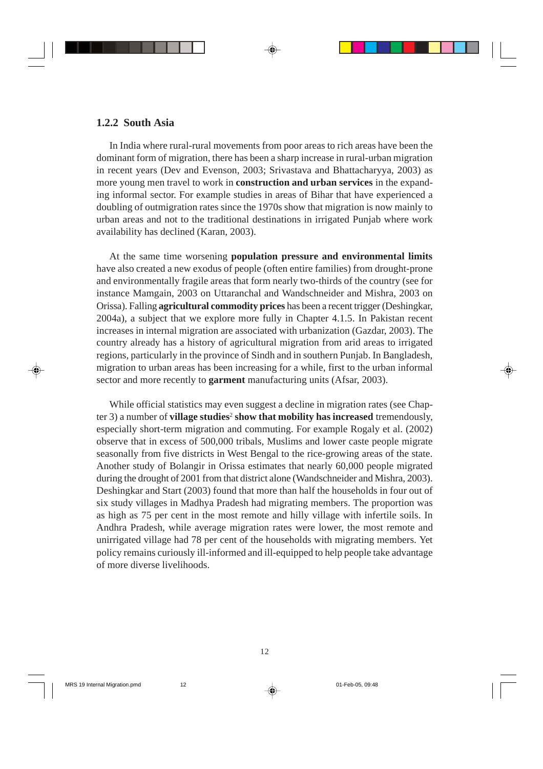### 1.2.2 South Asia

In India where rural-rural movements from poor areas to rich areas have been the dominant form of migration, there has been a sharp increase in rural-urban migration in recent years (Dev and Evenson, 2003; Srivastava and Bhattacharyya, 2003) as more young men travel to work in **construction and urban services** in the expanding informal sector. For example studies in areas of Bihar that have experienced a doubling of outmigration rates since the 1970s show that migration is now mainly to urban areas and not to the traditional destinations in irrigated Punjab where work availability has declined (Karan, 2003).

At the same time worsening **population pressure and environmental limits** have also created a new exodus of people (often entire families) from drought-prone and environmentally fragile areas that form nearly two-thirds of the country (see for instance Mamgain, 2003 on Uttaranchal and Wandschneider and Mishra, 2003 on Orissa). Falling **agricultural commodity prices** has been a recent trigger (Deshingkar, 2004a), a subject that we explore more fully in Chapter 4.1.5. In Pakistan recent increases in internal migration are associated with urbanization (Gazdar, 2003). The country already has a history of agricultural migration from arid areas to irrigated regions, particularly in the province of Sindh and in southern Punjab. In Bangladesh, migration to urban areas has been increasing for a while, first to the urban informal sector and more recently to **garment** manufacturing units (Afsar, 2003).

While official statistics may even suggest a decline in migration rates (see Chapter 3) a number of **village studies**[2] **show that mobility has increased** tremendously, especially short-term migration and commuting. For example Rogaly et al. (2002) observe that in excess of 500,000 tribals, Muslims and lower caste people migrate seasonally from five districts in West Bengal to the rice-growing areas of the state. Another study of Bolangir in Orissa estimates that nearly 60,000 people migrated during the drought of 2001 from that district alone (Wandschneider and Mishra, 2003). Deshingkar and Start (2003) found that more than half the households in four out of six study villages in Madhya Pradesh had migrating members. The proportion was as high as 75 per cent in the most remote and hilly village with infertile soils. In Andhra Pradesh, while average migration rates were lower, the most remote and unirrigated village had 78 per cent of the households with migrating members. Yet policy remains curiously ill-informed and ill-equipped to help people take advantage of more diverse livelihoods.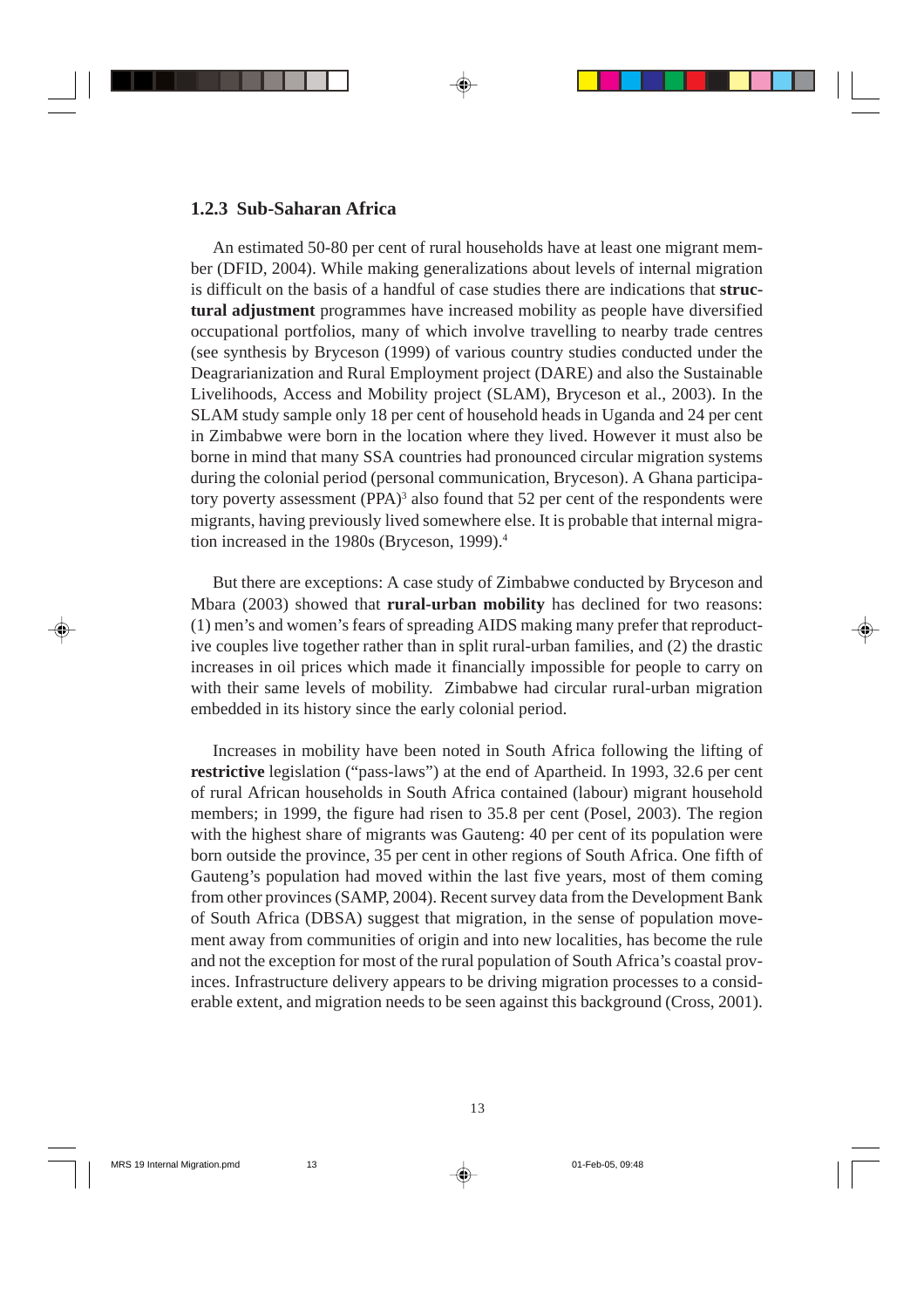### 1.2.3 Sub-Saharan Africa

An estimated 50-80 per cent of rural households have at least one migrant member (DFID, 2004). While making generalizations about levels of internal migration is difficult on the basis of a handful of case studies there are indications that **structural adjustment** programmes have increased mobility as people have diversified occupational portfolios, many of which involve travelling to nearby trade centres (see synthesis by Bryceson (1999) of various country studies conducted under the Deagrarianization and Rural Employment project (DARE) and also the Sustainable Livelihoods, Access and Mobility project (SLAM), Bryceson et al., 2003). In the SLAM study sample only 18 per cent of household heads in Uganda and 24 per cent in Zimbabwe were born in the location where they lived. However it must also be borne in mind that many SSA countries had pronounced circular migration systems during the colonial period (personal communication, Bryceson). A Ghana participatory poverty assessment (PPA)[3] also found that 52 per cent of the respondents were migrants, having previously lived somewhere else. It is probable that internal migration increased in the 1980s (Bryceson, 1999).[4]

But there are exceptions: A case study of Zimbabwe conducted by Bryceson and Mbara (2003) showed that **rural-urban mobility** has declined for two reasons: (1) men's and women's fears of spreading AIDS making many prefer that reproductive couples live together rather than in split rural-urban families, and (2) the drastic increases in oil prices which made it financially impossible for people to carry on with their same levels of mobility. Zimbabwe had circular rural-urban migration embedded in its history since the early colonial period.

Increases in mobility have been noted in South Africa following the lifting of **restrictive** legislation ("pass-laws") at the end of Apartheid. In 1993, 32.6 per cent of rural African households in South Africa contained (labour) migrant household members; in 1999, the figure had risen to 35.8 per cent (Posel, 2003). The region with the highest share of migrants was Gauteng: 40 per cent of its population were born outside the province, 35 per cent in other regions of South Africa. One fifth of Gauteng's population had moved within the last five years, most of them coming from other provinces (SAMP, 2004). Recent survey data from the Development Bank of South Africa (DBSA) suggest that migration, in the sense of population movement away from communities of origin and into new localities, has become the rule and not the exception for most of the rural population of South Africa's coastal provinces. Infrastructure delivery appears to be driving migration processes to a considerable extent, and migration needs to be seen against this background (Cross, 2001).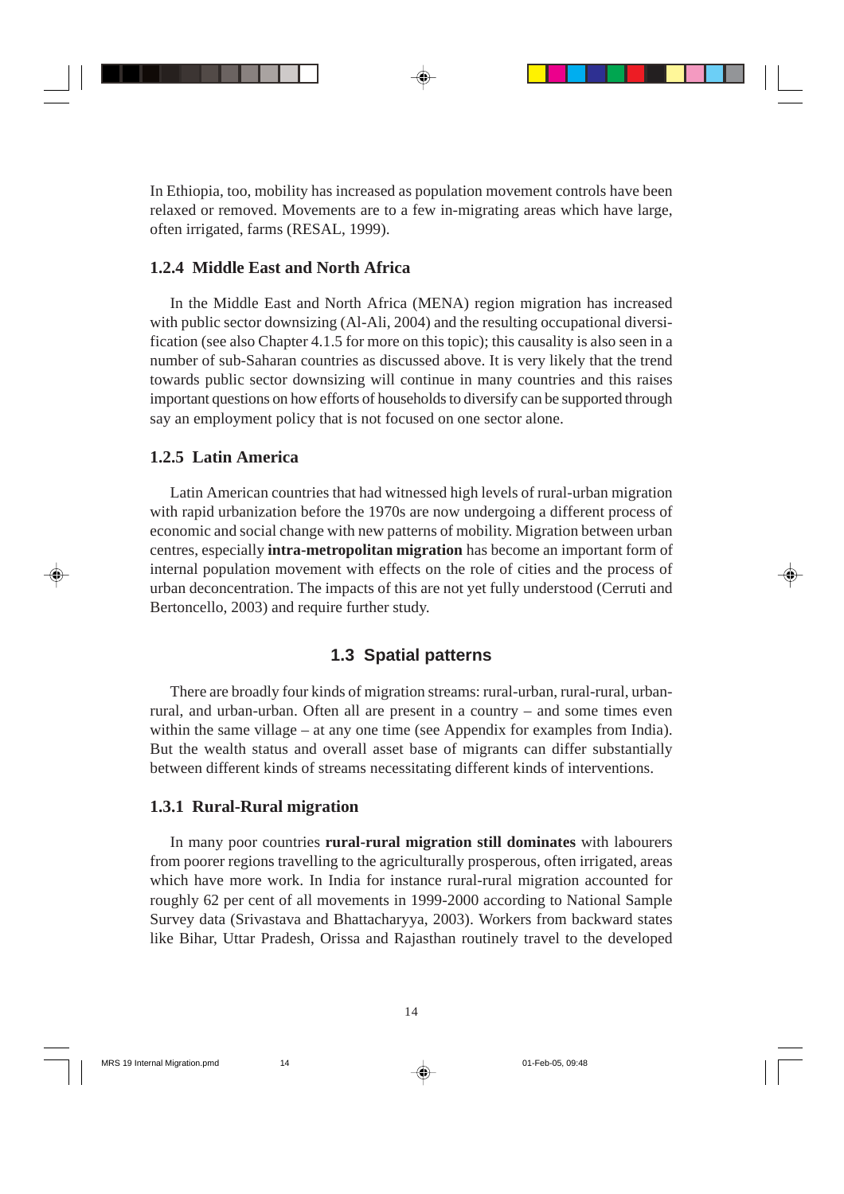In Ethiopia, too, mobility has increased as population movement controls have been relaxed or removed. Movements are to a few in-migrating areas which have large, often irrigated, farms (RESAL, 1999).

### 1.2.4 Middle East and North Africa

In the Middle East and North Africa (MENA) region migration has increased with public sector downsizing (Al-Ali, 2004) and the resulting occupational diversification (see also Chapter 4.1.5 for more on this topic); this causality is also seen in a number of sub-Saharan countries as discussed above. It is very likely that the trend towards public sector downsizing will continue in many countries and this raises important questions on how efforts of households to diversify can be supported through say an employment policy that is not focused on one sector alone.

### 1.2.5 Latin America

Latin American countries that had witnessed high levels of rural-urban migration with rapid urbanization before the 1970s are now undergoing a different process of economic and social change with new patterns of mobility. Migration between urban centres, especially **intra-metropolitan migration** has become an important form of internal population movement with effects on the role of cities and the process of urban deconcentration. The impacts of this are not yet fully understood (Cerruti and Bertoncello, 2003) and require further study.

## 1.3 Spatial patterns

There are broadly four kinds of migration streams: rural-urban, rural-rural, urban-rural, and urban-urban. Often all are present in a country – and some times even within the same village – at any one time (see Appendix for examples from India). But the wealth status and overall asset base of migrants can differ substantially between different kinds of streams necessitating different kinds of interventions.

### 1.3.1 Rural-Rural migration

In many poor countries **rural-rural migration still dominates** with labourers from poorer regions travelling to the agriculturally prosperous, often irrigated, areas which have more work. In India for instance rural-rural migration accounted for roughly 62 per cent of all movements in 1999-2000 according to National Sample Survey data (Srivastava and Bhattacharyya, 2003). Workers from backward states like Bihar, Uttar Pradesh, Orissa and Rajasthan routinely travel to the developed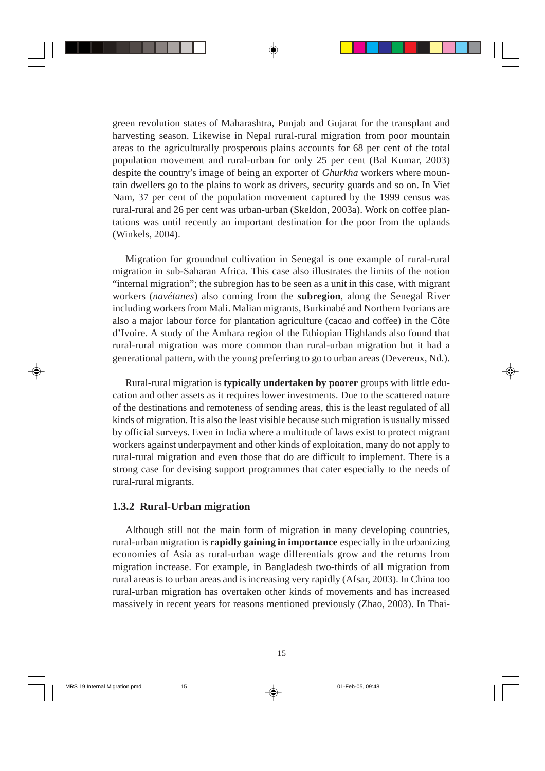green revolution states of Maharashtra, Punjab and Gujarat for the transplant and harvesting season. Likewise in Nepal rural-rural migration from poor mountain areas to the agriculturally prosperous plains accounts for 68 per cent of the total population movement and rural-urban for only 25 per cent (Bal Kumar, 2003) despite the country's image of being an exporter of *Ghurkha* workers where mountain dwellers go to the plains to work as drivers, security guards and so on. In Viet Nam, 37 per cent of the population movement captured by the 1999 census was rural-rural and 26 per cent was urban-urban (Skeldon, 2003a). Work on coffee plantations was until recently an important destination for the poor from the uplands (Winkels, 2004).

Migration for groundnut cultivation in Senegal is one example of rural-rural migration in sub-Saharan Africa. This case also illustrates the limits of the notion "internal migration"; the subregion has to be seen as a unit in this case, with migrant workers (*navétanes*) also coming from the **subregion**, along the Senegal River including workers from Mali. Malian migrants, Burkinabé and Northern Ivorians are also a major labour force for plantation agriculture (cacao and coffee) in the Côte d'Ivoire. A study of the Amhara region of the Ethiopian Highlands also found that rural-rural migration was more common than rural-urban migration but it had a generational pattern, with the young preferring to go to urban areas (Devereux, Nd.).

Rural-rural migration is **typically undertaken by poorer** groups with little education and other assets as it requires lower investments. Due to the scattered nature of the destinations and remoteness of sending areas, this is the least regulated of all kinds of migration. It is also the least visible because such migration is usually missed by official surveys. Even in India where a multitude of laws exist to protect migrant workers against underpayment and other kinds of exploitation, many do not apply to rural-rural migration and even those that do are difficult to implement. There is a strong case for devising support programmes that cater especially to the needs of rural-rural migrants.

### 1.3.2 Rural-Urban migration

Although still not the main form of migration in many developing countries, rural-urban migration is **rapidly gaining in importance** especially in the urbanizing economies of Asia as rural-urban wage differentials grow and the returns from migration increase. For example, in Bangladesh two-thirds of all migration from rural areas is to urban areas and is increasing very rapidly (Afsar, 2003). In China too rural-urban migration has overtaken other kinds of movements and has increased massively in recent years for reasons mentioned previously (Zhao, 2003). In Thai-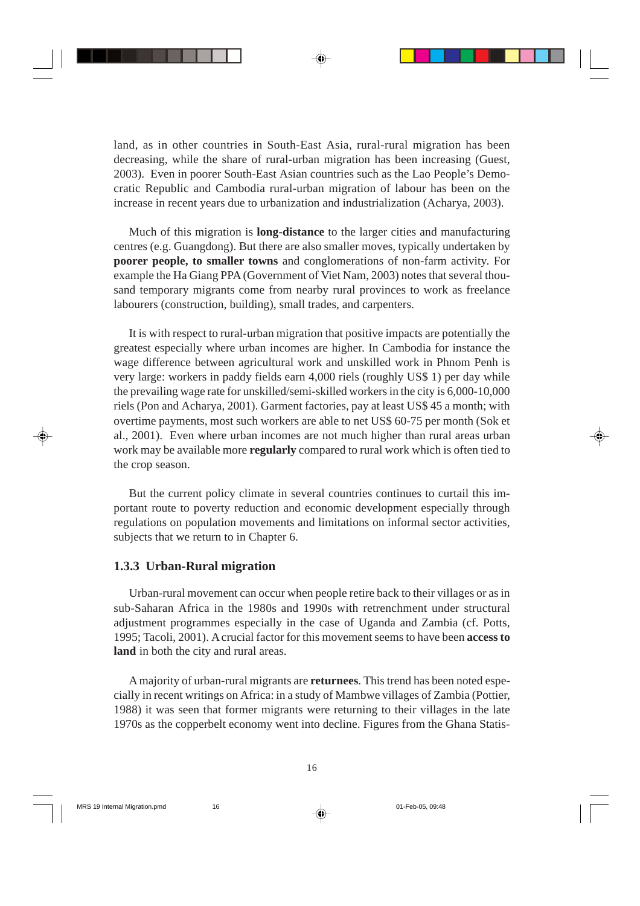land, as in other countries in South-East Asia, rural-rural migration has been decreasing, while the share of rural-urban migration has been increasing (Guest, 2003). Even in poorer South-East Asian countries such as the Lao People's Democratic Republic and Cambodia rural-urban migration of labour has been on the increase in recent years due to urbanization and industrialization (Acharya, 2003).

Much of this migration is **long-distance** to the larger cities and manufacturing centres (e.g. Guangdong). But there are also smaller moves, typically undertaken by **poorer people, to smaller towns** and conglomerations of non-farm activity. For example the Ha Giang PPA (Government of Viet Nam, 2003) notes that several thousand temporary migrants come from nearby rural provinces to work as freelance labourers (construction, building), small trades, and carpenters.

It is with respect to rural-urban migration that positive impacts are potentially the greatest especially where urban incomes are higher. In Cambodia for instance the wage difference between agricultural work and unskilled work in Phnom Penh is very large: workers in paddy fields earn 4,000 riels (roughly US$ 1) per day while the prevailing wage rate for unskilled/semi-skilled workers in the city is 6,000-10,000 riels (Pon and Acharya, 2001). Garment factories, pay at least US$ 45 a month; with overtime payments, most such workers are able to net US$ 60-75 per month (Sok et al., 2001). Even where urban incomes are not much higher than rural areas urban work may be available more **regularly** compared to rural work which is often tied to the crop season.

But the current policy climate in several countries continues to curtail this important route to poverty reduction and economic development especially through regulations on population movements and limitations on informal sector activities, subjects that we return to in Chapter 6.

### 1.3.3 Urban-Rural migration

Urban-rural movement can occur when people retire back to their villages or as in sub-Saharan Africa in the 1980s and 1990s with retrenchment under structural adjustment programmes especially in the case of Uganda and Zambia (cf. Potts, 1995; Tacoli, 2001). A crucial factor for this movement seems to have been **access to land** in both the city and rural areas.

A majority of urban-rural migrants are **returnees**. This trend has been noted especially in recent writings on Africa: in a study of Mambwe villages of Zambia (Pottier, 1988) it was seen that former migrants were returning to their villages in the late 1970s as the copperbelt economy went into decline. Figures from the Ghana Statis-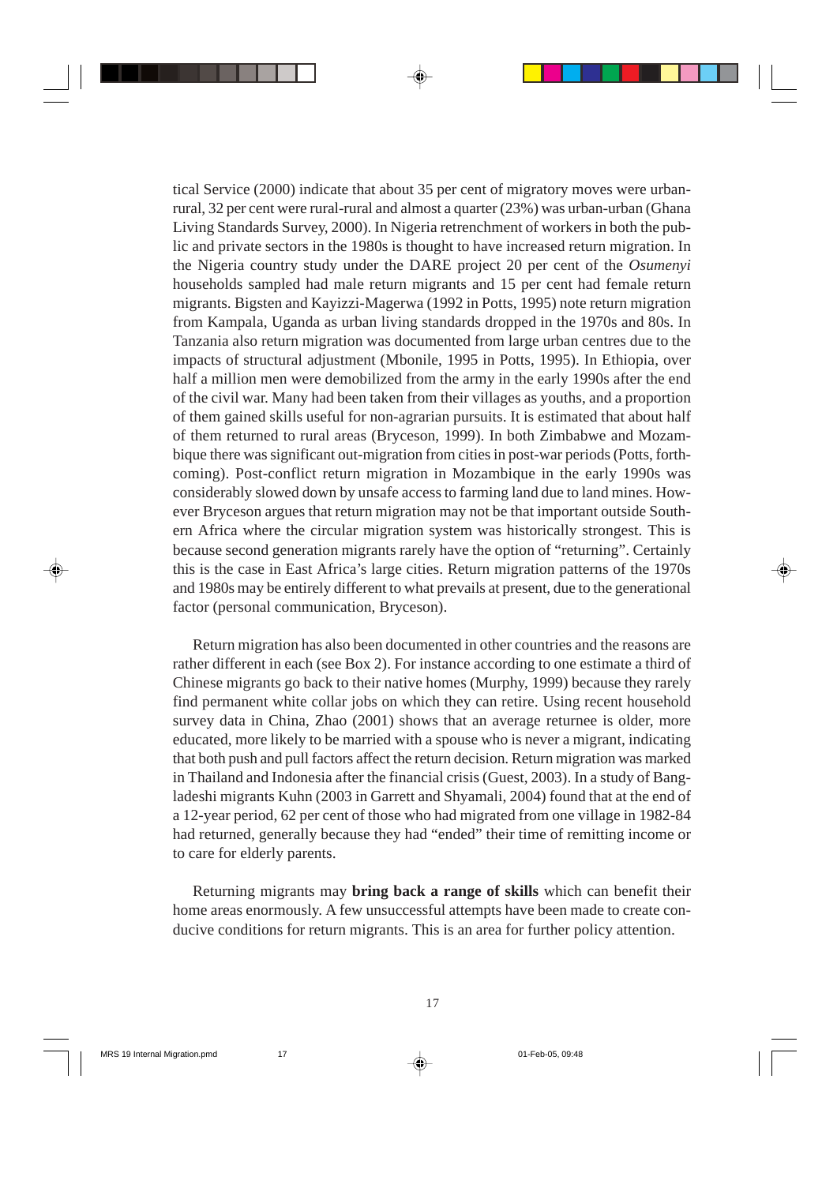tical Service (2000) indicate that about 35 per cent of migratory moves were urban-rural, 32 per cent were rural-rural and almost a quarter (23%) was urban-urban (Ghana Living Standards Survey, 2000). In Nigeria retrenchment of workers in both the public and private sectors in the 1980s is thought to have increased return migration. In the Nigeria country study under the DARE project 20 per cent of the *Osumenyi* households sampled had male return migrants and 15 per cent had female return migrants. Bigsten and Kayizzi-Magerwa (1992 in Potts, 1995) note return migration from Kampala, Uganda as urban living standards dropped in the 1970s and 80s. In Tanzania also return migration was documented from large urban centres due to the impacts of structural adjustment (Mbonile, 1995 in Potts, 1995). In Ethiopia, over half a million men were demobilized from the army in the early 1990s after the end of the civil war. Many had been taken from their villages as youths, and a proportion of them gained skills useful for non-agrarian pursuits. It is estimated that about half of them returned to rural areas (Bryceson, 1999). In both Zimbabwe and Mozambique there was significant out-migration from cities in post-war periods (Potts, forthcoming). Post-conflict return migration in Mozambique in the early 1990s was considerably slowed down by unsafe access to farming land due to land mines. However Bryceson argues that return migration may not be that important outside Southern Africa where the circular migration system was historically strongest. This is because second generation migrants rarely have the option of "returning". Certainly this is the case in East Africa's large cities. Return migration patterns of the 1970s and 1980s may be entirely different to what prevails at present, due to the generational factor (personal communication, Bryceson).

Return migration has also been documented in other countries and the reasons are rather different in each (see Box 2). For instance according to one estimate a third of Chinese migrants go back to their native homes (Murphy, 1999) because they rarely find permanent white collar jobs on which they can retire. Using recent household survey data in China, Zhao (2001) shows that an average returnee is older, more educated, more likely to be married with a spouse who is never a migrant, indicating that both push and pull factors affect the return decision. Return migration was marked in Thailand and Indonesia after the financial crisis (Guest, 2003). In a study of Bangladeshi migrants Kuhn (2003 in Garrett and Shyamali, 2004) found that at the end of a 12-year period, 62 per cent of those who had migrated from one village in 1982-84 had returned, generally because they had "ended" their time of remitting income or to care for elderly parents.

Returning migrants may **bring back a range of skills** which can benefit their home areas enormously. A few unsuccessful attempts have been made to create conducive conditions for return migrants. This is an area for further policy attention.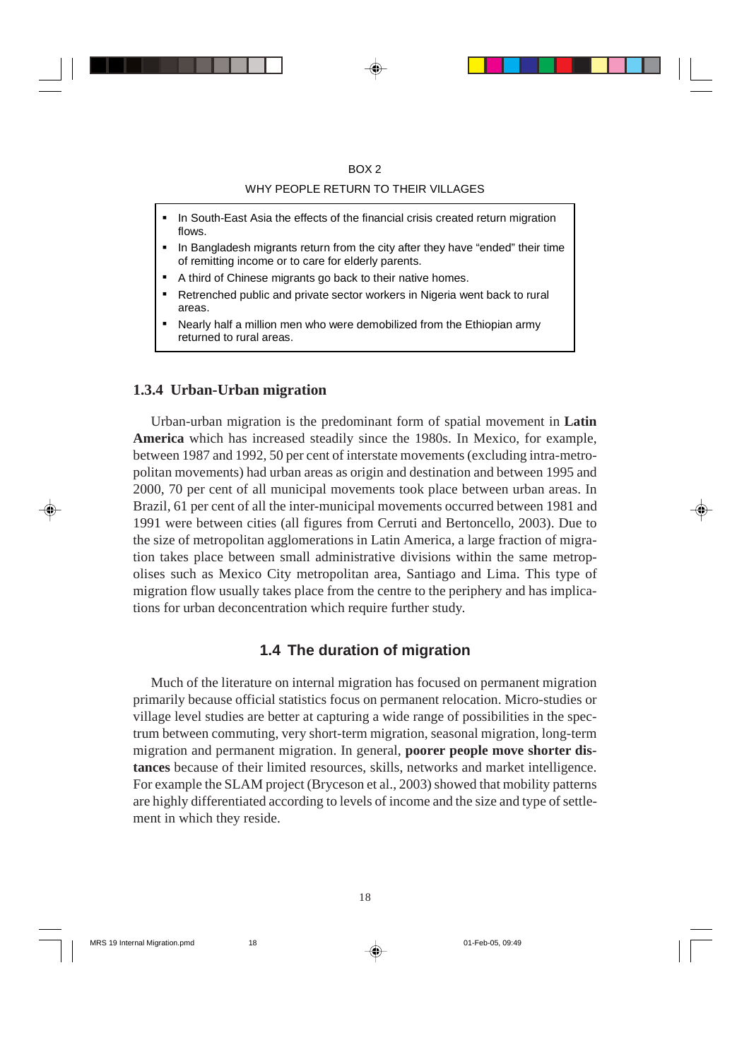BOX 2

WHY PEOPLE RETURN TO THEIR VILLAGES

- In South-East Asia the effects of the financial crisis created return migration flows.
- In Bangladesh migrants return from the city after they have "ended" their time of remitting income or to care for elderly parents.
- A third of Chinese migrants go back to their native homes.
- Retrenched public and private sector workers in Nigeria went back to rural areas.
- Nearly half a million men who were demobilized from the Ethiopian army returned to rural areas.

### 1.3.4 Urban-Urban migration

Urban-urban migration is the predominant form of spatial movement in **Latin America** which has increased steadily since the 1980s. In Mexico, for example, between 1987 and 1992, 50 per cent of interstate movements (excluding intra-metropolitan movements) had urban areas as origin and destination and between 1995 and 2000, 70 per cent of all municipal movements took place between urban areas. In Brazil, 61 per cent of all the inter-municipal movements occurred between 1981 and 1991 were between cities (all figures from Cerruti and Bertoncello, 2003). Due to the size of metropolitan agglomerations in Latin America, a large fraction of migration takes place between small administrative divisions within the same metropolises such as Mexico City metropolitan area, Santiago and Lima. This type of migration flow usually takes place from the centre to the periphery and has implications for urban deconcentration which require further study.

## 1.4 The duration of migration

Much of the literature on internal migration has focused on permanent migration primarily because official statistics focus on permanent relocation. Micro-studies or village level studies are better at capturing a wide range of possibilities in the spectrum between commuting, very short-term migration, seasonal migration, long-term migration and permanent migration. In general, **poorer people move shorter distances** because of their limited resources, skills, networks and market intelligence. For example the SLAM project (Bryceson et al., 2003) showed that mobility patterns are highly differentiated according to levels of income and the size and type of settlement in which they reside.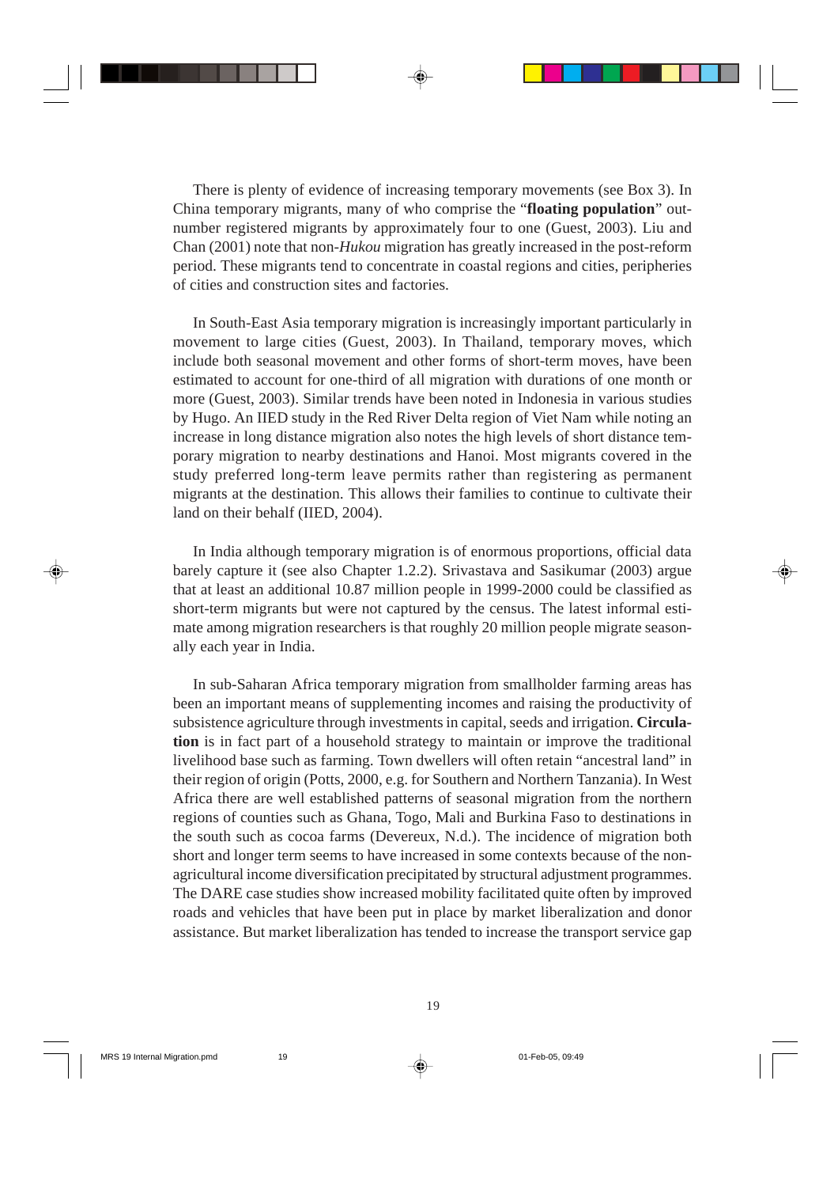There is plenty of evidence of increasing temporary movements (see Box 3). In China temporary migrants, many of who comprise the "**floating population**" outnumber registered migrants by approximately four to one (Guest, 2003). Liu and Chan (2001) note that non-*Hukou* migration has greatly increased in the post-reform period. These migrants tend to concentrate in coastal regions and cities, peripheries of cities and construction sites and factories.

In South-East Asia temporary migration is increasingly important particularly in movement to large cities (Guest, 2003). In Thailand, temporary moves, which include both seasonal movement and other forms of short-term moves, have been estimated to account for one-third of all migration with durations of one month or more (Guest, 2003). Similar trends have been noted in Indonesia in various studies by Hugo. An IIED study in the Red River Delta region of Viet Nam while noting an increase in long distance migration also notes the high levels of short distance temporary migration to nearby destinations and Hanoi. Most migrants covered in the study preferred long-term leave permits rather than registering as permanent migrants at the destination. This allows their families to continue to cultivate their land on their behalf (IIED, 2004).

In India although temporary migration is of enormous proportions, official data barely capture it (see also Chapter 1.2.2). Srivastava and Sasikumar (2003) argue that at least an additional 10.87 million people in 1999-2000 could be classified as short-term migrants but were not captured by the census. The latest informal estimate among migration researchers is that roughly 20 million people migrate seasonally each year in India.

In sub-Saharan Africa temporary migration from smallholder farming areas has been an important means of supplementing incomes and raising the productivity of subsistence agriculture through investments in capital, seeds and irrigation. **Circulation** is in fact part of a household strategy to maintain or improve the traditional livelihood base such as farming. Town dwellers will often retain "ancestral land" in their region of origin (Potts, 2000, e.g. for Southern and Northern Tanzania). In West Africa there are well established patterns of seasonal migration from the northern regions of counties such as Ghana, Togo, Mali and Burkina Faso to destinations in the south such as cocoa farms (Devereux, N.d.). The incidence of migration both short and longer term seems to have increased in some contexts because of the non-agricultural income diversification precipitated by structural adjustment programmes. The DARE case studies show increased mobility facilitated quite often by improved roads and vehicles that have been put in place by market liberalization and donor assistance. But market liberalization has tended to increase the transport service gap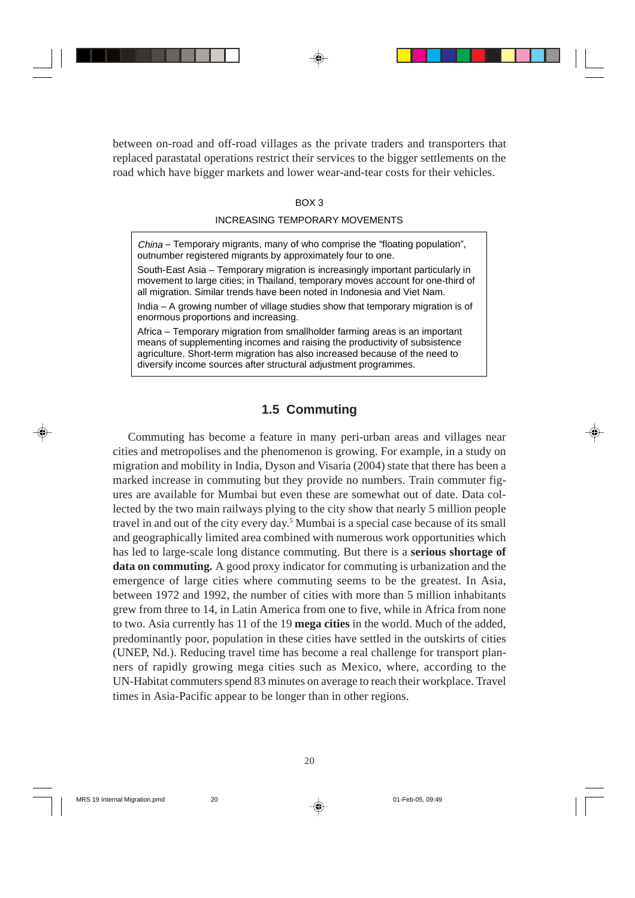between on-road and off-road villages as the private traders and transporters that replaced parastatal operations restrict their services to the bigger settlements on the road which have bigger markets and lower wear-and-tear costs for their vehicles.

BOX 3

INCREASING TEMPORARY MOVEMENTS

*China* – Temporary migrants, many of who comprise the "floating population", outnumber registered migrants by approximately four to one.

South-East Asia – Temporary migration is increasingly important particularly in movement to large cities; in Thailand, temporary moves account for one-third of all migration. Similar trends have been noted in Indonesia and Viet Nam.

India – A growing number of village studies show that temporary migration is of enormous proportions and increasing.

Africa – Temporary migration from smallholder farming areas is an important means of supplementing incomes and raising the productivity of subsistence agriculture. Short-term migration has also increased because of the need to diversify income sources after structural adjustment programmes.

## 1.5 Commuting

Commuting has become a feature in many peri-urban areas and villages near cities and metropolises and the phenomenon is growing. For example, in a study on migration and mobility in India, Dyson and Visaria (2004) state that there has been a marked increase in commuting but they provide no numbers. Train commuter figures are available for Mumbai but even these are somewhat out of date. Data collected by the two main railways plying to the city show that nearly 5 million people travel in and out of the city every day.[5] Mumbai is a special case because of its small and geographically limited area combined with numerous work opportunities which has led to large-scale long distance commuting. But there is a **serious shortage of data on commuting.** A good proxy indicator for commuting is urbanization and the emergence of large cities where commuting seems to be the greatest. In Asia, between 1972 and 1992, the number of cities with more than 5 million inhabitants grew from three to 14, in Latin America from one to five, while in Africa from none to two. Asia currently has 11 of the 19 **mega cities** in the world. Much of the added, predominantly poor, population in these cities have settled in the outskirts of cities (UNEP, Nd.). Reducing travel time has become a real challenge for transport planners of rapidly growing mega cities such as Mexico, where, according to the UN-Habitat commuters spend 83 minutes on average to reach their workplace. Travel times in Asia-Pacific appear to be longer than in other regions.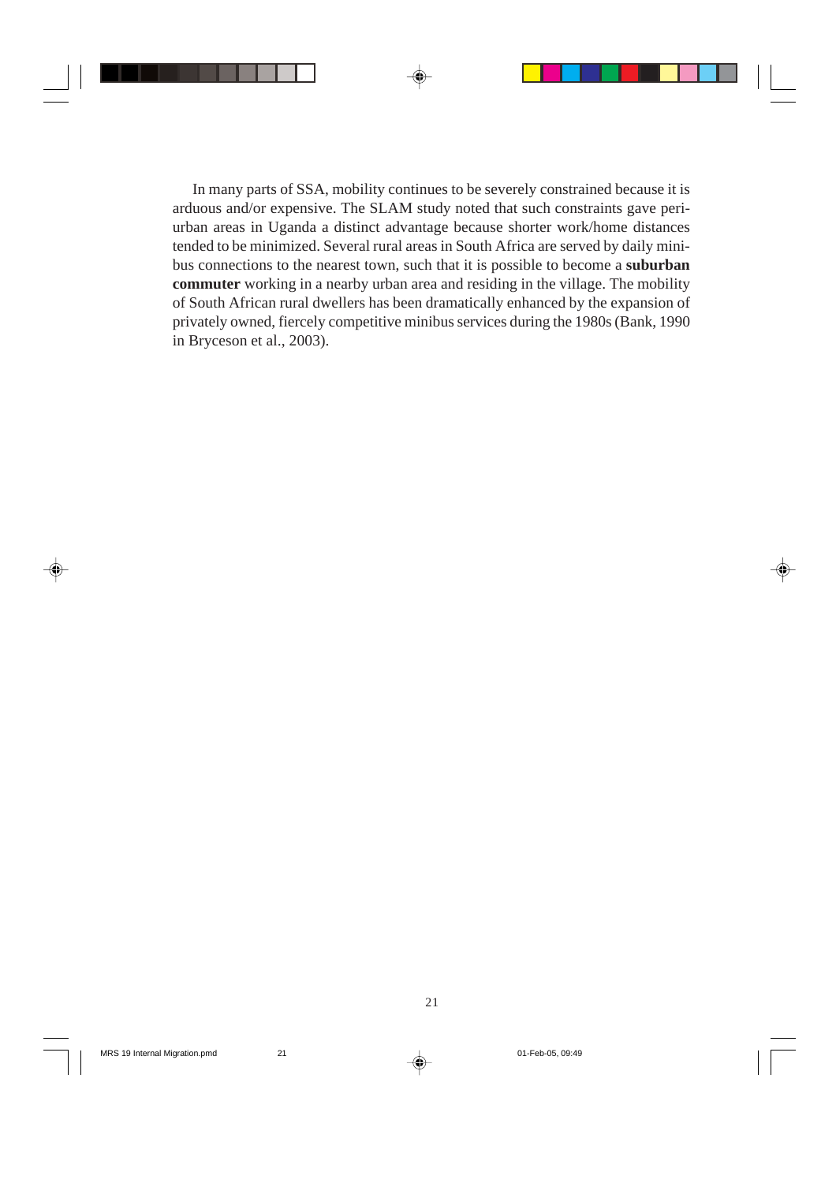In many parts of SSA, mobility continues to be severely constrained because it is arduous and/or expensive. The SLAM study noted that such constraints gave peri-urban areas in Uganda a distinct advantage because shorter work/home distances tended to be minimized. Several rural areas in South Africa are served by daily mini-bus connections to the nearest town, such that it is possible to become a **suburban commuter** working in a nearby urban area and residing in the village. The mobility of South African rural dwellers has been dramatically enhanced by the expansion of privately owned, fiercely competitive minibus services during the 1980s (Bank, 1990 in Bryceson et al., 2003).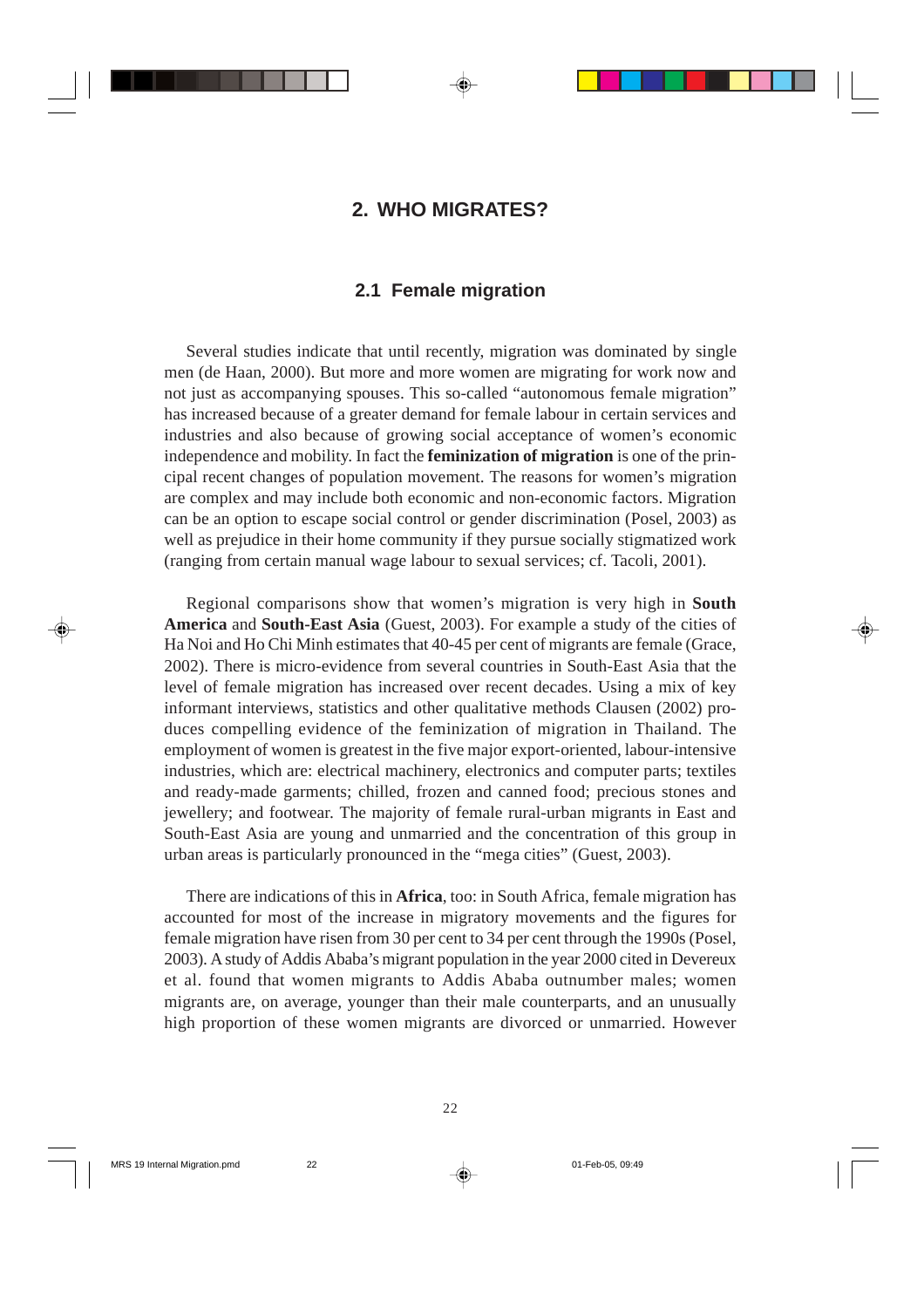# 2. WHO MIGRATES?

## 2.1 Female migration

Several studies indicate that until recently, migration was dominated by single men (de Haan, 2000). But more and more women are migrating for work now and not just as accompanying spouses. This so-called "autonomous female migration" has increased because of a greater demand for female labour in certain services and industries and also because of growing social acceptance of women's economic independence and mobility. In fact the **feminization of migration** is one of the principal recent changes of population movement. The reasons for women's migration are complex and may include both economic and non-economic factors. Migration can be an option to escape social control or gender discrimination (Posel, 2003) as well as prejudice in their home community if they pursue socially stigmatized work (ranging from certain manual wage labour to sexual services; cf. Tacoli, 2001).

Regional comparisons show that women's migration is very high in **South America** and **South-East Asia** (Guest, 2003). For example a study of the cities of Ha Noi and Ho Chi Minh estimates that 40-45 per cent of migrants are female (Grace, 2002). There is micro-evidence from several countries in South-East Asia that the level of female migration has increased over recent decades. Using a mix of key informant interviews, statistics and other qualitative methods Clausen (2002) produces compelling evidence of the feminization of migration in Thailand. The employment of women is greatest in the five major export-oriented, labour-intensive industries, which are: electrical machinery, electronics and computer parts; textiles and ready-made garments; chilled, frozen and canned food; precious stones and jewellery; and footwear. The majority of female rural-urban migrants in East and South-East Asia are young and unmarried and the concentration of this group in urban areas is particularly pronounced in the "mega cities" (Guest, 2003).

There are indications of this in **Africa**, too: in South Africa, female migration has accounted for most of the increase in migratory movements and the figures for female migration have risen from 30 per cent to 34 per cent through the 1990s (Posel, 2003). A study of Addis Ababa's migrant population in the year 2000 cited in Devereux et al. found that women migrants to Addis Ababa outnumber males; women migrants are, on average, younger than their male counterparts, and an unusually high proportion of these women migrants are divorced or unmarried. However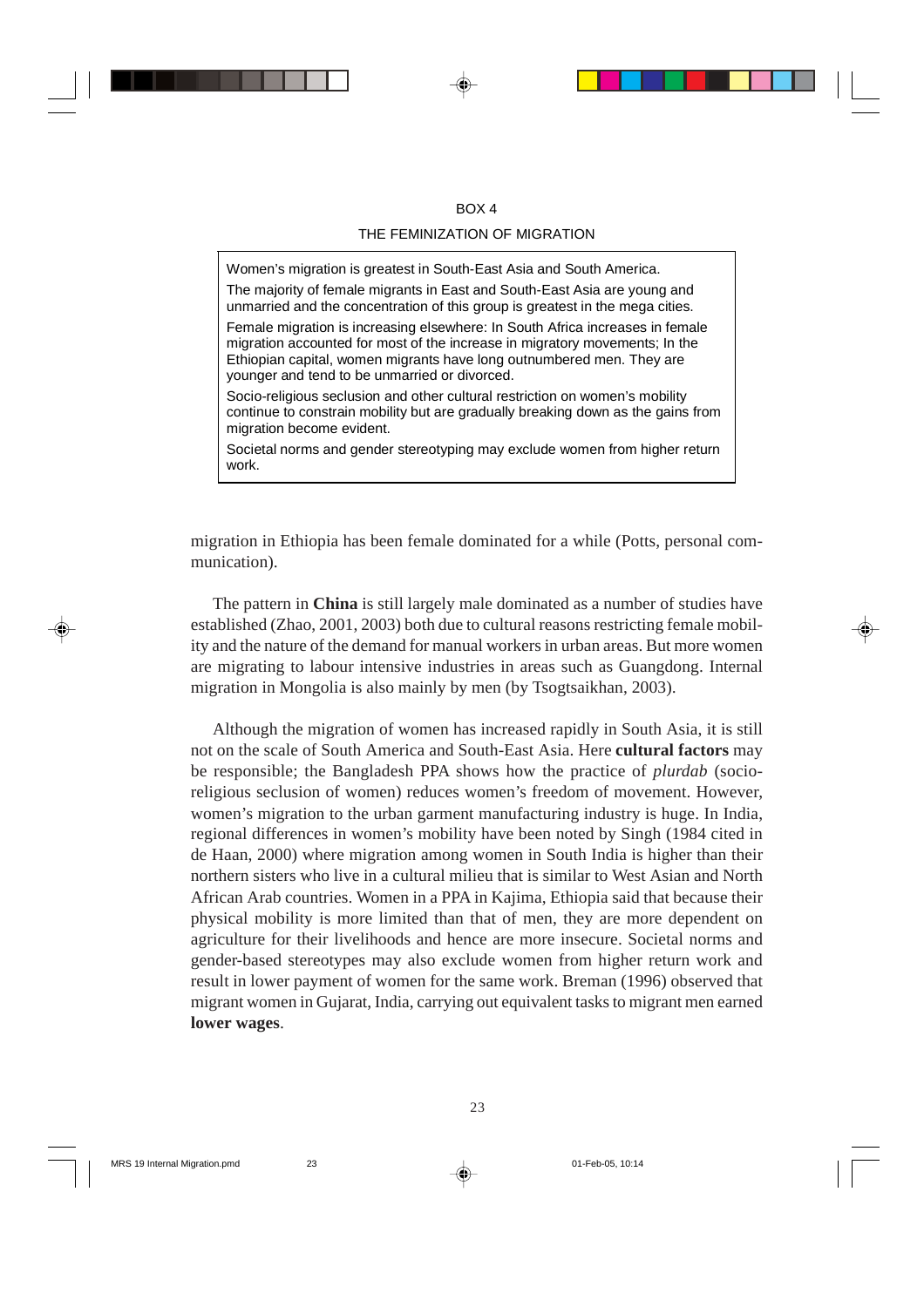BOX 4

THE FEMINIZATION OF MIGRATION

> Women's migration is greatest in South-East Asia and South America.
>
> The majority of female migrants in East and South-East Asia are young and unmarried and the concentration of this group is greatest in the mega cities.
>
> Female migration is increasing elsewhere: In South Africa increases in female migration accounted for most of the increase in migratory movements; In the Ethiopian capital, women migrants have long outnumbered men. They are younger and tend to be unmarried or divorced.
>
> Socio-religious seclusion and other cultural restriction on women's mobility continue to constrain mobility but are gradually breaking down as the gains from migration become evident.
>
> Societal norms and gender stereotyping may exclude women from higher return work.

migration in Ethiopia has been female dominated for a while (Potts, personal communication).

The pattern in **China** is still largely male dominated as a number of studies have established (Zhao, 2001, 2003) both due to cultural reasons restricting female mobility and the nature of the demand for manual workers in urban areas. But more women are migrating to labour intensive industries in areas such as Guangdong. Internal migration in Mongolia is also mainly by men (by Tsogtsaikhan, 2003).

Although the migration of women has increased rapidly in South Asia, it is still not on the scale of South America and South-East Asia. Here **cultural factors** may be responsible; the Bangladesh PPA shows how the practice of *plurdab* (socio-religious seclusion of women) reduces women's freedom of movement. However, women's migration to the urban garment manufacturing industry is huge. In India, regional differences in women's mobility have been noted by Singh (1984 cited in de Haan, 2000) where migration among women in South India is higher than their northern sisters who live in a cultural milieu that is similar to West Asian and North African Arab countries. Women in a PPA in Kajima, Ethiopia said that because their physical mobility is more limited than that of men, they are more dependent on agriculture for their livelihoods and hence are more insecure. Societal norms and gender-based stereotypes may also exclude women from higher return work and result in lower payment of women for the same work. Breman (1996) observed that migrant women in Gujarat, India, carrying out equivalent tasks to migrant men earned **lower wages**.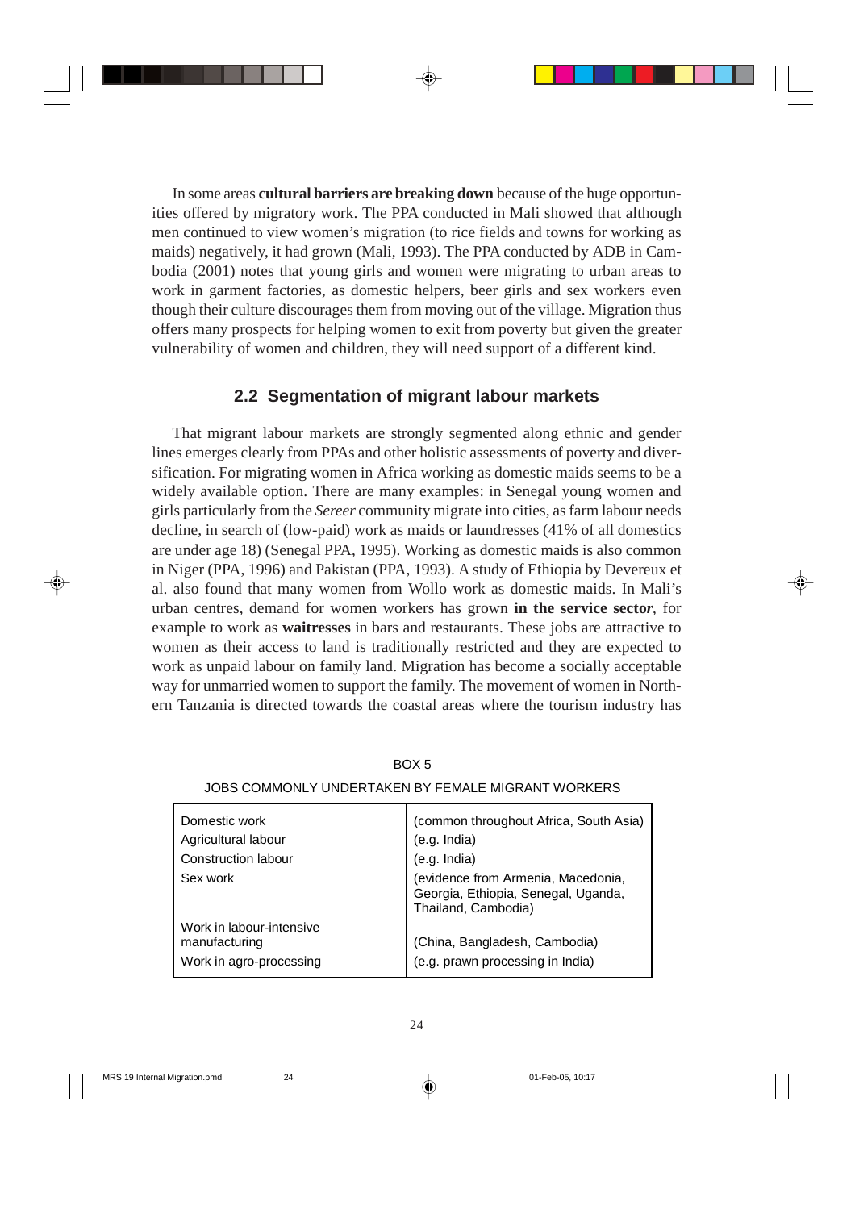In some areas **cultural barriers are breaking down** because of the huge opportunities offered by migratory work. The PPA conducted in Mali showed that although men continued to view women's migration (to rice fields and towns for working as maids) negatively, it had grown (Mali, 1993). The PPA conducted by ADB in Cambodia (2001) notes that young girls and women were migrating to urban areas to work in garment factories, as domestic helpers, beer girls and sex workers even though their culture discourages them from moving out of the village. Migration thus offers many prospects for helping women to exit from poverty but given the greater vulnerability of women and children, they will need support of a different kind.

## 2.2 Segmentation of migrant labour markets

That migrant labour markets are strongly segmented along ethnic and gender lines emerges clearly from PPAs and other holistic assessments of poverty and diversification. For migrating women in Africa working as domestic maids seems to be a widely available option. There are many examples: in Senegal young women and girls particularly from the *Sereer* community migrate into cities, as farm labour needs decline, in search of (low-paid) work as maids or laundresses (41% of all domestics are under age 18) (Senegal PPA, 1995). Working as domestic maids is also common in Niger (PPA, 1996) and Pakistan (PPA, 1993). A study of Ethiopia by Devereux et al. also found that many women from Wollo work as domestic maids. In Mali's urban centres, demand for women workers has grown **in the service sector**, for example to work as **waitresses** in bars and restaurants. These jobs are attractive to women as their access to land is traditionally restricted and they are expected to work as unpaid labour on family land. Migration has become a socially acceptable way for unmarried women to support the family. The movement of women in Northern Tanzania is directed towards the coastal areas where the tourism industry has

BOX 5

JOBS COMMONLY UNDERTAKEN BY FEMALE MIGRANT WORKERS

| | |
|---|---|
| Domestic work | (common throughout Africa, South Asia) |
| Agricultural labour | (e.g. India) |
| Construction labour | (e.g. India) |
| Sex work | (evidence from Armenia, Macedonia, Georgia, Ethiopia, Senegal, Uganda, Thailand, Cambodia) |
| Work in labour-intensive manufacturing | (China, Bangladesh, Cambodia) |
| Work in agro-processing | (e.g. prawn processing in India) |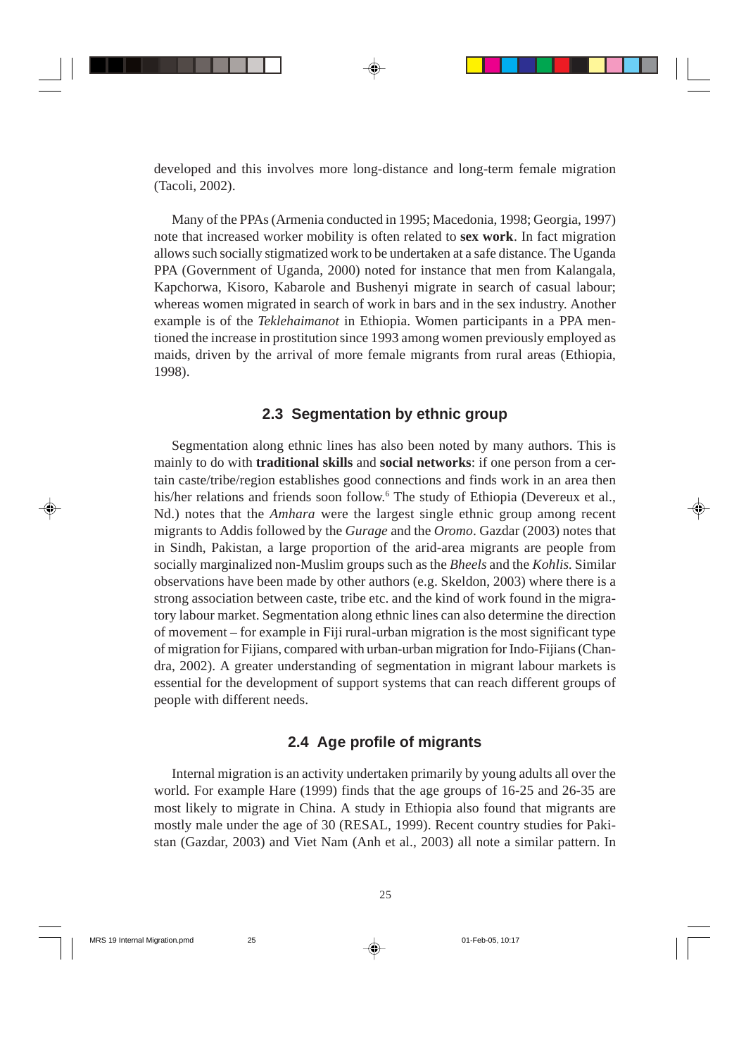developed and this involves more long-distance and long-term female migration (Tacoli, 2002).

Many of the PPAs (Armenia conducted in 1995; Macedonia, 1998; Georgia, 1997) note that increased worker mobility is often related to **sex work**. In fact migration allows such socially stigmatized work to be undertaken at a safe distance. The Uganda PPA (Government of Uganda, 2000) noted for instance that men from Kalangala, Kapchorwa, Kisoro, Kabarole and Bushenyi migrate in search of casual labour; whereas women migrated in search of work in bars and in the sex industry. Another example is of the *Teklehaimanot* in Ethiopia. Women participants in a PPA mentioned the increase in prostitution since 1993 among women previously employed as maids, driven by the arrival of more female migrants from rural areas (Ethiopia, 1998).

## 2.3 Segmentation by ethnic group

Segmentation along ethnic lines has also been noted by many authors. This is mainly to do with **traditional skills** and **social networks**: if one person from a certain caste/tribe/region establishes good connections and finds work in an area then his/her relations and friends soon follow.[6] The study of Ethiopia (Devereux et al., Nd.) notes that the *Amhara* were the largest single ethnic group among recent migrants to Addis followed by the *Gurage* and the *Oromo*. Gazdar (2003) notes that in Sindh, Pakistan, a large proportion of the arid-area migrants are people from socially marginalized non-Muslim groups such as the *Bheels* and the *Kohlis.* Similar observations have been made by other authors (e.g. Skeldon, 2003) where there is a strong association between caste, tribe etc. and the kind of work found in the migratory labour market. Segmentation along ethnic lines can also determine the direction of movement – for example in Fiji rural-urban migration is the most significant type of migration for Fijians, compared with urban-urban migration for Indo-Fijians (Chandra, 2002). A greater understanding of segmentation in migrant labour markets is essential for the development of support systems that can reach different groups of people with different needs.

## 2.4 Age profile of migrants

Internal migration is an activity undertaken primarily by young adults all over the world. For example Hare (1999) finds that the age groups of 16-25 and 26-35 are most likely to migrate in China. A study in Ethiopia also found that migrants are mostly male under the age of 30 (RESAL, 1999). Recent country studies for Pakistan (Gazdar, 2003) and Viet Nam (Anh et al., 2003) all note a similar pattern. In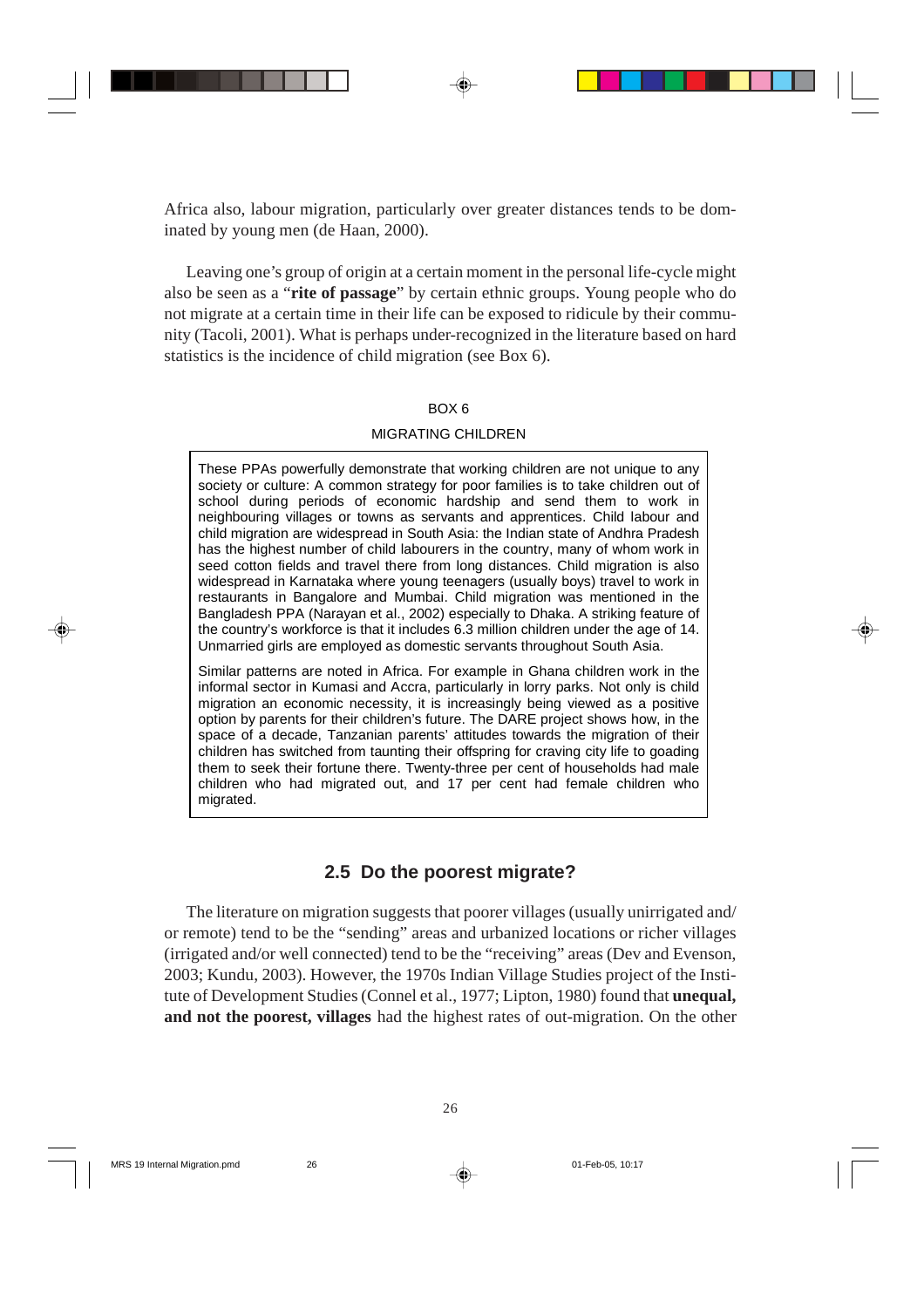Africa also, labour migration, particularly over greater distances tends to be dominated by young men (de Haan, 2000).

Leaving one's group of origin at a certain moment in the personal life-cycle might also be seen as a "**rite of passage**" by certain ethnic groups. Young people who do not migrate at a certain time in their life can be exposed to ridicule by their community (Tacoli, 2001). What is perhaps under-recognized in the literature based on hard statistics is the incidence of child migration (see Box 6).

BOX 6

MIGRATING CHILDREN

> These PPAs powerfully demonstrate that working children are not unique to any society or culture: A common strategy for poor families is to take children out of school during periods of economic hardship and send them to work in neighbouring villages or towns as servants and apprentices. Child labour and child migration are widespread in South Asia: the Indian state of Andhra Pradesh has the highest number of child labourers in the country, many of whom work in seed cotton fields and travel there from long distances. Child migration is also widespread in Karnataka where young teenagers (usually boys) travel to work in restaurants in Bangalore and Mumbai. Child migration was mentioned in the Bangladesh PPA (Narayan et al., 2002) especially to Dhaka. A striking feature of the country's workforce is that it includes 6.3 million children under the age of 14. Unmarried girls are employed as domestic servants throughout South Asia.
>
> Similar patterns are noted in Africa. For example in Ghana children work in the informal sector in Kumasi and Accra, particularly in lorry parks. Not only is child migration an economic necessity, it is increasingly being viewed as a positive option by parents for their children's future. The DARE project shows how, in the space of a decade, Tanzanian parents' attitudes towards the migration of their children has switched from taunting their offspring for craving city life to goading them to seek their fortune there. Twenty-three per cent of households had male children who had migrated out, and 17 per cent had female children who migrated.

## 2.5 Do the poorest migrate?

The literature on migration suggests that poorer villages (usually unirrigated and/or remote) tend to be the "sending" areas and urbanized locations or richer villages (irrigated and/or well connected) tend to be the "receiving" areas (Dev and Evenson, 2003; Kundu, 2003). However, the 1970s Indian Village Studies project of the Institute of Development Studies (Connel et al., 1977; Lipton, 1980) found that **unequal, and not the poorest, villages** had the highest rates of out-migration. On the other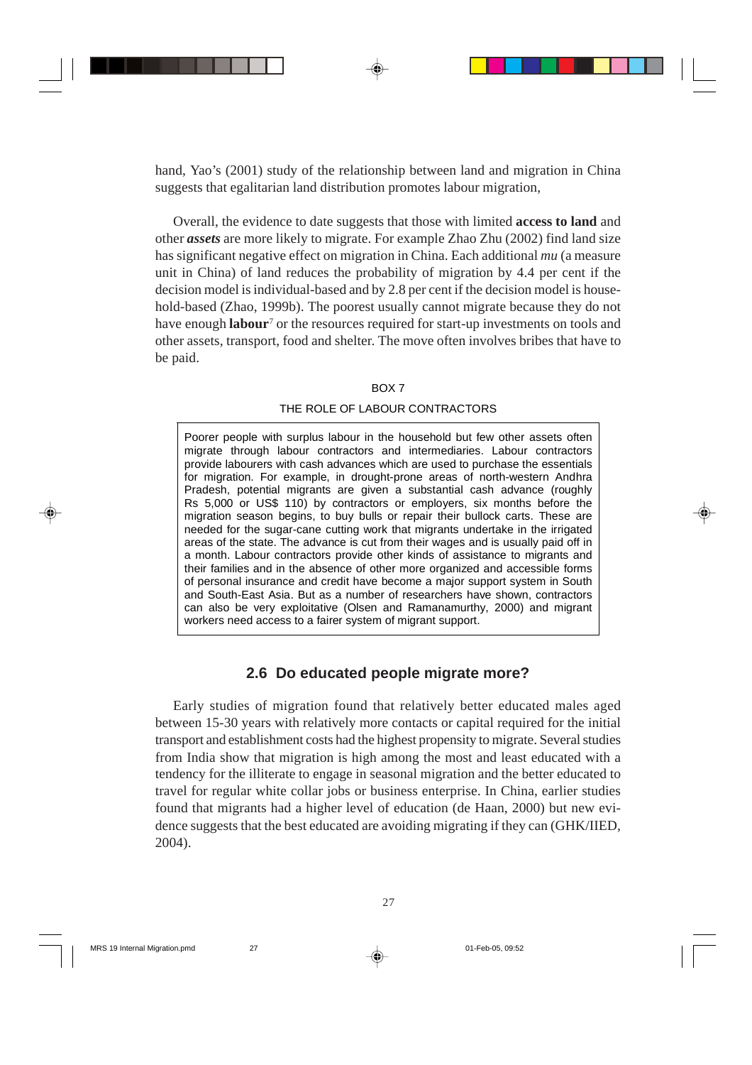hand, Yao's (2001) study of the relationship between land and migration in China suggests that egalitarian land distribution promotes labour migration,

Overall, the evidence to date suggests that those with limited **access to land** and other ***assets*** are more likely to migrate. For example Zhao Zhu (2002) find land size has significant negative effect on migration in China. Each additional *mu* (a measure unit in China) of land reduces the probability of migration by 4.4 per cent if the decision model is individual-based and by 2.8 per cent if the decision model is household-based (Zhao, 1999b). The poorest usually cannot migrate because they do not have enough **labour**[7] or the resources required for start-up investments on tools and other assets, transport, food and shelter. The move often involves bribes that have to be paid.

BOX 7

THE ROLE OF LABOUR CONTRACTORS

Poorer people with surplus labour in the household but few other assets often migrate through labour contractors and intermediaries. Labour contractors provide labourers with cash advances which are used to purchase the essentials for migration. For example, in drought-prone areas of north-western Andhra Pradesh, potential migrants are given a substantial cash advance (roughly Rs 5,000 or US$ 110) by contractors or employers, six months before the migration season begins, to buy bulls or repair their bullock carts. These are needed for the sugar-cane cutting work that migrants undertake in the irrigated areas of the state. The advance is cut from their wages and is usually paid off in a month. Labour contractors provide other kinds of assistance to migrants and their families and in the absence of other more organized and accessible forms of personal insurance and credit have become a major support system in South and South-East Asia. But as a number of researchers have shown, contractors can also be very exploitative (Olsen and Ramanamurthy, 2000) and migrant workers need access to a fairer system of migrant support.

## 2.6 Do educated people migrate more?

Early studies of migration found that relatively better educated males aged between 15-30 years with relatively more contacts or capital required for the initial transport and establishment costs had the highest propensity to migrate. Several studies from India show that migration is high among the most and least educated with a tendency for the illiterate to engage in seasonal migration and the better educated to travel for regular white collar jobs or business enterprise. In China, earlier studies found that migrants had a higher level of education (de Haan, 2000) but new evidence suggests that the best educated are avoiding migrating if they can (GHK/IIED, 2004).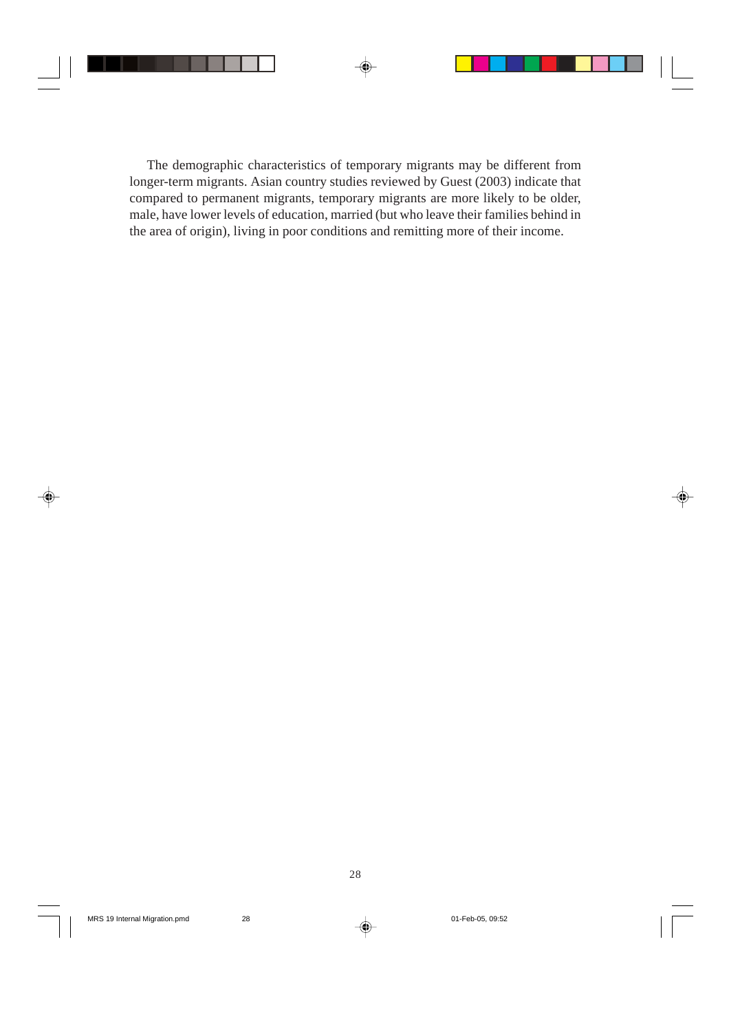The demographic characteristics of temporary migrants may be different from longer-term migrants. Asian country studies reviewed by Guest (2003) indicate that compared to permanent migrants, temporary migrants are more likely to be older, male, have lower levels of education, married (but who leave their families behind in the area of origin), living in poor conditions and remitting more of their income.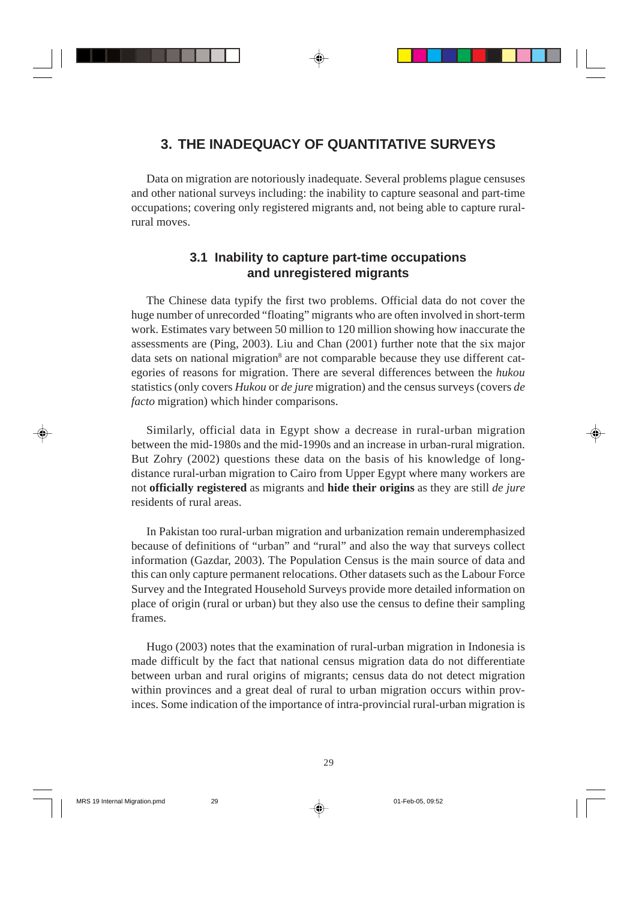## 3. THE INADEQUACY OF QUANTITATIVE SURVEYS

Data on migration are notoriously inadequate. Several problems plague censuses and other national surveys including: the inability to capture seasonal and part-time occupations; covering only registered migrants and, not being able to capture rural-rural moves.

### 3.1 Inability to capture part-time occupations and unregistered migrants

The Chinese data typify the first two problems. Official data do not cover the huge number of unrecorded "floating" migrants who are often involved in short-term work. Estimates vary between 50 million to 120 million showing how inaccurate the assessments are (Ping, 2003). Liu and Chan (2001) further note that the six major data sets on national migration[8] are not comparable because they use different categories of reasons for migration. There are several differences between the *hukou* statistics (only covers *Hukou* or *de jure* migration) and the census surveys (covers *de facto* migration) which hinder comparisons.

Similarly, official data in Egypt show a decrease in rural-urban migration between the mid-1980s and the mid-1990s and an increase in urban-rural migration. But Zohry (2002) questions these data on the basis of his knowledge of long-distance rural-urban migration to Cairo from Upper Egypt where many workers are not **officially registered** as migrants and **hide their origins** as they are still *de jure* residents of rural areas.

In Pakistan too rural-urban migration and urbanization remain underemphasized because of definitions of "urban" and "rural" and also the way that surveys collect information (Gazdar, 2003). The Population Census is the main source of data and this can only capture permanent relocations. Other datasets such as the Labour Force Survey and the Integrated Household Surveys provide more detailed information on place of origin (rural or urban) but they also use the census to define their sampling frames.

Hugo (2003) notes that the examination of rural-urban migration in Indonesia is made difficult by the fact that national census migration data do not differentiate between urban and rural origins of migrants; census data do not detect migration within provinces and a great deal of rural to urban migration occurs within provinces. Some indication of the importance of intra-provincial rural-urban migration is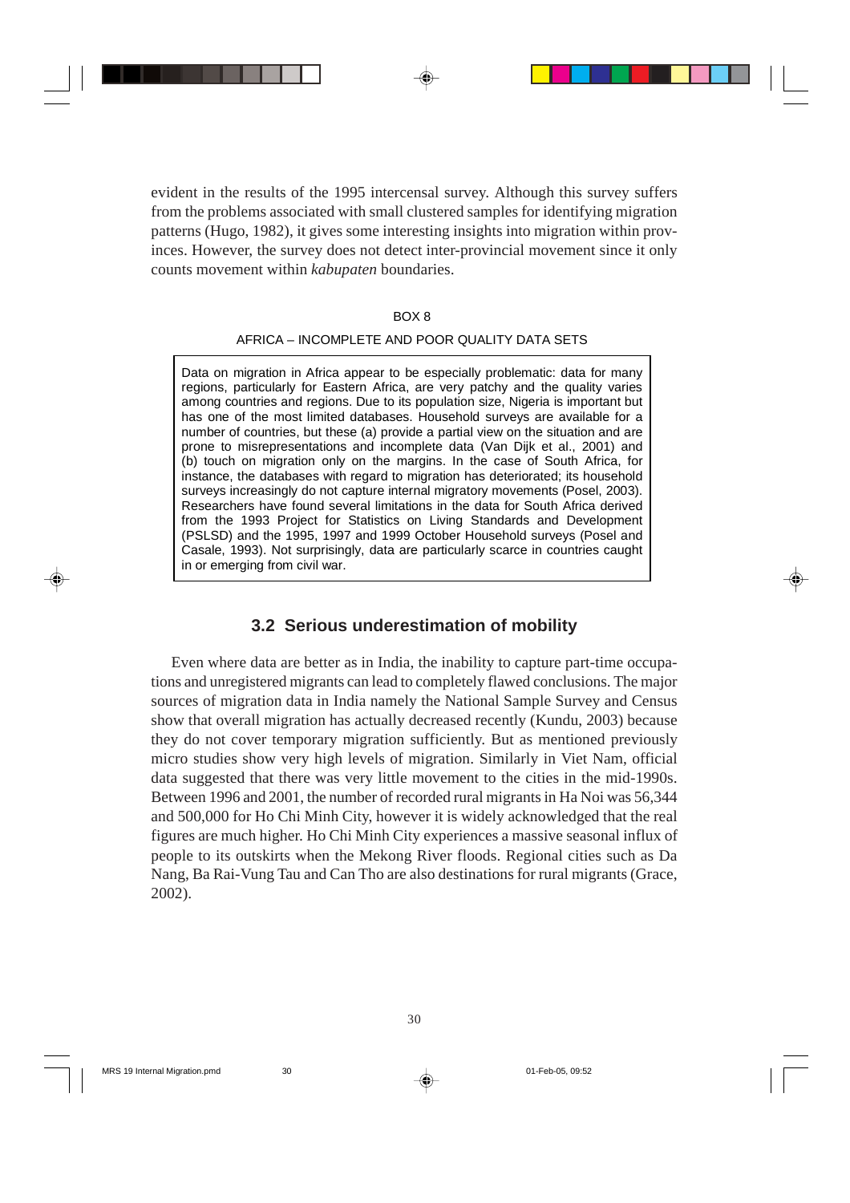evident in the results of the 1995 intercensal survey. Although this survey suffers from the problems associated with small clustered samples for identifying migration patterns (Hugo, 1982), it gives some interesting insights into migration within provinces. However, the survey does not detect inter-provincial movement since it only counts movement within *kabupaten* boundaries.

BOX 8

AFRICA – INCOMPLETE AND POOR QUALITY DATA SETS

> Data on migration in Africa appear to be especially problematic: data for many regions, particularly for Eastern Africa, are very patchy and the quality varies among countries and regions. Due to its population size, Nigeria is important but has one of the most limited databases. Household surveys are available for a number of countries, but these (a) provide a partial view on the situation and are prone to misrepresentations and incomplete data (Van Dijk et al., 2001) and (b) touch on migration only on the margins. In the case of South Africa, for instance, the databases with regard to migration has deteriorated; its household surveys increasingly do not capture internal migratory movements (Posel, 2003). Researchers have found several limitations in the data for South Africa derived from the 1993 Project for Statistics on Living Standards and Development (PSLSD) and the 1995, 1997 and 1999 October Household surveys (Posel and Casale, 1993). Not surprisingly, data are particularly scarce in countries caught in or emerging from civil war.

## 3.2 Serious underestimation of mobility

Even where data are better as in India, the inability to capture part-time occupations and unregistered migrants can lead to completely flawed conclusions. The major sources of migration data in India namely the National Sample Survey and Census show that overall migration has actually decreased recently (Kundu, 2003) because they do not cover temporary migration sufficiently. But as mentioned previously micro studies show very high levels of migration. Similarly in Viet Nam, official data suggested that there was very little movement to the cities in the mid-1990s. Between 1996 and 2001, the number of recorded rural migrants in Ha Noi was 56,344 and 500,000 for Ho Chi Minh City, however it is widely acknowledged that the real figures are much higher. Ho Chi Minh City experiences a massive seasonal influx of people to its outskirts when the Mekong River floods. Regional cities such as Da Nang, Ba Rai-Vung Tau and Can Tho are also destinations for rural migrants (Grace, 2002).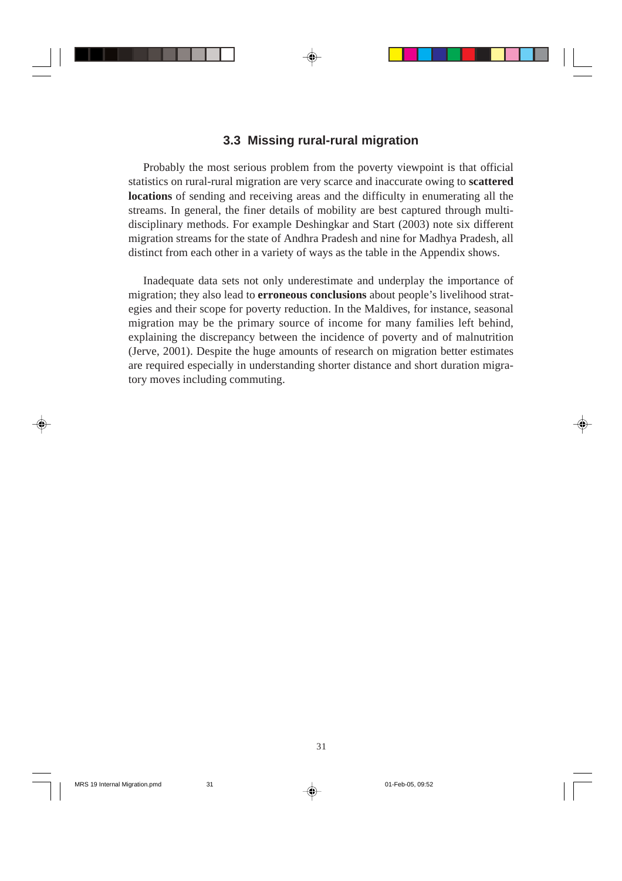### 3.3 Missing rural-rural migration

Probably the most serious problem from the poverty viewpoint is that official statistics on rural-rural migration are very scarce and inaccurate owing to **scattered locations** of sending and receiving areas and the difficulty in enumerating all the streams. In general, the finer details of mobility are best captured through multi-disciplinary methods. For example Deshingkar and Start (2003) note six different migration streams for the state of Andhra Pradesh and nine for Madhya Pradesh, all distinct from each other in a variety of ways as the table in the Appendix shows.

Inadequate data sets not only underestimate and underplay the importance of migration; they also lead to **erroneous conclusions** about people's livelihood strategies and their scope for poverty reduction. In the Maldives, for instance, seasonal migration may be the primary source of income for many families left behind, explaining the discrepancy between the incidence of poverty and of malnutrition (Jerve, 2001). Despite the huge amounts of research on migration better estimates are required especially in understanding shorter distance and short duration migratory moves including commuting.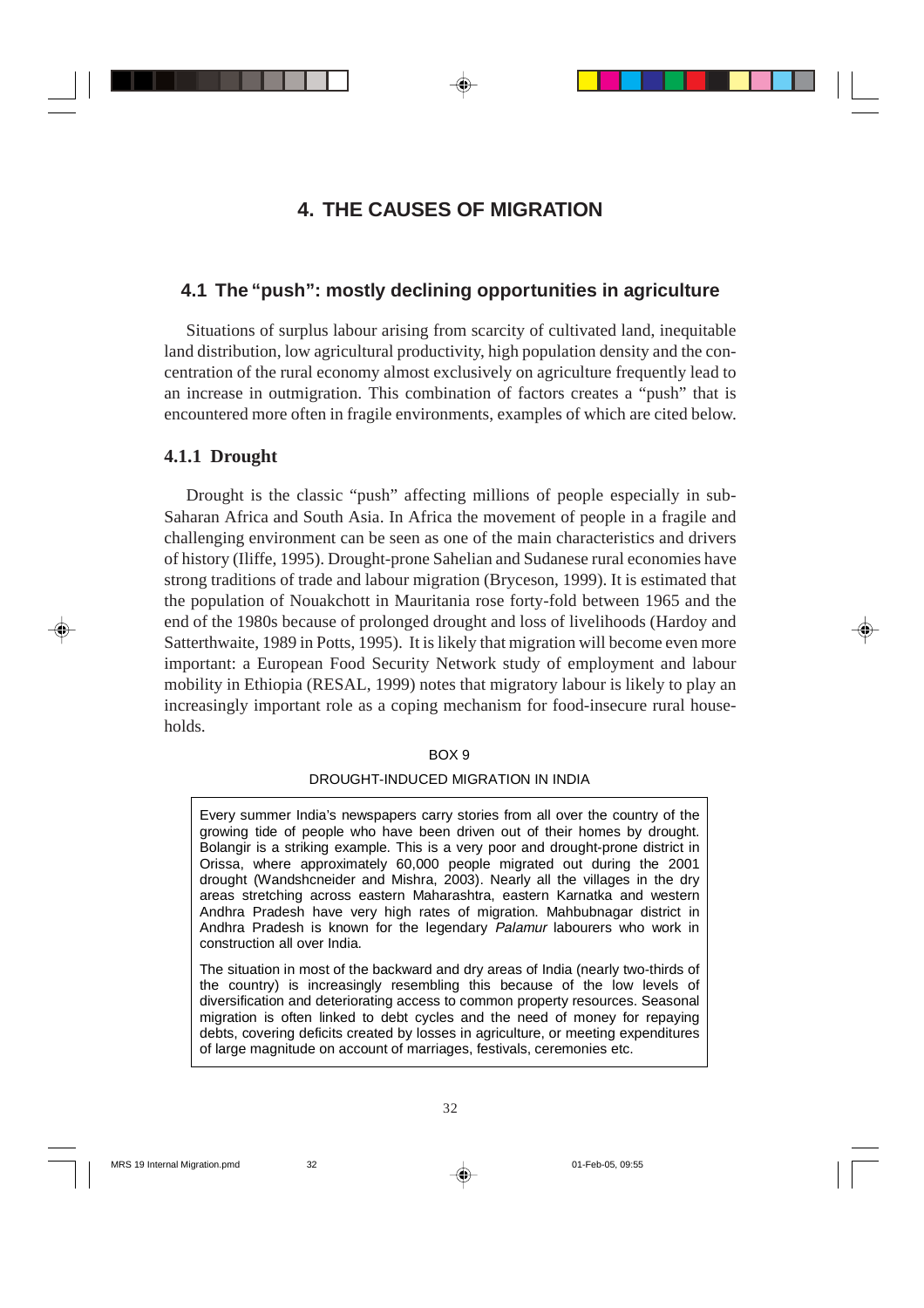# 4. THE CAUSES OF MIGRATION

## 4.1 The "push": mostly declining opportunities in agriculture

Situations of surplus labour arising from scarcity of cultivated land, inequitable land distribution, low agricultural productivity, high population density and the concentration of the rural economy almost exclusively on agriculture frequently lead to an increase in outmigration. This combination of factors creates a "push" that is encountered more often in fragile environments, examples of which are cited below.

### 4.1.1 Drought

Drought is the classic "push" affecting millions of people especially in sub-Saharan Africa and South Asia. In Africa the movement of people in a fragile and challenging environment can be seen as one of the main characteristics and drivers of history (Iliffe, 1995). Drought-prone Sahelian and Sudanese rural economies have strong traditions of trade and labour migration (Bryceson, 1999). It is estimated that the population of Nouakchott in Mauritania rose forty-fold between 1965 and the end of the 1980s because of prolonged drought and loss of livelihoods (Hardoy and Satterthwaite, 1989 in Potts, 1995). It is likely that migration will become even more important: a European Food Security Network study of employment and labour mobility in Ethiopia (RESAL, 1999) notes that migratory labour is likely to play an increasingly important role as a coping mechanism for food-insecure rural households.

BOX 9

DROUGHT-INDUCED MIGRATION IN INDIA

Every summer India's newspapers carry stories from all over the country of the growing tide of people who have been driven out of their homes by drought. Bolangir is a striking example. This is a very poor and drought-prone district in Orissa, where approximately 60,000 people migrated out during the 2001 drought (Wandshcneider and Mishra, 2003). Nearly all the villages in the dry areas stretching across eastern Maharashtra, eastern Karnatka and western Andhra Pradesh have very high rates of migration. Mahbubnagar district in Andhra Pradesh is known for the legendary *Palamur* labourers who work in construction all over India.

The situation in most of the backward and dry areas of India (nearly two-thirds of the country) is increasingly resembling this because of the low levels of diversification and deteriorating access to common property resources. Seasonal migration is often linked to debt cycles and the need of money for repaying debts, covering deficits created by losses in agriculture, or meeting expenditures of large magnitude on account of marriages, festivals, ceremonies etc.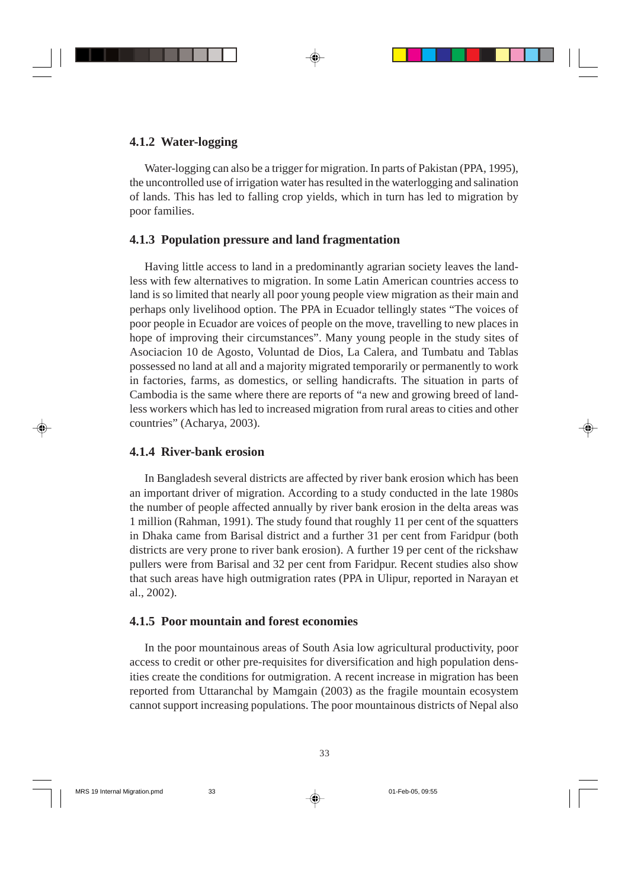### 4.1.2 Water-logging

Water-logging can also be a trigger for migration. In parts of Pakistan (PPA, 1995), the uncontrolled use of irrigation water has resulted in the waterlogging and salination of lands. This has led to falling crop yields, which in turn has led to migration by poor families.

### 4.1.3 Population pressure and land fragmentation

Having little access to land in a predominantly agrarian society leaves the landless with few alternatives to migration. In some Latin American countries access to land is so limited that nearly all poor young people view migration as their main and perhaps only livelihood option. The PPA in Ecuador tellingly states "The voices of poor people in Ecuador are voices of people on the move, travelling to new places in hope of improving their circumstances". Many young people in the study sites of Asociacion 10 de Agosto, Voluntad de Dios, La Calera, and Tumbatu and Tablas possessed no land at all and a majority migrated temporarily or permanently to work in factories, farms, as domestics, or selling handicrafts. The situation in parts of Cambodia is the same where there are reports of "a new and growing breed of landless workers which has led to increased migration from rural areas to cities and other countries" (Acharya, 2003).

### 4.1.4 River-bank erosion

In Bangladesh several districts are affected by river bank erosion which has been an important driver of migration. According to a study conducted in the late 1980s the number of people affected annually by river bank erosion in the delta areas was 1 million (Rahman, 1991). The study found that roughly 11 per cent of the squatters in Dhaka came from Barisal district and a further 31 per cent from Faridpur (both districts are very prone to river bank erosion). A further 19 per cent of the rickshaw pullers were from Barisal and 32 per cent from Faridpur. Recent studies also show that such areas have high outmigration rates (PPA in Ulipur, reported in Narayan et al., 2002).

### 4.1.5 Poor mountain and forest economies

In the poor mountainous areas of South Asia low agricultural productivity, poor access to credit or other pre-requisites for diversification and high population densities create the conditions for outmigration. A recent increase in migration has been reported from Uttaranchal by Mamgain (2003) as the fragile mountain ecosystem cannot support increasing populations. The poor mountainous districts of Nepal also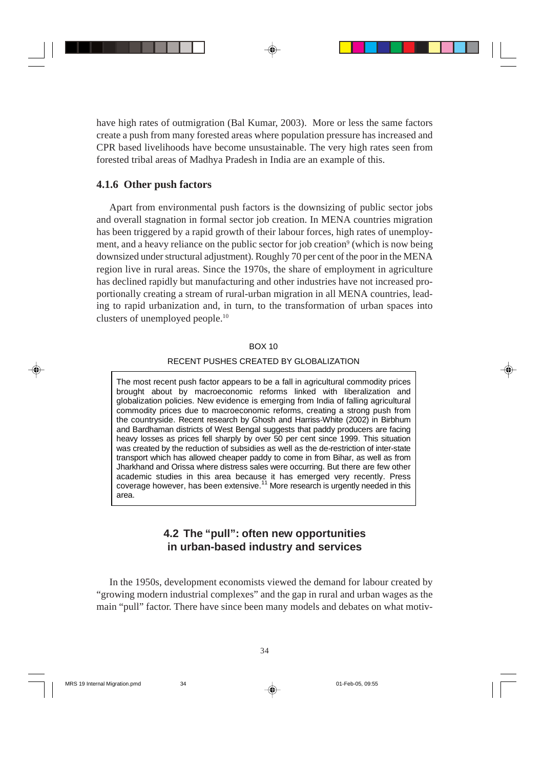have high rates of outmigration (Bal Kumar, 2003). More or less the same factors create a push from many forested areas where population pressure has increased and CPR based livelihoods have become unsustainable. The very high rates seen from forested tribal areas of Madhya Pradesh in India are an example of this.

### 4.1.6 Other push factors

Apart from environmental push factors is the downsizing of public sector jobs and overall stagnation in formal sector job creation. In MENA countries migration has been triggered by a rapid growth of their labour forces, high rates of unemployment, and a heavy reliance on the public sector for job creation[9] (which is now being downsized under structural adjustment). Roughly 70 per cent of the poor in the MENA region live in rural areas. Since the 1970s, the share of employment in agriculture has declined rapidly but manufacturing and other industries have not increased proportionally creating a stream of rural-urban migration in all MENA countries, leading to rapid urbanization and, in turn, to the transformation of urban spaces into clusters of unemployed people.[10]

BOX 10

RECENT PUSHES CREATED BY GLOBALIZATION

> The most recent push factor appears to be a fall in agricultural commodity prices brought about by macroeconomic reforms linked with liberalization and globalization policies. New evidence is emerging from India of falling agricultural commodity prices due to macroeconomic reforms, creating a strong push from the countryside. Recent research by Ghosh and Harriss-White (2002) in Birbhum and Bardhaman districts of West Bengal suggests that paddy producers are facing heavy losses as prices fell sharply by over 50 per cent since 1999. This situation was created by the reduction of subsidies as well as the de-restriction of inter-state transport which has allowed cheaper paddy to come in from Bihar, as well as from Jharkhand and Orissa where distress sales were occurring. But there are few other academic studies in this area because it has emerged very recently. Press coverage however, has been extensive.[11] More research is urgently needed in this area.

## 4.2 The "pull": often new opportunities in urban-based industry and services

In the 1950s, development economists viewed the demand for labour created by "growing modern industrial complexes" and the gap in rural and urban wages as the main "pull" factor. There have since been many models and debates on what motiv-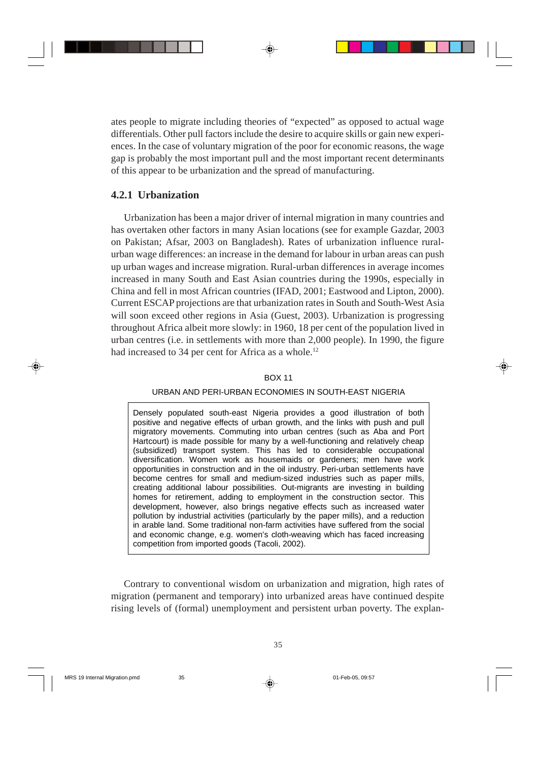ates people to migrate including theories of "expected" as opposed to actual wage differentials. Other pull factors include the desire to acquire skills or gain new experiences. In the case of voluntary migration of the poor for economic reasons, the wage gap is probably the most important pull and the most important recent determinants of this appear to be urbanization and the spread of manufacturing.

### 4.2.1 Urbanization

Urbanization has been a major driver of internal migration in many countries and has overtaken other factors in many Asian locations (see for example Gazdar, 2003 on Pakistan; Afsar, 2003 on Bangladesh). Rates of urbanization influence rural-urban wage differences: an increase in the demand for labour in urban areas can push up urban wages and increase migration. Rural-urban differences in average incomes increased in many South and East Asian countries during the 1990s, especially in China and fell in most African countries (IFAD, 2001; Eastwood and Lipton, 2000). Current ESCAP projections are that urbanization rates in South and South-West Asia will soon exceed other regions in Asia (Guest, 2003). Urbanization is progressing throughout Africa albeit more slowly: in 1960, 18 per cent of the population lived in urban centres (i.e. in settlements with more than 2,000 people). In 1990, the figure had increased to 34 per cent for Africa as a whole.[12]

BOX 11

URBAN AND PERI-URBAN ECONOMIES IN SOUTH-EAST NIGERIA

> Densely populated south-east Nigeria provides a good illustration of both positive and negative effects of urban growth, and the links with push and pull migratory movements. Commuting into urban centres (such as Aba and Port Hartcourt) is made possible for many by a well-functioning and relatively cheap (subsidized) transport system. This has led to considerable occupational diversification. Women work as housemaids or gardeners; men have work opportunities in construction and in the oil industry. Peri-urban settlements have become centres for small and medium-sized industries such as paper mills, creating additional labour possibilities. Out-migrants are investing in building homes for retirement, adding to employment in the construction sector. This development, however, also brings negative effects such as increased water pollution by industrial activities (particularly by the paper mills), and a reduction in arable land. Some traditional non-farm activities have suffered from the social and economic change, e.g. women's cloth-weaving which has faced increasing competition from imported goods (Tacoli, 2002).

Contrary to conventional wisdom on urbanization and migration, high rates of migration (permanent and temporary) into urbanized areas have continued despite rising levels of (formal) unemployment and persistent urban poverty. The explan-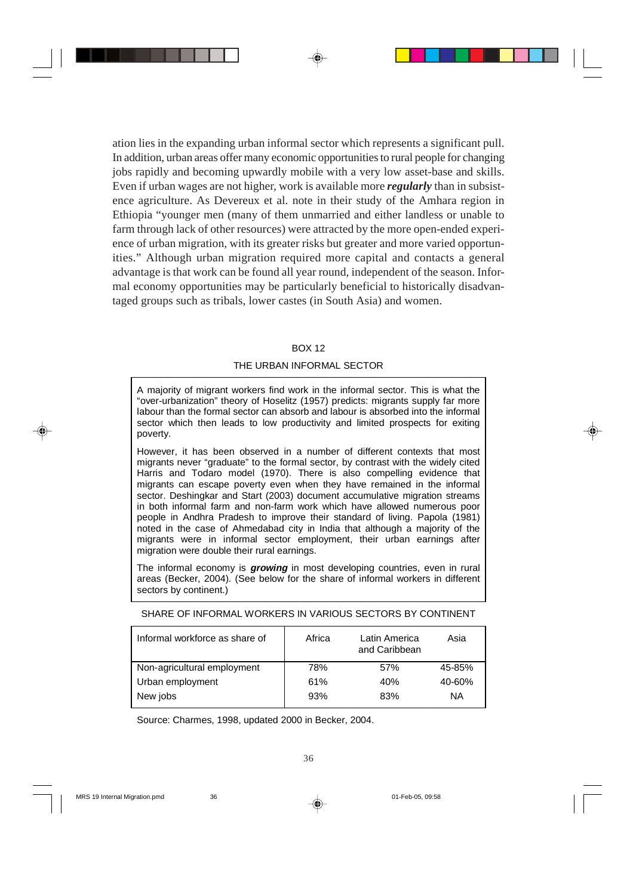ation lies in the expanding urban informal sector which represents a significant pull. In addition, urban areas offer many economic opportunities to rural people for changing jobs rapidly and becoming upwardly mobile with a very low asset-base and skills. Even if urban wages are not higher, work is available more ***regularly*** than in subsistence agriculture. As Devereux et al. note in their study of the Amhara region in Ethiopia "younger men (many of them unmarried and either landless or unable to farm through lack of other resources) were attracted by the more open-ended experience of urban migration, with its greater risks but greater and more varied opportunities." Although urban migration required more capital and contacts a general advantage is that work can be found all year round, independent of the season. Informal economy opportunities may be particularly beneficial to historically disadvantaged groups such as tribals, lower castes (in South Asia) and women.

### BOX 12

### THE URBAN INFORMAL SECTOR

A majority of migrant workers find work in the informal sector. This is what the "over-urbanization" theory of Hoselitz (1957) predicts: migrants supply far more labour than the formal sector can absorb and labour is absorbed into the informal sector which then leads to low productivity and limited prospects for exiting poverty.

However, it has been observed in a number of different contexts that most migrants never "graduate" to the formal sector, by contrast with the widely cited Harris and Todaro model (1970). There is also compelling evidence that migrants can escape poverty even when they have remained in the informal sector. Deshingkar and Start (2003) document accumulative migration streams in both informal farm and non-farm work which have allowed numerous poor people in Andhra Pradesh to improve their standard of living. Papola (1981) noted in the case of Ahmedabad city in India that although a majority of the migrants were in informal sector employment, their urban earnings after migration were double their rural earnings.

The informal economy is ***growing*** in most developing countries, even in rural areas (Becker, 2004). (See below for the share of informal workers in different sectors by continent.)

SHARE OF INFORMAL WORKERS IN VARIOUS SECTORS BY CONTINENT

| Informal workforce as share of | Africa | Latin America and Caribbean | Asia |
|---|---|---|---|
| Non-agricultural employment | 78% | 57% | 45-85% |
| Urban employment | 61% | 40% | 40-60% |
| New jobs | 93% | 83% | NA |

Source: Charmes, 1998, updated 2000 in Becker, 2004.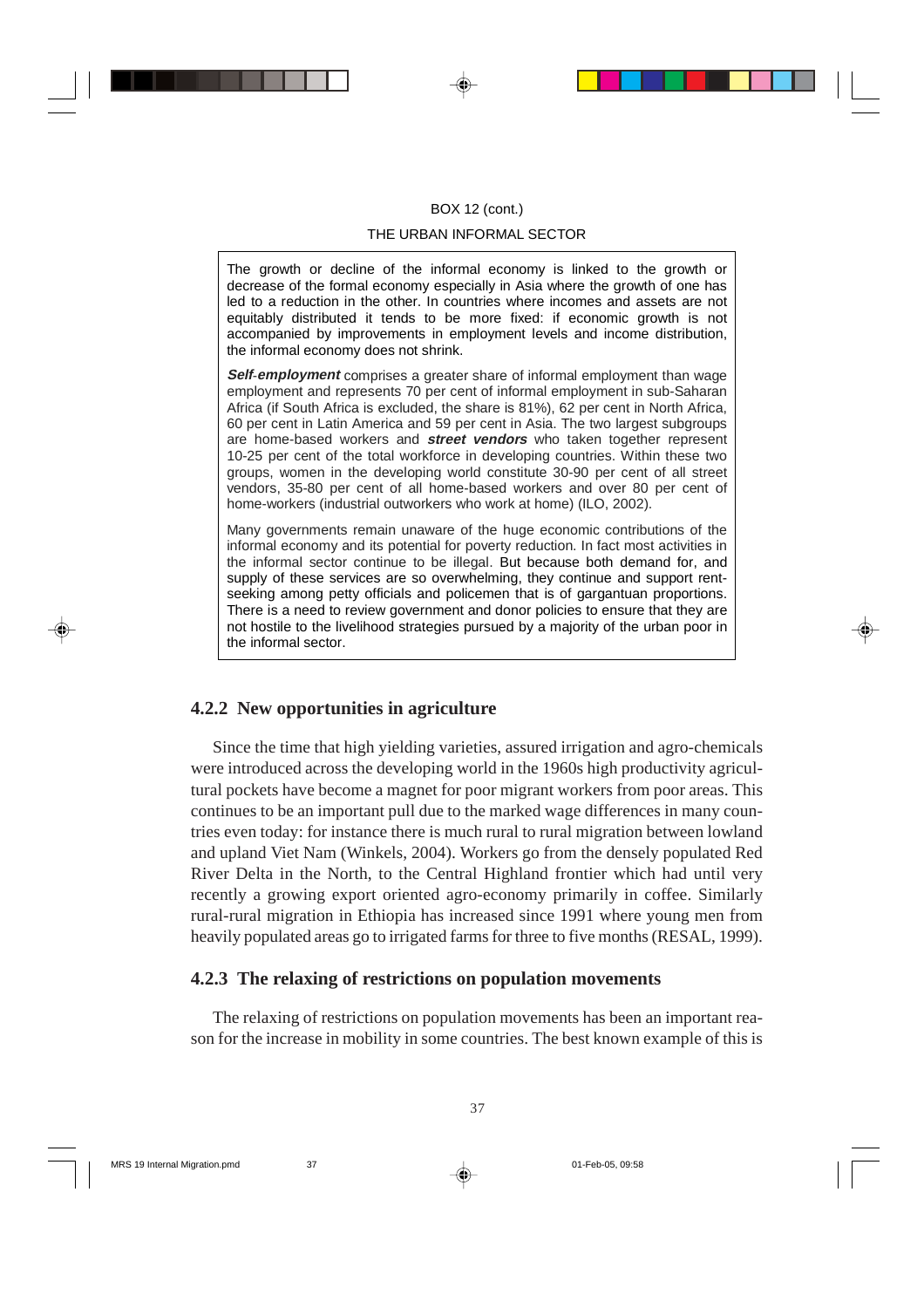BOX 12 (cont.)

THE URBAN INFORMAL SECTOR

The growth or decline of the informal economy is linked to the growth or decrease of the formal economy especially in Asia where the growth of one has led to a reduction in the other. In countries where incomes and assets are not equitably distributed it tends to be more fixed: if economic growth is not accompanied by improvements in employment levels and income distribution, the informal economy does not shrink.

***Self-employment*** comprises a greater share of informal employment than wage employment and represents 70 per cent of informal employment in sub-Saharan Africa (if South Africa is excluded, the share is 81%), 62 per cent in North Africa, 60 per cent in Latin America and 59 per cent in Asia. The two largest subgroups are home-based workers and ***street vendors*** who taken together represent 10-25 per cent of the total workforce in developing countries. Within these two groups, women in the developing world constitute 30-90 per cent of all street vendors, 35-80 per cent of all home-based workers and over 80 per cent of home-workers (industrial outworkers who work at home) (ILO, 2002).

Many governments remain unaware of the huge economic contributions of the informal economy and its potential for poverty reduction. In fact most activities in the informal sector continue to be illegal. But because both demand for, and supply of these services are so overwhelming, they continue and support rent-seeking among petty officials and policemen that is of gargantuan proportions. There is a need to review government and donor policies to ensure that they are not hostile to the livelihood strategies pursued by a majority of the urban poor in the informal sector.

### 4.2.2 New opportunities in agriculture

Since the time that high yielding varieties, assured irrigation and agro-chemicals were introduced across the developing world in the 1960s high productivity agricultural pockets have become a magnet for poor migrant workers from poor areas. This continues to be an important pull due to the marked wage differences in many countries even today: for instance there is much rural to rural migration between lowland and upland Viet Nam (Winkels, 2004). Workers go from the densely populated Red River Delta in the North, to the Central Highland frontier which had until very recently a growing export oriented agro-economy primarily in coffee. Similarly rural-rural migration in Ethiopia has increased since 1991 where young men from heavily populated areas go to irrigated farms for three to five months (RESAL, 1999).

### 4.2.3 The relaxing of restrictions on population movements

The relaxing of restrictions on population movements has been an important reason for the increase in mobility in some countries. The best known example of this is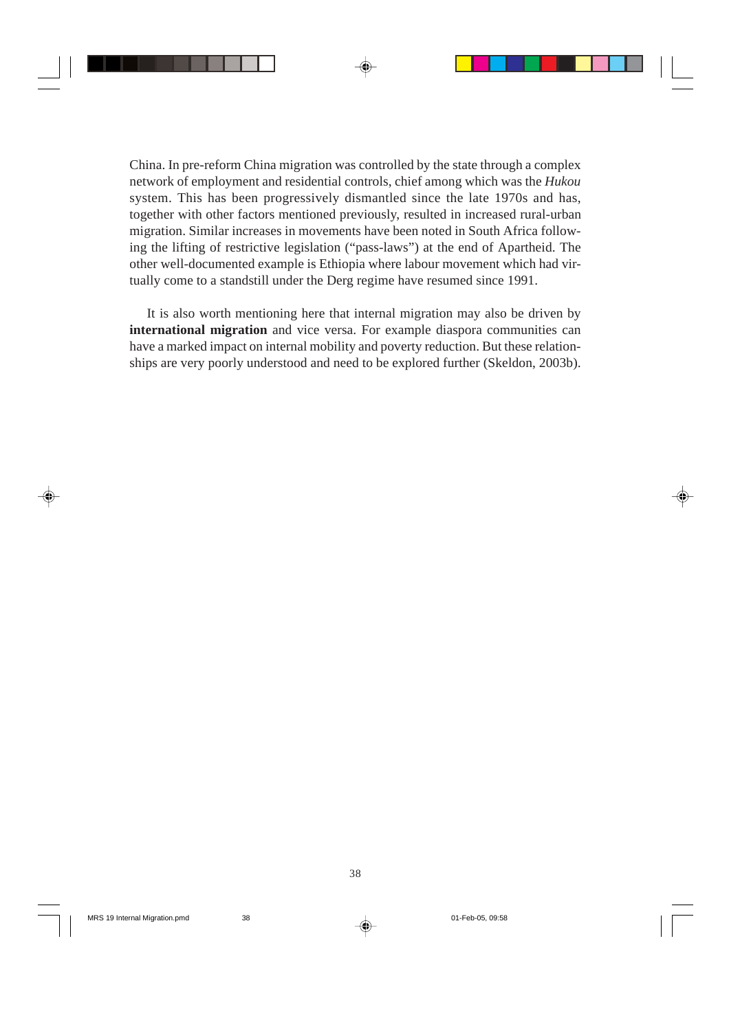China. In pre-reform China migration was controlled by the state through a complex network of employment and residential controls, chief among which was the *Hukou* system. This has been progressively dismantled since the late 1970s and has, together with other factors mentioned previously, resulted in increased rural-urban migration. Similar increases in movements have been noted in South Africa following the lifting of restrictive legislation ("pass-laws") at the end of Apartheid. The other well-documented example is Ethiopia where labour movement which had virtually come to a standstill under the Derg regime have resumed since 1991.

It is also worth mentioning here that internal migration may also be driven by **international migration** and vice versa. For example diaspora communities can have a marked impact on internal mobility and poverty reduction. But these relationships are very poorly understood and need to be explored further (Skeldon, 2003b).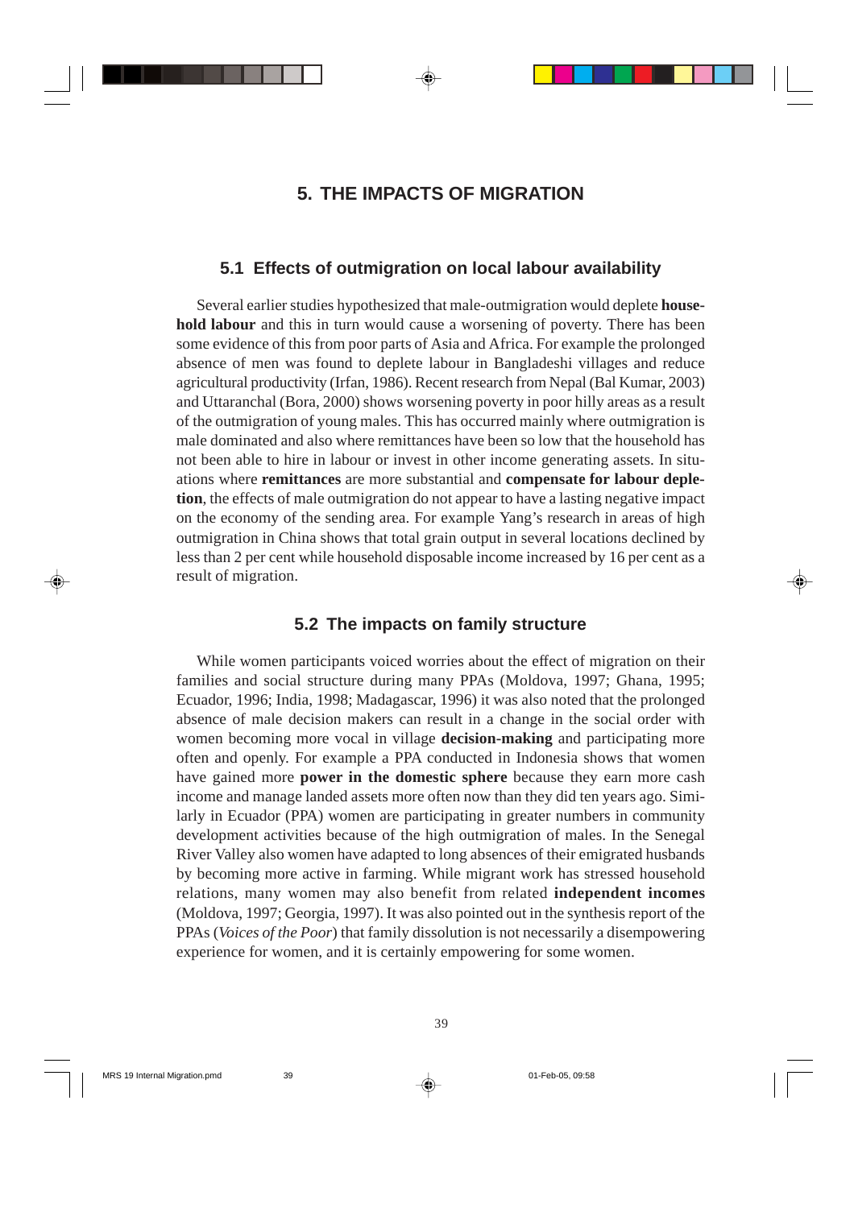# 5. THE IMPACTS OF MIGRATION

## 5.1 Effects of outmigration on local labour availability

Several earlier studies hypothesized that male-outmigration would deplete **household labour** and this in turn would cause a worsening of poverty. There has been some evidence of this from poor parts of Asia and Africa. For example the prolonged absence of men was found to deplete labour in Bangladeshi villages and reduce agricultural productivity (Irfan, 1986). Recent research from Nepal (Bal Kumar, 2003) and Uttaranchal (Bora, 2000) shows worsening poverty in poor hilly areas as a result of the outmigration of young males. This has occurred mainly where outmigration is male dominated and also where remittances have been so low that the household has not been able to hire in labour or invest in other income generating assets. In situations where **remittances** are more substantial and **compensate for labour depletion**, the effects of male outmigration do not appear to have a lasting negative impact on the economy of the sending area. For example Yang's research in areas of high outmigration in China shows that total grain output in several locations declined by less than 2 per cent while household disposable income increased by 16 per cent as a result of migration.

## 5.2 The impacts on family structure

While women participants voiced worries about the effect of migration on their families and social structure during many PPAs (Moldova, 1997; Ghana, 1995; Ecuador, 1996; India, 1998; Madagascar, 1996) it was also noted that the prolonged absence of male decision makers can result in a change in the social order with women becoming more vocal in village **decision-making** and participating more often and openly. For example a PPA conducted in Indonesia shows that women have gained more **power in the domestic sphere** because they earn more cash income and manage landed assets more often now than they did ten years ago. Similarly in Ecuador (PPA) women are participating in greater numbers in community development activities because of the high outmigration of males. In the Senegal River Valley also women have adapted to long absences of their emigrated husbands by becoming more active in farming. While migrant work has stressed household relations, many women may also benefit from related **independent incomes** (Moldova, 1997; Georgia, 1997). It was also pointed out in the synthesis report of the PPAs (*Voices of the Poor*) that family dissolution is not necessarily a disempowering experience for women, and it is certainly empowering for some women.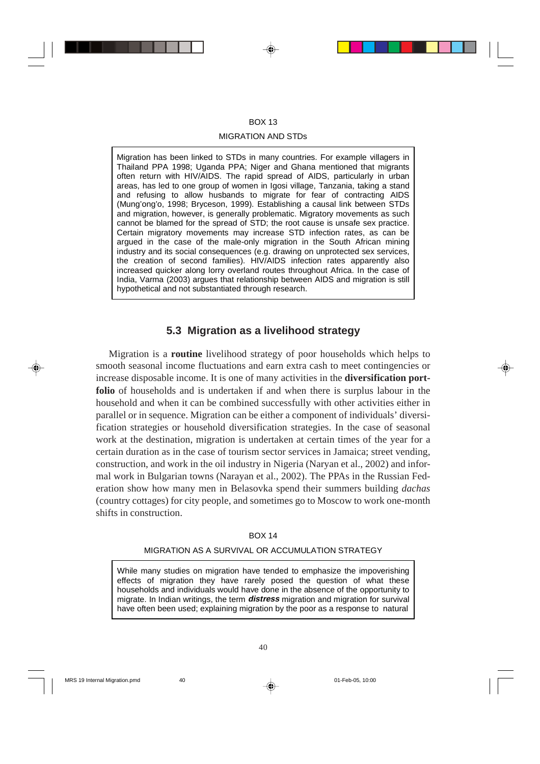BOX 13

MIGRATION AND STDs

Migration has been linked to STDs in many countries. For example villagers in Thailand PPA 1998; Uganda PPA; Niger and Ghana mentioned that migrants often return with HIV/AIDS. The rapid spread of AIDS, particularly in urban areas, has led to one group of women in Igosi village, Tanzania, taking a stand and refusing to allow husbands to migrate for fear of contracting AIDS (Mung'ong'o, 1998; Bryceson, 1999). Establishing a causal link between STDs and migration, however, is generally problematic. Migratory movements as such cannot be blamed for the spread of STD; the root cause is unsafe sex practice. Certain migratory movements may increase STD infection rates, as can be argued in the case of the male-only migration in the South African mining industry and its social consequences (e.g. drawing on unprotected sex services, the creation of second families). HIV/AIDS infection rates apparently also increased quicker along lorry overland routes throughout Africa. In the case of India, Varma (2003) argues that relationship between AIDS and migration is still hypothetical and not substantiated through research.

## 5.3 Migration as a livelihood strategy

Migration is a **routine** livelihood strategy of poor households which helps to smooth seasonal income fluctuations and earn extra cash to meet contingencies or increase disposable income. It is one of many activities in the **diversification portfolio** of households and is undertaken if and when there is surplus labour in the household and when it can be combined successfully with other activities either in parallel or in sequence. Migration can be either a component of individuals' diversification strategies or household diversification strategies. In the case of seasonal work at the destination, migration is undertaken at certain times of the year for a certain duration as in the case of tourism sector services in Jamaica; street vending, construction, and work in the oil industry in Nigeria (Naryan et al., 2002) and informal work in Bulgarian towns (Narayan et al., 2002). The PPAs in the Russian Federation show how many men in Belasovka spend their summers building *dachas* (country cottages) for city people, and sometimes go to Moscow to work one-month shifts in construction.

BOX 14

MIGRATION AS A SURVIVAL OR ACCUMULATION STRATEGY

While many studies on migration have tended to emphasize the impoverishing effects of migration they have rarely posed the question of what these households and individuals would have done in the absence of the opportunity to migrate. In Indian writings, the term ***distress*** migration and migration for survival have often been used; explaining migration by the poor as a response to natural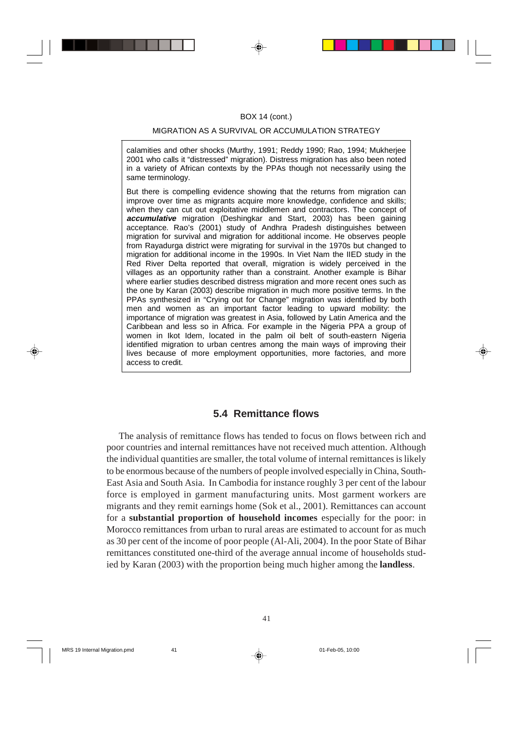BOX 14 (cont.)

MIGRATION AS A SURVIVAL OR ACCUMULATION STRATEGY

calamities and other shocks (Murthy, 1991; Reddy 1990; Rao, 1994; Mukherjee 2001 who calls it "distressed" migration). Distress migration has also been noted in a variety of African contexts by the PPAs though not necessarily using the same terminology.

But there is compelling evidence showing that the returns from migration can improve over time as migrants acquire more knowledge, confidence and skills; when they can cut out exploitative middlemen and contractors. The concept of ***accumulative*** migration (Deshingkar and Start, 2003) has been gaining acceptance. Rao's (2001) study of Andhra Pradesh distinguishes between migration for survival and migration for additional income. He observes people from Rayadurga district were migrating for survival in the 1970s but changed to migration for additional income in the 1990s. In Viet Nam the IIED study in the Red River Delta reported that overall, migration is widely perceived in the villages as an opportunity rather than a constraint. Another example is Bihar where earlier studies described distress migration and more recent ones such as the one by Karan (2003) describe migration in much more positive terms. In the PPAs synthesized in "Crying out for Change" migration was identified by both men and women as an important factor leading to upward mobility: the importance of migration was greatest in Asia, followed by Latin America and the Caribbean and less so in Africa. For example in the Nigeria PPA a group of women in Ikot Idem, located in the palm oil belt of south-eastern Nigeria identified migration to urban centres among the main ways of improving their lives because of more employment opportunities, more factories, and more access to credit.

## 5.4 Remittance flows

The analysis of remittance flows has tended to focus on flows between rich and poor countries and internal remittances have not received much attention. Although the individual quantities are smaller, the total volume of internal remittances is likely to be enormous because of the numbers of people involved especially in China, South-East Asia and South Asia. In Cambodia for instance roughly 3 per cent of the labour force is employed in garment manufacturing units. Most garment workers are migrants and they remit earnings home (Sok et al., 2001). Remittances can account for a **substantial proportion of household incomes** especially for the poor: in Morocco remittances from urban to rural areas are estimated to account for as much as 30 per cent of the income of poor people (Al-Ali, 2004). In the poor State of Bihar remittances constituted one-third of the average annual income of households studied by Karan (2003) with the proportion being much higher among the **landless**.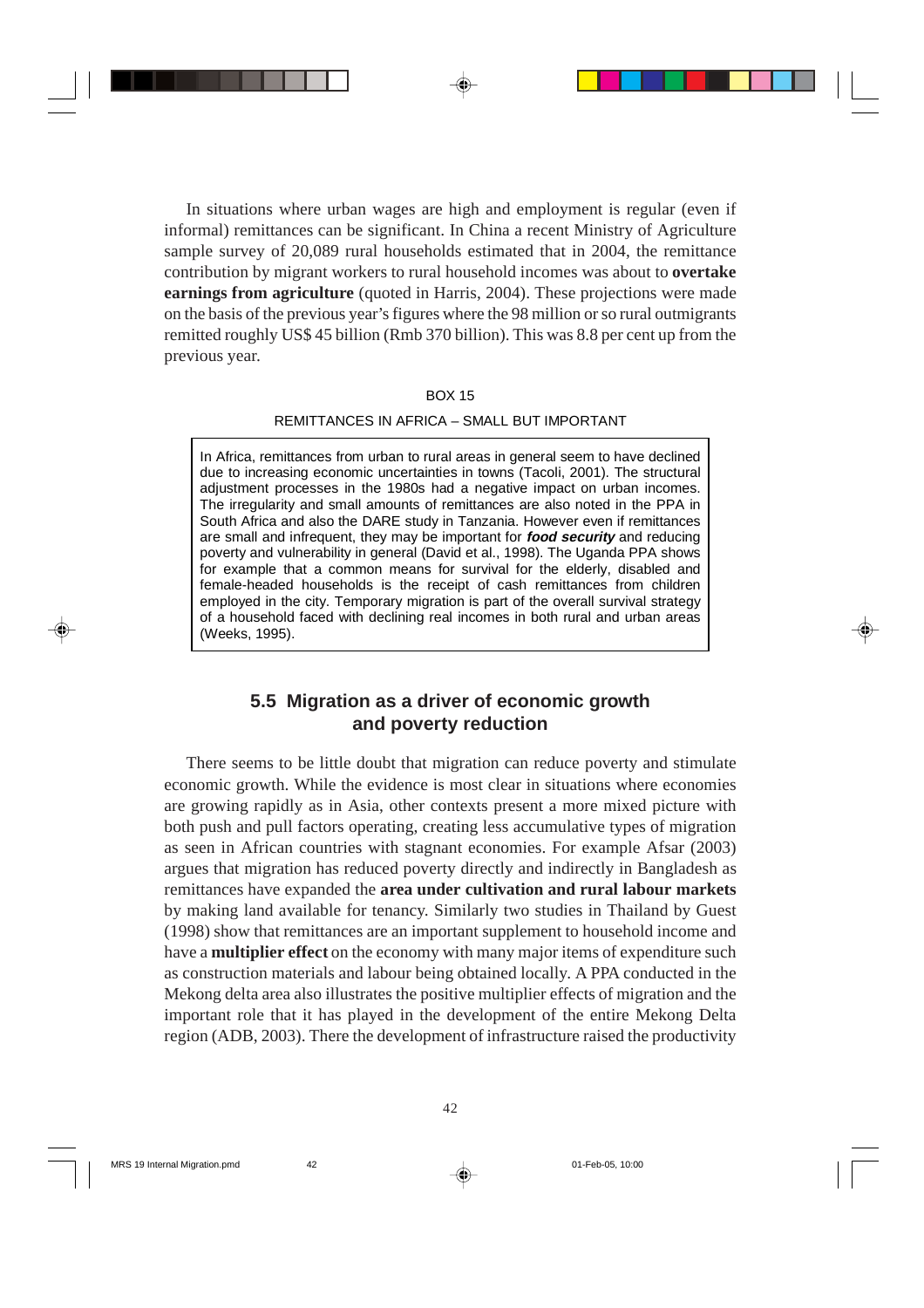In situations where urban wages are high and employment is regular (even if informal) remittances can be significant. In China a recent Ministry of Agriculture sample survey of 20,089 rural households estimated that in 2004, the remittance contribution by migrant workers to rural household incomes was about to **overtake earnings from agriculture** (quoted in Harris, 2004). These projections were made on the basis of the previous year's figures where the 98 million or so rural outmigrants remitted roughly US$ 45 billion (Rmb 370 billion). This was 8.8 per cent up from the previous year.

BOX 15

REMITTANCES IN AFRICA – SMALL BUT IMPORTANT

> In Africa, remittances from urban to rural areas in general seem to have declined due to increasing economic uncertainties in towns (Tacoli, 2001). The structural adjustment processes in the 1980s had a negative impact on urban incomes. The irregularity and small amounts of remittances are also noted in the PPA in South Africa and also the DARE study in Tanzania. However even if remittances are small and infrequent, they may be important for ***food security*** and reducing poverty and vulnerability in general (David et al., 1998). The Uganda PPA shows for example that a common means for survival for the elderly, disabled and female-headed households is the receipt of cash remittances from children employed in the city. Temporary migration is part of the overall survival strategy of a household faced with declining real incomes in both rural and urban areas (Weeks, 1995).

## 5.5 Migration as a driver of economic growth and poverty reduction

There seems to be little doubt that migration can reduce poverty and stimulate economic growth. While the evidence is most clear in situations where economies are growing rapidly as in Asia, other contexts present a more mixed picture with both push and pull factors operating, creating less accumulative types of migration as seen in African countries with stagnant economies. For example Afsar (2003) argues that migration has reduced poverty directly and indirectly in Bangladesh as remittances have expanded the **area under cultivation and rural labour markets** by making land available for tenancy. Similarly two studies in Thailand by Guest (1998) show that remittances are an important supplement to household income and have a **multiplier effect** on the economy with many major items of expenditure such as construction materials and labour being obtained locally. A PPA conducted in the Mekong delta area also illustrates the positive multiplier effects of migration and the important role that it has played in the development of the entire Mekong Delta region (ADB, 2003). There the development of infrastructure raised the productivity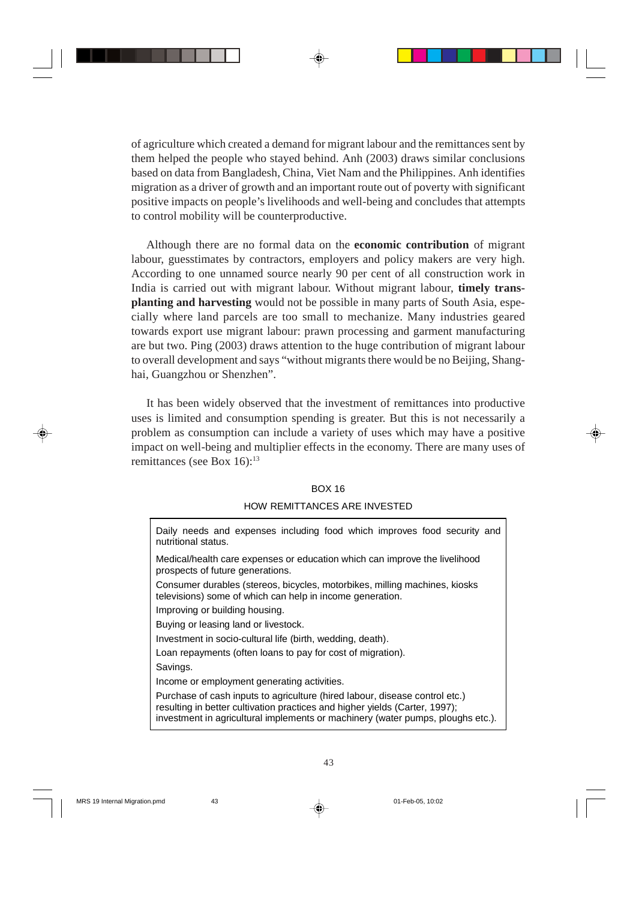of agriculture which created a demand for migrant labour and the remittances sent by them helped the people who stayed behind. Anh (2003) draws similar conclusions based on data from Bangladesh, China, Viet Nam and the Philippines. Anh identifies migration as a driver of growth and an important route out of poverty with significant positive impacts on people's livelihoods and well-being and concludes that attempts to control mobility will be counterproductive.

Although there are no formal data on the **economic contribution** of migrant labour, guesstimates by contractors, employers and policy makers are very high. According to one unnamed source nearly 90 per cent of all construction work in India is carried out with migrant labour. Without migrant labour, **timely transplanting and harvesting** would not be possible in many parts of South Asia, especially where land parcels are too small to mechanize. Many industries geared towards export use migrant labour: prawn processing and garment manufacturing are but two. Ping (2003) draws attention to the huge contribution of migrant labour to overall development and says "without migrants there would be no Beijing, Shanghai, Guangzhou or Shenzhen".

It has been widely observed that the investment of remittances into productive uses is limited and consumption spending is greater. But this is not necessarily a problem as consumption can include a variety of uses which may have a positive impact on well-being and multiplier effects in the economy. There are many uses of remittances (see Box 16):[13]

BOX 16

HOW REMITTANCES ARE INVESTED

Daily needs and expenses including food which improves food security and nutritional status.

Medical/health care expenses or education which can improve the livelihood prospects of future generations.

Consumer durables (stereos, bicycles, motorbikes, milling machines, kiosks televisions) some of which can help in income generation.

Improving or building housing.

Buying or leasing land or livestock.

Investment in socio-cultural life (birth, wedding, death).

Loan repayments (often loans to pay for cost of migration).

Savings.

Income or employment generating activities.

Purchase of cash inputs to agriculture (hired labour, disease control etc.) resulting in better cultivation practices and higher yields (Carter, 1997); investment in agricultural implements or machinery (water pumps, ploughs etc.).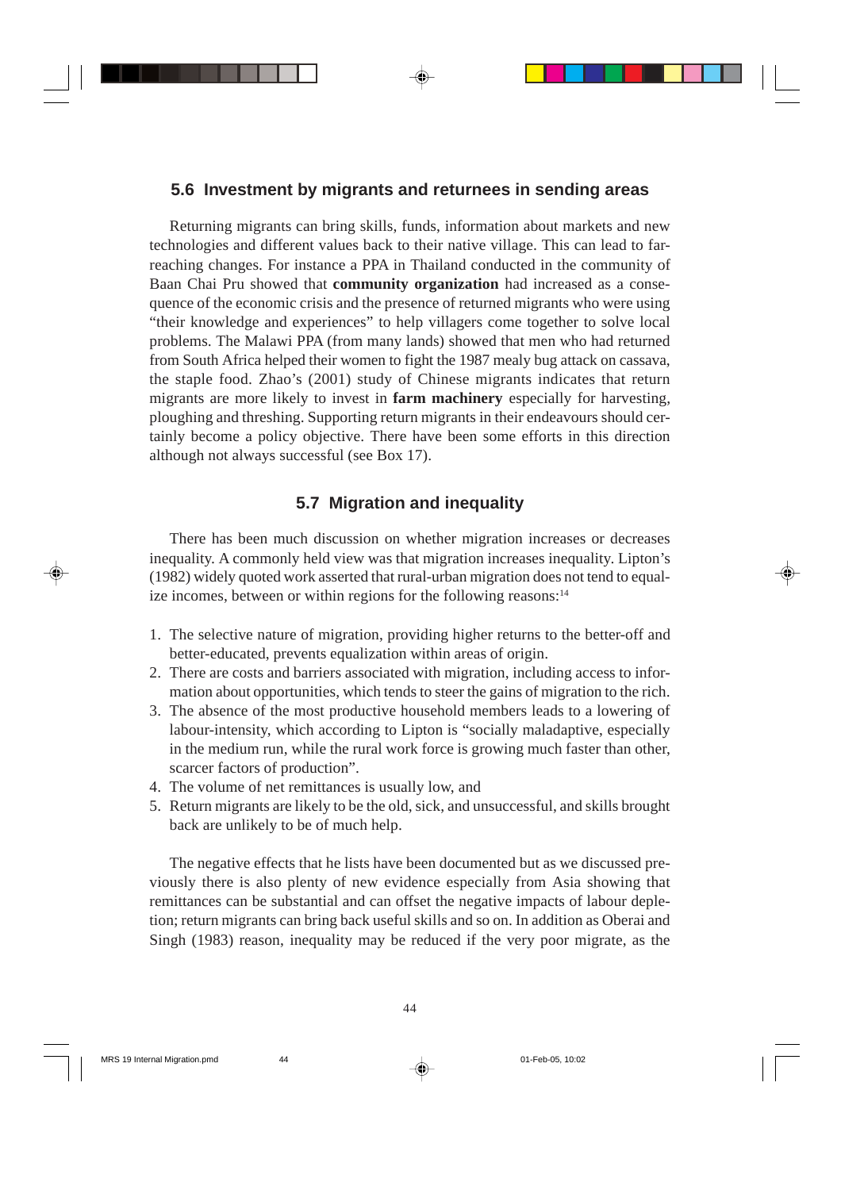## 5.6 Investment by migrants and returnees in sending areas

Returning migrants can bring skills, funds, information about markets and new technologies and different values back to their native village. This can lead to far-reaching changes. For instance a PPA in Thailand conducted in the community of Baan Chai Pru showed that **community organization** had increased as a consequence of the economic crisis and the presence of returned migrants who were using "their knowledge and experiences" to help villagers come together to solve local problems. The Malawi PPA (from many lands) showed that men who had returned from South Africa helped their women to fight the 1987 mealy bug attack on cassava, the staple food. Zhao's (2001) study of Chinese migrants indicates that return migrants are more likely to invest in **farm machinery** especially for harvesting, ploughing and threshing. Supporting return migrants in their endeavours should certainly become a policy objective. There have been some efforts in this direction although not always successful (see Box 17).

## 5.7 Migration and inequality

There has been much discussion on whether migration increases or decreases inequality. A commonly held view was that migration increases inequality. Lipton's (1982) widely quoted work asserted that rural-urban migration does not tend to equalize incomes, between or within regions for the following reasons:[14]

1. The selective nature of migration, providing higher returns to the better-off and better-educated, prevents equalization within areas of origin.
2. There are costs and barriers associated with migration, including access to information about opportunities, which tends to steer the gains of migration to the rich.
3. The absence of the most productive household members leads to a lowering of labour-intensity, which according to Lipton is "socially maladaptive, especially in the medium run, while the rural work force is growing much faster than other, scarcer factors of production".
4. The volume of net remittances is usually low, and
5. Return migrants are likely to be the old, sick, and unsuccessful, and skills brought back are unlikely to be of much help.

The negative effects that he lists have been documented but as we discussed previously there is also plenty of new evidence especially from Asia showing that remittances can be substantial and can offset the negative impacts of labour depletion; return migrants can bring back useful skills and so on. In addition as Oberai and Singh (1983) reason, inequality may be reduced if the very poor migrate, as the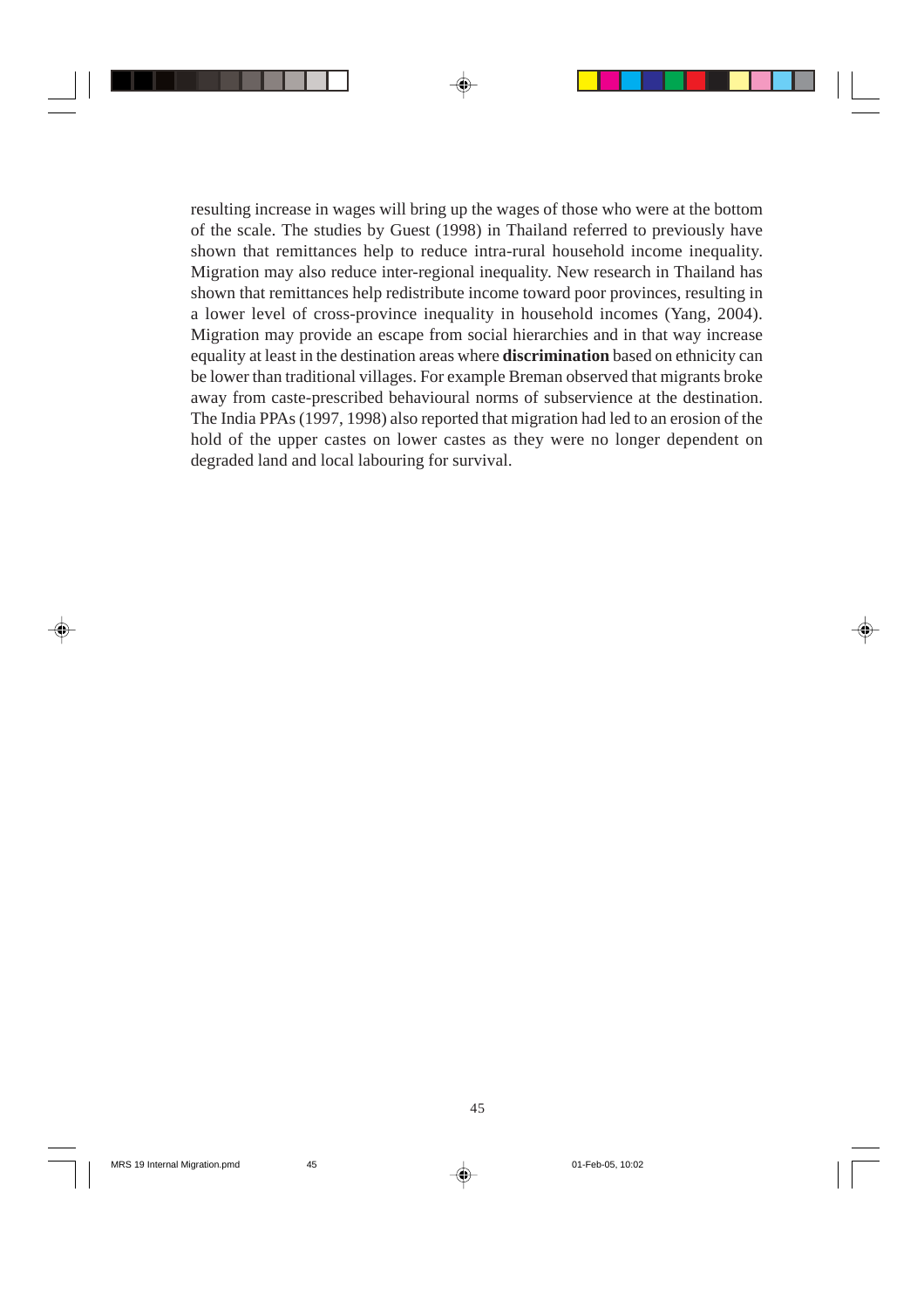resulting increase in wages will bring up the wages of those who were at the bottom of the scale. The studies by Guest (1998) in Thailand referred to previously have shown that remittances help to reduce intra-rural household income inequality. Migration may also reduce inter-regional inequality. New research in Thailand has shown that remittances help redistribute income toward poor provinces, resulting in a lower level of cross-province inequality in household incomes (Yang, 2004). Migration may provide an escape from social hierarchies and in that way increase equality at least in the destination areas where **discrimination** based on ethnicity can be lower than traditional villages. For example Breman observed that migrants broke away from caste-prescribed behavioural norms of subservience at the destination. The India PPAs (1997, 1998) also reported that migration had led to an erosion of the hold of the upper castes on lower castes as they were no longer dependent on degraded land and local labouring for survival.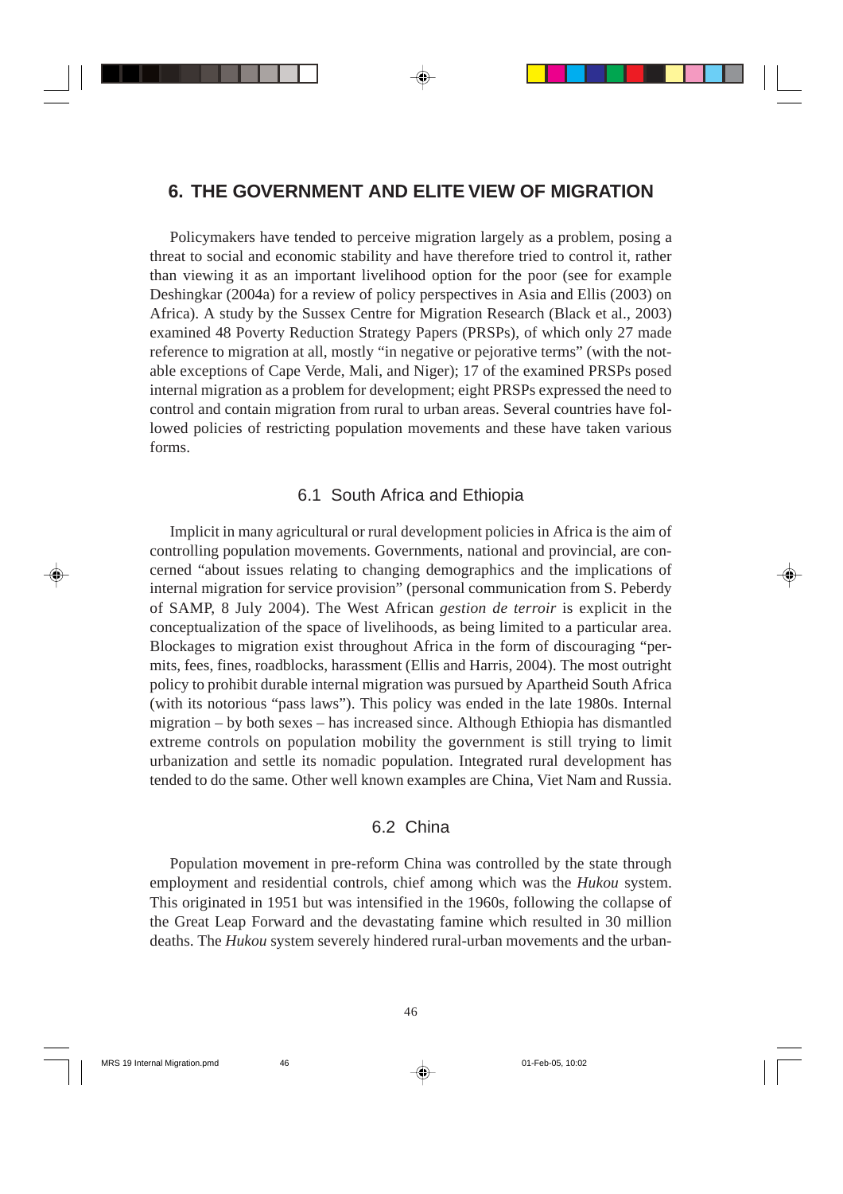## 6. THE GOVERNMENT AND ELITE VIEW OF MIGRATION

Policymakers have tended to perceive migration largely as a problem, posing a threat to social and economic stability and have therefore tried to control it, rather than viewing it as an important livelihood option for the poor (see for example Deshingkar (2004a) for a review of policy perspectives in Asia and Ellis (2003) on Africa). A study by the Sussex Centre for Migration Research (Black et al., 2003) examined 48 Poverty Reduction Strategy Papers (PRSPs), of which only 27 made reference to migration at all, mostly "in negative or pejorative terms" (with the notable exceptions of Cape Verde, Mali, and Niger); 17 of the examined PRSPs posed internal migration as a problem for development; eight PRSPs expressed the need to control and contain migration from rural to urban areas. Several countries have followed policies of restricting population movements and these have taken various forms.

### 6.1 South Africa and Ethiopia

Implicit in many agricultural or rural development policies in Africa is the aim of controlling population movements. Governments, national and provincial, are concerned "about issues relating to changing demographics and the implications of internal migration for service provision" (personal communication from S. Peberdy of SAMP, 8 July 2004). The West African *gestion de terroir* is explicit in the conceptualization of the space of livelihoods, as being limited to a particular area. Blockages to migration exist throughout Africa in the form of discouraging "permits, fees, fines, roadblocks, harassment (Ellis and Harris, 2004). The most outright policy to prohibit durable internal migration was pursued by Apartheid South Africa (with its notorious "pass laws"). This policy was ended in the late 1980s. Internal migration – by both sexes – has increased since. Although Ethiopia has dismantled extreme controls on population mobility the government is still trying to limit urbanization and settle its nomadic population. Integrated rural development has tended to do the same. Other well known examples are China, Viet Nam and Russia.

### 6.2 China

Population movement in pre-reform China was controlled by the state through employment and residential controls, chief among which was the *Hukou* system. This originated in 1951 but was intensified in the 1960s, following the collapse of the Great Leap Forward and the devastating famine which resulted in 30 million deaths. The *Hukou* system severely hindered rural-urban movements and the urban-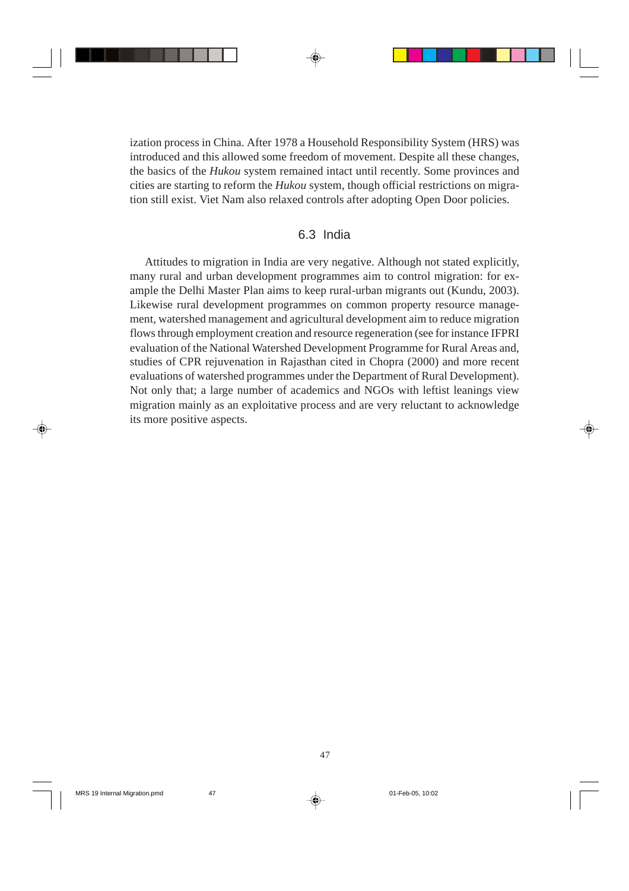ization process in China. After 1978 a Household Responsibility System (HRS) was introduced and this allowed some freedom of movement. Despite all these changes, the basics of the *Hukou* system remained intact until recently. Some provinces and cities are starting to reform the *Hukou* system, though official restrictions on migration still exist. Viet Nam also relaxed controls after adopting Open Door policies.

## 6.3 India

Attitudes to migration in India are very negative. Although not stated explicitly, many rural and urban development programmes aim to control migration: for example the Delhi Master Plan aims to keep rural-urban migrants out (Kundu, 2003). Likewise rural development programmes on common property resource management, watershed management and agricultural development aim to reduce migration flows through employment creation and resource regeneration (see for instance IFPRI evaluation of the National Watershed Development Programme for Rural Areas and, studies of CPR rejuvenation in Rajasthan cited in Chopra (2000) and more recent evaluations of watershed programmes under the Department of Rural Development). Not only that; a large number of academics and NGOs with leftist leanings view migration mainly as an exploitative process and are very reluctant to acknowledge its more positive aspects.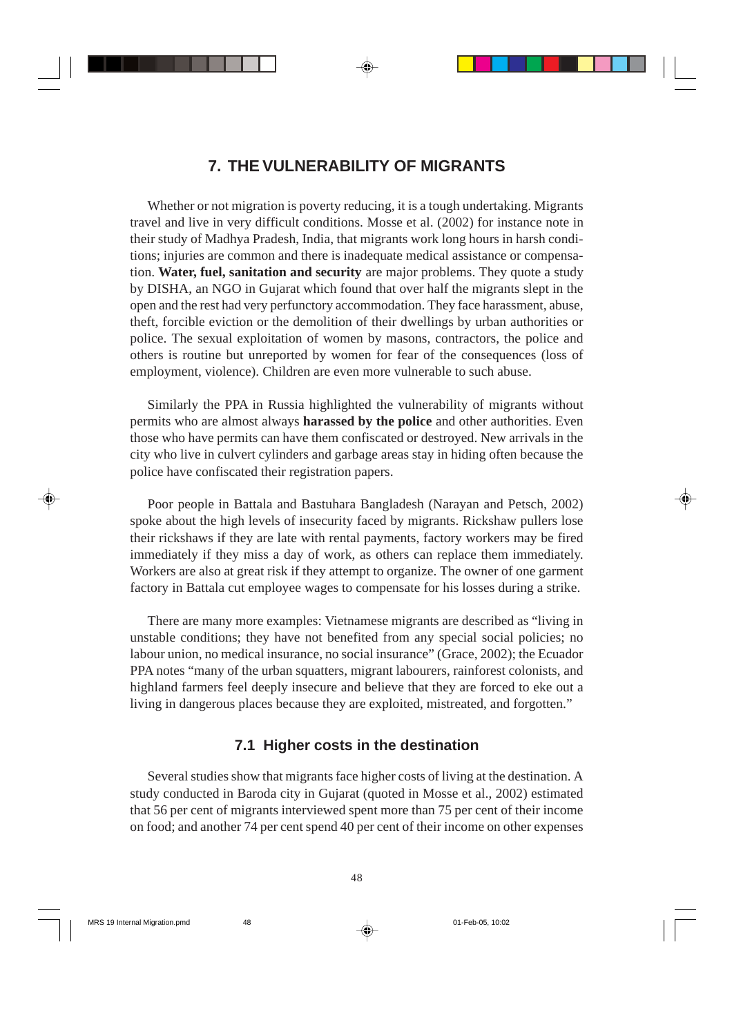# 7. THE VULNERABILITY OF MIGRANTS

Whether or not migration is poverty reducing, it is a tough undertaking. Migrants travel and live in very difficult conditions. Mosse et al. (2002) for instance note in their study of Madhya Pradesh, India, that migrants work long hours in harsh conditions; injuries are common and there is inadequate medical assistance or compensation. **Water, fuel, sanitation and security** are major problems. They quote a study by DISHA, an NGO in Gujarat which found that over half the migrants slept in the open and the rest had very perfunctory accommodation. They face harassment, abuse, theft, forcible eviction or the demolition of their dwellings by urban authorities or police. The sexual exploitation of women by masons, contractors, the police and others is routine but unreported by women for fear of the consequences (loss of employment, violence). Children are even more vulnerable to such abuse.

Similarly the PPA in Russia highlighted the vulnerability of migrants without permits who are almost always **harassed by the police** and other authorities. Even those who have permits can have them confiscated or destroyed. New arrivals in the city who live in culvert cylinders and garbage areas stay in hiding often because the police have confiscated their registration papers.

Poor people in Battala and Bastuhara Bangladesh (Narayan and Petsch, 2002) spoke about the high levels of insecurity faced by migrants. Rickshaw pullers lose their rickshaws if they are late with rental payments, factory workers may be fired immediately if they miss a day of work, as others can replace them immediately. Workers are also at great risk if they attempt to organize. The owner of one garment factory in Battala cut employee wages to compensate for his losses during a strike.

There are many more examples: Vietnamese migrants are described as "living in unstable conditions; they have not benefited from any special social policies; no labour union, no medical insurance, no social insurance" (Grace, 2002); the Ecuador PPA notes "many of the urban squatters, migrant labourers, rainforest colonists, and highland farmers feel deeply insecure and believe that they are forced to eke out a living in dangerous places because they are exploited, mistreated, and forgotten."

## 7.1 Higher costs in the destination

Several studies show that migrants face higher costs of living at the destination. A study conducted in Baroda city in Gujarat (quoted in Mosse et al., 2002) estimated that 56 per cent of migrants interviewed spent more than 75 per cent of their income on food; and another 74 per cent spend 40 per cent of their income on other expenses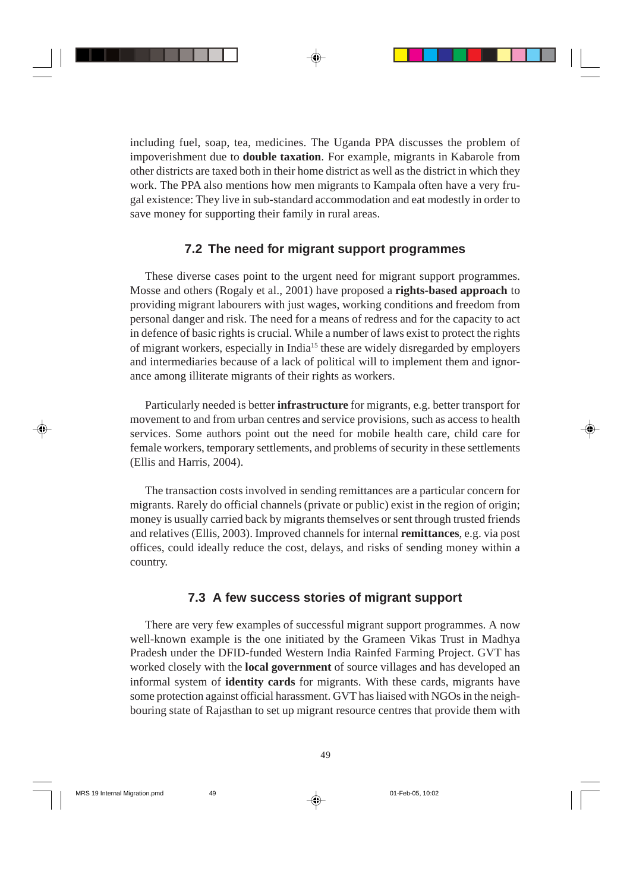including fuel, soap, tea, medicines. The Uganda PPA discusses the problem of impoverishment due to **double taxation**. For example, migrants in Kabarole from other districts are taxed both in their home district as well as the district in which they work. The PPA also mentions how men migrants to Kampala often have a very frugal existence: They live in sub-standard accommodation and eat modestly in order to save money for supporting their family in rural areas.

## 7.2 The need for migrant support programmes

These diverse cases point to the urgent need for migrant support programmes. Mosse and others (Rogaly et al., 2001) have proposed a **rights-based approach** to providing migrant labourers with just wages, working conditions and freedom from personal danger and risk. The need for a means of redress and for the capacity to act in defence of basic rights is crucial. While a number of laws exist to protect the rights of migrant workers, especially in India[15] these are widely disregarded by employers and intermediaries because of a lack of political will to implement them and ignorance among illiterate migrants of their rights as workers.

Particularly needed is better **infrastructure** for migrants, e.g. better transport for movement to and from urban centres and service provisions, such as access to health services. Some authors point out the need for mobile health care, child care for female workers, temporary settlements, and problems of security in these settlements (Ellis and Harris, 2004).

The transaction costs involved in sending remittances are a particular concern for migrants. Rarely do official channels (private or public) exist in the region of origin; money is usually carried back by migrants themselves or sent through trusted friends and relatives (Ellis, 2003). Improved channels for internal **remittances**, e.g. via post offices, could ideally reduce the cost, delays, and risks of sending money within a country.

## 7.3 A few success stories of migrant support

There are very few examples of successful migrant support programmes. A now well-known example is the one initiated by the Grameen Vikas Trust in Madhya Pradesh under the DFID-funded Western India Rainfed Farming Project. GVT has worked closely with the **local government** of source villages and has developed an informal system of **identity cards** for migrants. With these cards, migrants have some protection against official harassment. GVT has liaised with NGOs in the neighbouring state of Rajasthan to set up migrant resource centres that provide them with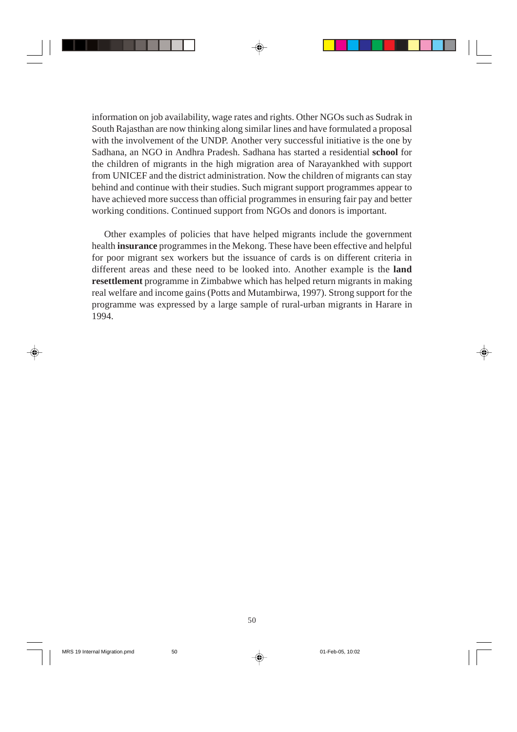information on job availability, wage rates and rights. Other NGOs such as Sudrak in South Rajasthan are now thinking along similar lines and have formulated a proposal with the involvement of the UNDP. Another very successful initiative is the one by Sadhana, an NGO in Andhra Pradesh. Sadhana has started a residential **school** for the children of migrants in the high migration area of Narayankhed with support from UNICEF and the district administration. Now the children of migrants can stay behind and continue with their studies. Such migrant support programmes appear to have achieved more success than official programmes in ensuring fair pay and better working conditions. Continued support from NGOs and donors is important.

Other examples of policies that have helped migrants include the government health **insurance** programmes in the Mekong. These have been effective and helpful for poor migrant sex workers but the issuance of cards is on different criteria in different areas and these need to be looked into. Another example is the **land resettlement** programme in Zimbabwe which has helped return migrants in making real welfare and income gains (Potts and Mutambirwa, 1997). Strong support for the programme was expressed by a large sample of rural-urban migrants in Harare in 1994.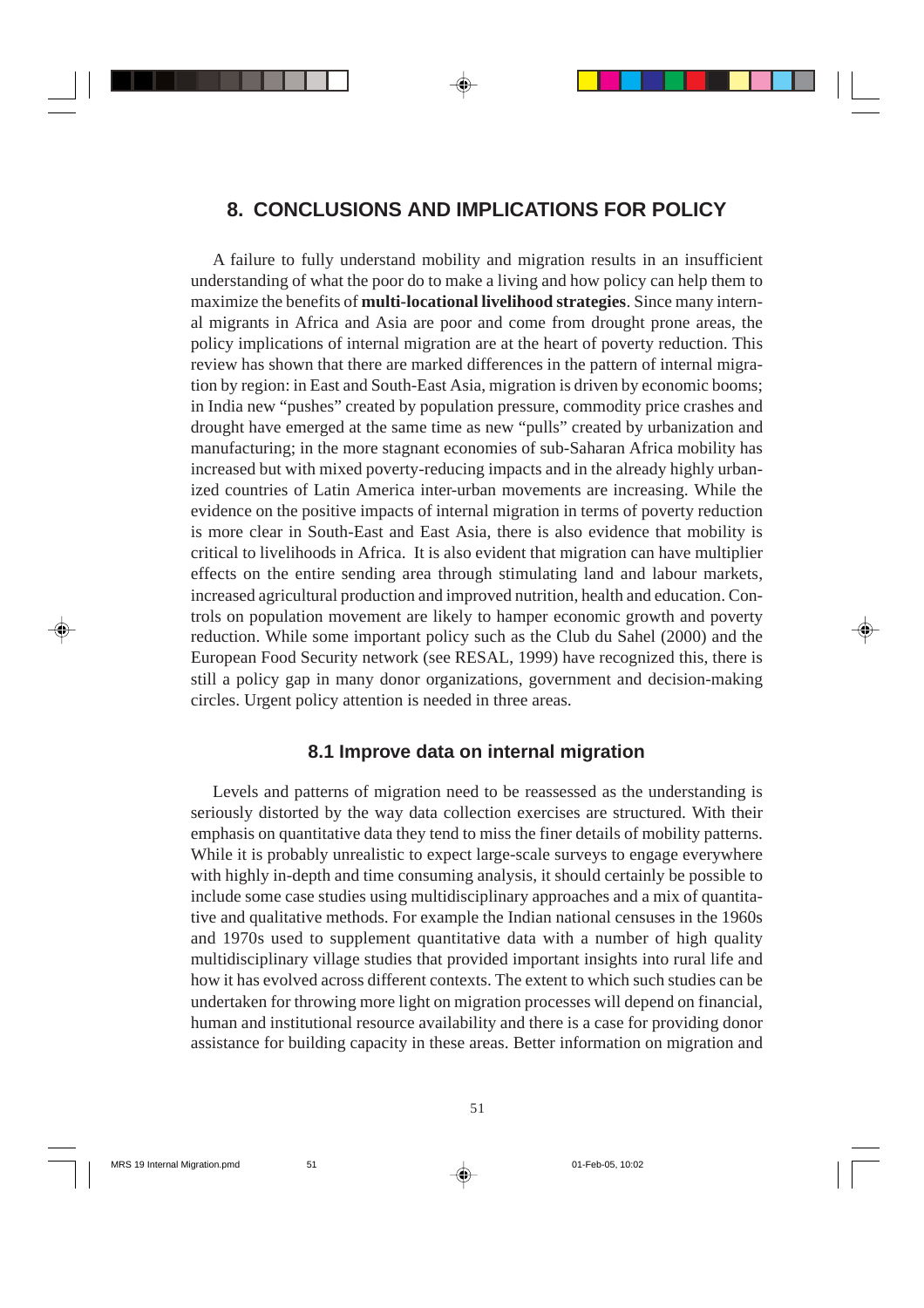# 8. CONCLUSIONS AND IMPLICATIONS FOR POLICY

A failure to fully understand mobility and migration results in an insufficient understanding of what the poor do to make a living and how policy can help them to maximize the benefits of **multi-locational livelihood strategies**. Since many internal migrants in Africa and Asia are poor and come from drought prone areas, the policy implications of internal migration are at the heart of poverty reduction. This review has shown that there are marked differences in the pattern of internal migration by region: in East and South-East Asia, migration is driven by economic booms; in India new "pushes" created by population pressure, commodity price crashes and drought have emerged at the same time as new "pulls" created by urbanization and manufacturing; in the more stagnant economies of sub-Saharan Africa mobility has increased but with mixed poverty-reducing impacts and in the already highly urbanized countries of Latin America inter-urban movements are increasing. While the evidence on the positive impacts of internal migration in terms of poverty reduction is more clear in South-East and East Asia, there is also evidence that mobility is critical to livelihoods in Africa. It is also evident that migration can have multiplier effects on the entire sending area through stimulating land and labour markets, increased agricultural production and improved nutrition, health and education. Controls on population movement are likely to hamper economic growth and poverty reduction. While some important policy such as the Club du Sahel (2000) and the European Food Security network (see RESAL, 1999) have recognized this, there is still a policy gap in many donor organizations, government and decision-making circles. Urgent policy attention is needed in three areas.

## 8.1 Improve data on internal migration

Levels and patterns of migration need to be reassessed as the understanding is seriously distorted by the way data collection exercises are structured. With their emphasis on quantitative data they tend to miss the finer details of mobility patterns. While it is probably unrealistic to expect large-scale surveys to engage everywhere with highly in-depth and time consuming analysis, it should certainly be possible to include some case studies using multidisciplinary approaches and a mix of quantitative and qualitative methods. For example the Indian national censuses in the 1960s and 1970s used to supplement quantitative data with a number of high quality multidisciplinary village studies that provided important insights into rural life and how it has evolved across different contexts. The extent to which such studies can be undertaken for throwing more light on migration processes will depend on financial, human and institutional resource availability and there is a case for providing donor assistance for building capacity in these areas. Better information on migration and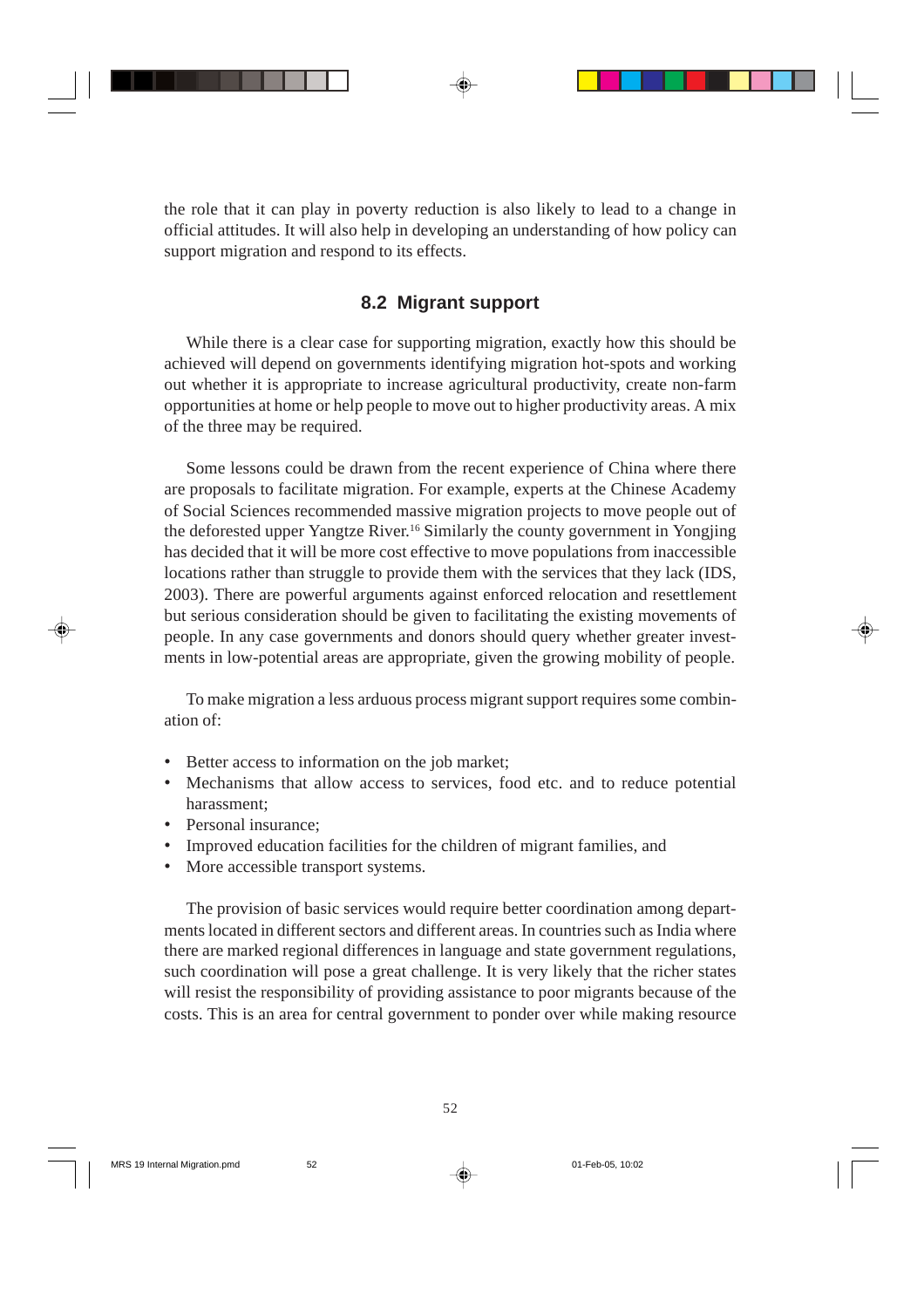the role that it can play in poverty reduction is also likely to lead to a change in official attitudes. It will also help in developing an understanding of how policy can support migration and respond to its effects.

## 8.2 Migrant support

While there is a clear case for supporting migration, exactly how this should be achieved will depend on governments identifying migration hot-spots and working out whether it is appropriate to increase agricultural productivity, create non-farm opportunities at home or help people to move out to higher productivity areas. A mix of the three may be required.

Some lessons could be drawn from the recent experience of China where there are proposals to facilitate migration. For example, experts at the Chinese Academy of Social Sciences recommended massive migration projects to move people out of the deforested upper Yangtze River.[16] Similarly the county government in Yongjing has decided that it will be more cost effective to move populations from inaccessible locations rather than struggle to provide them with the services that they lack (IDS, 2003). There are powerful arguments against enforced relocation and resettlement but serious consideration should be given to facilitating the existing movements of people. In any case governments and donors should query whether greater investments in low-potential areas are appropriate, given the growing mobility of people.

To make migration a less arduous process migrant support requires some combination of:

- Better access to information on the job market;
- Mechanisms that allow access to services, food etc. and to reduce potential harassment;
- Personal insurance;
- Improved education facilities for the children of migrant families, and
- More accessible transport systems.

The provision of basic services would require better coordination among departments located in different sectors and different areas. In countries such as India where there are marked regional differences in language and state government regulations, such coordination will pose a great challenge. It is very likely that the richer states will resist the responsibility of providing assistance to poor migrants because of the costs. This is an area for central government to ponder over while making resource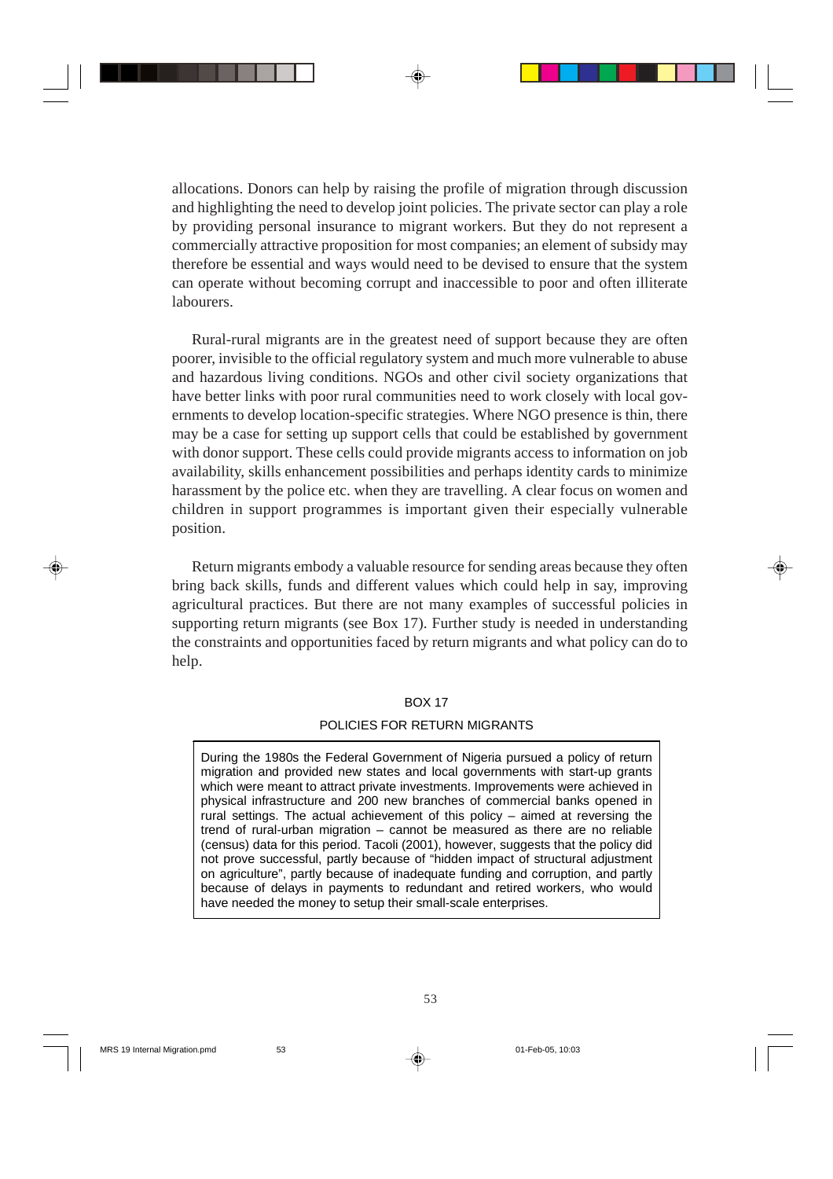allocations. Donors can help by raising the profile of migration through discussion and highlighting the need to develop joint policies. The private sector can play a role by providing personal insurance to migrant workers. But they do not represent a commercially attractive proposition for most companies; an element of subsidy may therefore be essential and ways would need to be devised to ensure that the system can operate without becoming corrupt and inaccessible to poor and often illiterate labourers.

Rural-rural migrants are in the greatest need of support because they are often poorer, invisible to the official regulatory system and much more vulnerable to abuse and hazardous living conditions. NGOs and other civil society organizations that have better links with poor rural communities need to work closely with local governments to develop location-specific strategies. Where NGO presence is thin, there may be a case for setting up support cells that could be established by government with donor support. These cells could provide migrants access to information on job availability, skills enhancement possibilities and perhaps identity cards to minimize harassment by the police etc. when they are travelling. A clear focus on women and children in support programmes is important given their especially vulnerable position.

Return migrants embody a valuable resource for sending areas because they often bring back skills, funds and different values which could help in say, improving agricultural practices. But there are not many examples of successful policies in supporting return migrants (see Box 17). Further study is needed in understanding the constraints and opportunities faced by return migrants and what policy can do to help.

BOX 17

POLICIES FOR RETURN MIGRANTS

> During the 1980s the Federal Government of Nigeria pursued a policy of return migration and provided new states and local governments with start-up grants which were meant to attract private investments. Improvements were achieved in physical infrastructure and 200 new branches of commercial banks opened in rural settings. The actual achievement of this policy – aimed at reversing the trend of rural-urban migration – cannot be measured as there are no reliable (census) data for this period. Tacoli (2001), however, suggests that the policy did not prove successful, partly because of "hidden impact of structural adjustment on agriculture", partly because of inadequate funding and corruption, and partly because of delays in payments to redundant and retired workers, who would have needed the money to setup their small-scale enterprises.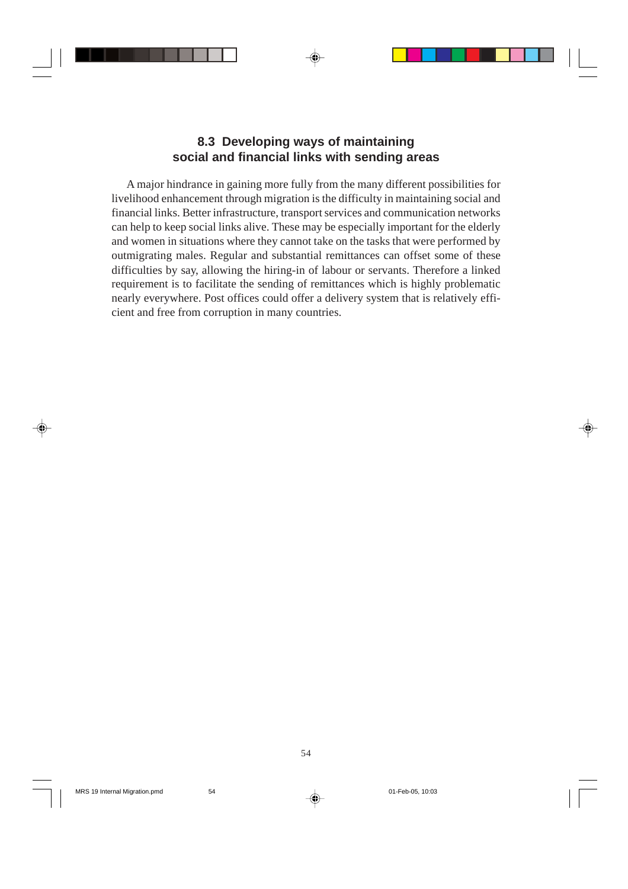## 8.3 Developing ways of maintaining social and financial links with sending areas

A major hindrance in gaining more fully from the many different possibilities for livelihood enhancement through migration is the difficulty in maintaining social and financial links. Better infrastructure, transport services and communication networks can help to keep social links alive. These may be especially important for the elderly and women in situations where they cannot take on the tasks that were performed by outmigrating males. Regular and substantial remittances can offset some of these difficulties by say, allowing the hiring-in of labour or servants. Therefore a linked requirement is to facilitate the sending of remittances which is highly problematic nearly everywhere. Post offices could offer a delivery system that is relatively efficient and free from corruption in many countries.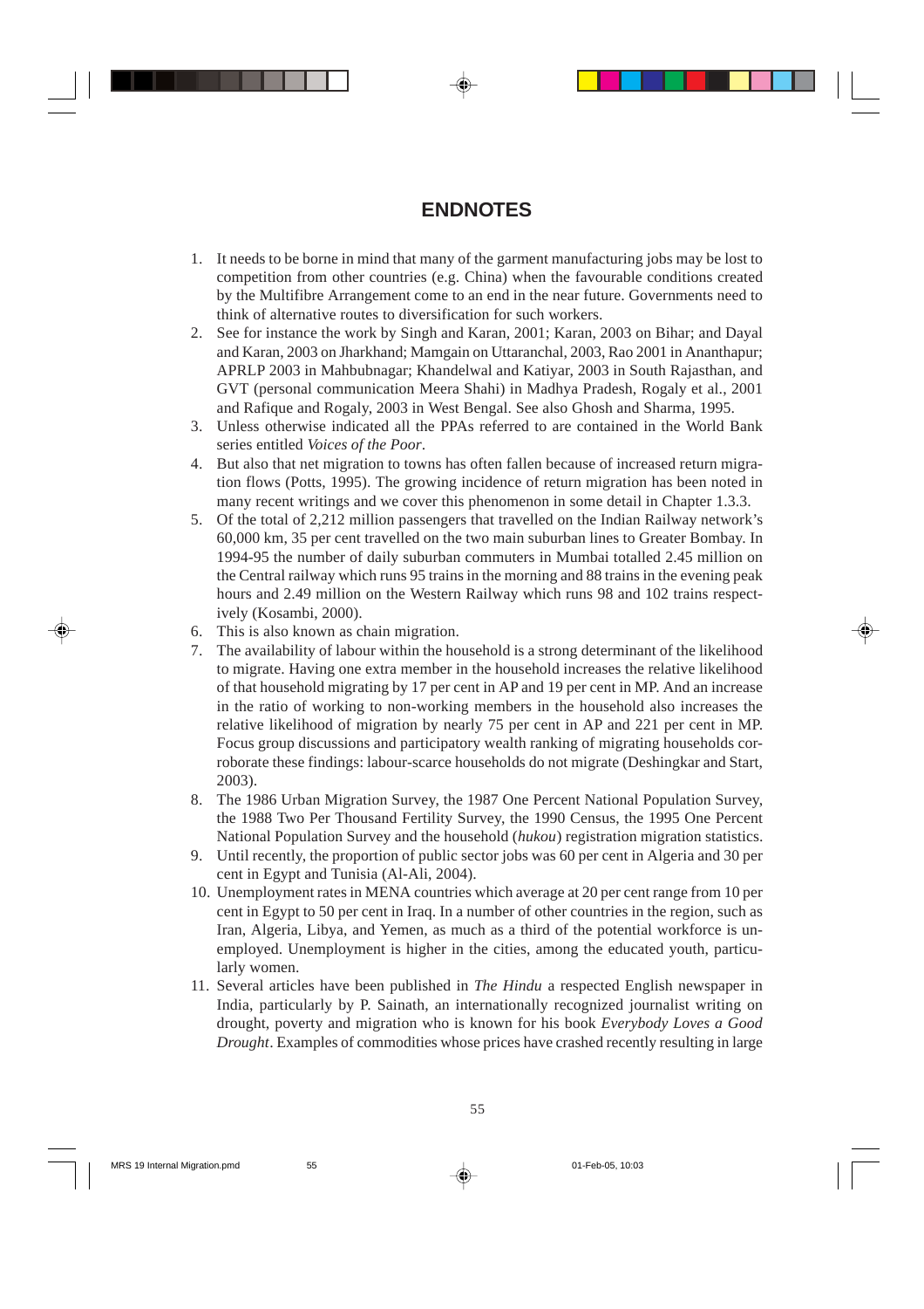# ENDNOTES

1. It needs to be borne in mind that many of the garment manufacturing jobs may be lost to competition from other countries (e.g. China) when the favourable conditions created by the Multifibre Arrangement come to an end in the near future. Governments need to think of alternative routes to diversification for such workers.
2. See for instance the work by Singh and Karan, 2001; Karan, 2003 on Bihar; and Dayal and Karan, 2003 on Jharkhand; Mamgain on Uttaranchal, 2003, Rao 2001 in Ananthapur; APRLP 2003 in Mahbubnagar; Khandelwal and Katiyar, 2003 in South Rajasthan, and GVT (personal communication Meera Shahi) in Madhya Pradesh, Rogaly et al., 2001 and Rafique and Rogaly, 2003 in West Bengal. See also Ghosh and Sharma, 1995.
3. Unless otherwise indicated all the PPAs referred to are contained in the World Bank series entitled *Voices of the Poor*.
4. But also that net migration to towns has often fallen because of increased return migration flows (Potts, 1995). The growing incidence of return migration has been noted in many recent writings and we cover this phenomenon in some detail in Chapter 1.3.3.
5. Of the total of 2,212 million passengers that travelled on the Indian Railway network's 60,000 km, 35 per cent travelled on the two main suburban lines to Greater Bombay. In 1994-95 the number of daily suburban commuters in Mumbai totalled 2.45 million on the Central railway which runs 95 trains in the morning and 88 trains in the evening peak hours and 2.49 million on the Western Railway which runs 98 and 102 trains respectively (Kosambi, 2000).
6. This is also known as chain migration.
7. The availability of labour within the household is a strong determinant of the likelihood to migrate. Having one extra member in the household increases the relative likelihood of that household migrating by 17 per cent in AP and 19 per cent in MP. And an increase in the ratio of working to non-working members in the household also increases the relative likelihood of migration by nearly 75 per cent in AP and 221 per cent in MP. Focus group discussions and participatory wealth ranking of migrating households corroborate these findings: labour-scarce households do not migrate (Deshingkar and Start, 2003).
8. The 1986 Urban Migration Survey, the 1987 One Percent National Population Survey, the 1988 Two Per Thousand Fertility Survey, the 1990 Census, the 1995 One Percent National Population Survey and the household (*hukou*) registration migration statistics.
9. Until recently, the proportion of public sector jobs was 60 per cent in Algeria and 30 per cent in Egypt and Tunisia (Al-Ali, 2004).
10. Unemployment rates in MENA countries which average at 20 per cent range from 10 per cent in Egypt to 50 per cent in Iraq. In a number of other countries in the region, such as Iran, Algeria, Libya, and Yemen, as much as a third of the potential workforce is unemployed. Unemployment is higher in the cities, among the educated youth, particularly women.
11. Several articles have been published in *The Hindu* a respected English newspaper in India, particularly by P. Sainath, an internationally recognized journalist writing on drought, poverty and migration who is known for his book *Everybody Loves a Good Drought*. Examples of commodities whose prices have crashed recently resulting in large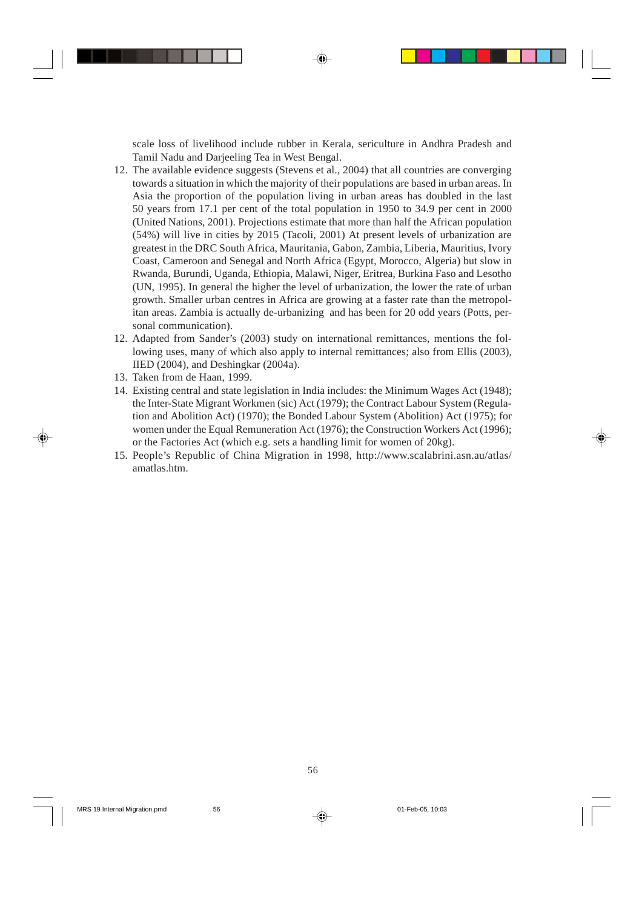scale loss of livelihood include rubber in Kerala, sericulture in Andhra Pradesh and Tamil Nadu and Darjeeling Tea in West Bengal.

12. The available evidence suggests (Stevens et al., 2004) that all countries are converging towards a situation in which the majority of their populations are based in urban areas. In Asia the proportion of the population living in urban areas has doubled in the last 50 years from 17.1 per cent of the total population in 1950 to 34.9 per cent in 2000 (United Nations, 2001). Projections estimate that more than half the African population (54%) will live in cities by 2015 (Tacoli, 2001) At present levels of urbanization are greatest in the DRC South Africa, Mauritania, Gabon, Zambia, Liberia, Mauritius, Ivory Coast, Cameroon and Senegal and North Africa (Egypt, Morocco, Algeria) but slow in Rwanda, Burundi, Uganda, Ethiopia, Malawi, Niger, Eritrea, Burkina Faso and Lesotho (UN, 1995). In general the higher the level of urbanization, the lower the rate of urban growth. Smaller urban centres in Africa are growing at a faster rate than the metropolitan areas. Zambia is actually de-urbanizing and has been for 20 odd years (Potts, personal communication).
12. Adapted from Sander's (2003) study on international remittances, mentions the following uses, many of which also apply to internal remittances; also from Ellis (2003), IIED (2004), and Deshingkar (2004a).
13. Taken from de Haan, 1999.
14. Existing central and state legislation in India includes: the Minimum Wages Act (1948); the Inter-State Migrant Workmen (sic) Act (1979); the Contract Labour System (Regulation and Abolition Act) (1970); the Bonded Labour System (Abolition) Act (1975); for women under the Equal Remuneration Act (1976); the Construction Workers Act (1996); or the Factories Act (which e.g. sets a handling limit for women of 20kg).
15. People's Republic of China Migration in 1998, http://www.scalabrini.asn.au/atlas/amatlas.htm.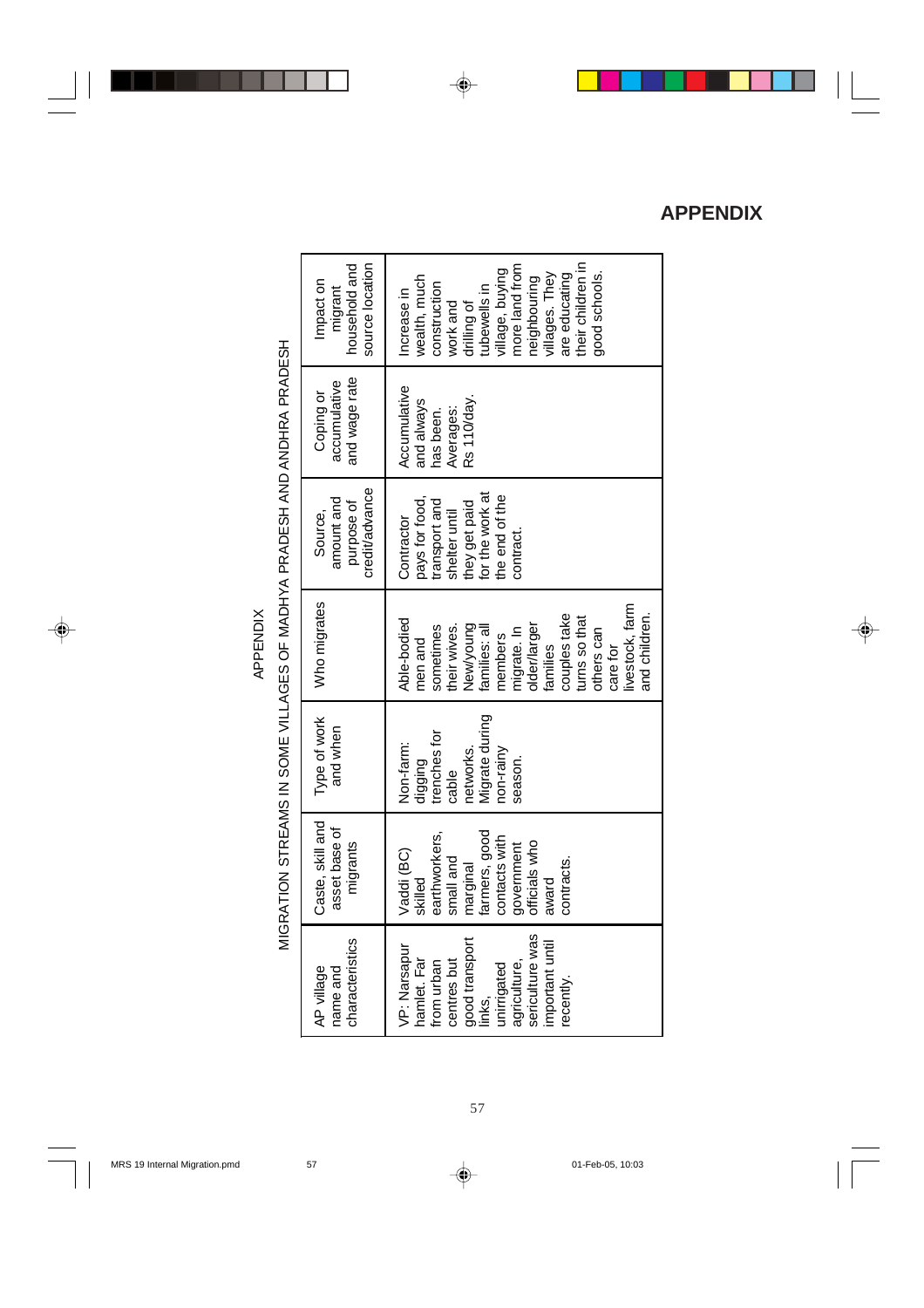# APPENDIX

## APPENDIX

### MIGRATION STREAMS IN SOME VILLAGES OF MADHYA PRADESH AND ANDHRA PRADESH

| AP village name and characteristics | Caste, skill and asset base of migrants | Type of work and when | Who migrates | Source, amount and purpose of credit/advance | Coping or accumulative and wage rate | Impact on migrant household and source location |
|---|---|---|---|---|---|---|
| VP: Narsapur hamlet. Far from urban centres but good transport links, unirrigated agriculture, sericulture was important until recently. | Vaddi (BC) skilled earthworkers, small and marginal farmers, good contacts with government officials who award contracts. | Non-farm: digging trenches for cable networks. Migrate during non-rainy season. | Able-bodied men and sometimes their wives. New/young families: all members migrate. In older/larger families couples take turns so that others can care for livestock, farm and children. | Contractor pays for food, transport and shelter until they get paid for the work at the end of the contract. | Accumulative and always has been. Averages: Rs 110/day. | Increase in wealth, much construction work and drilling of tubewells in village, buying more land from neighbouring villages. They are educating their children in good schools. |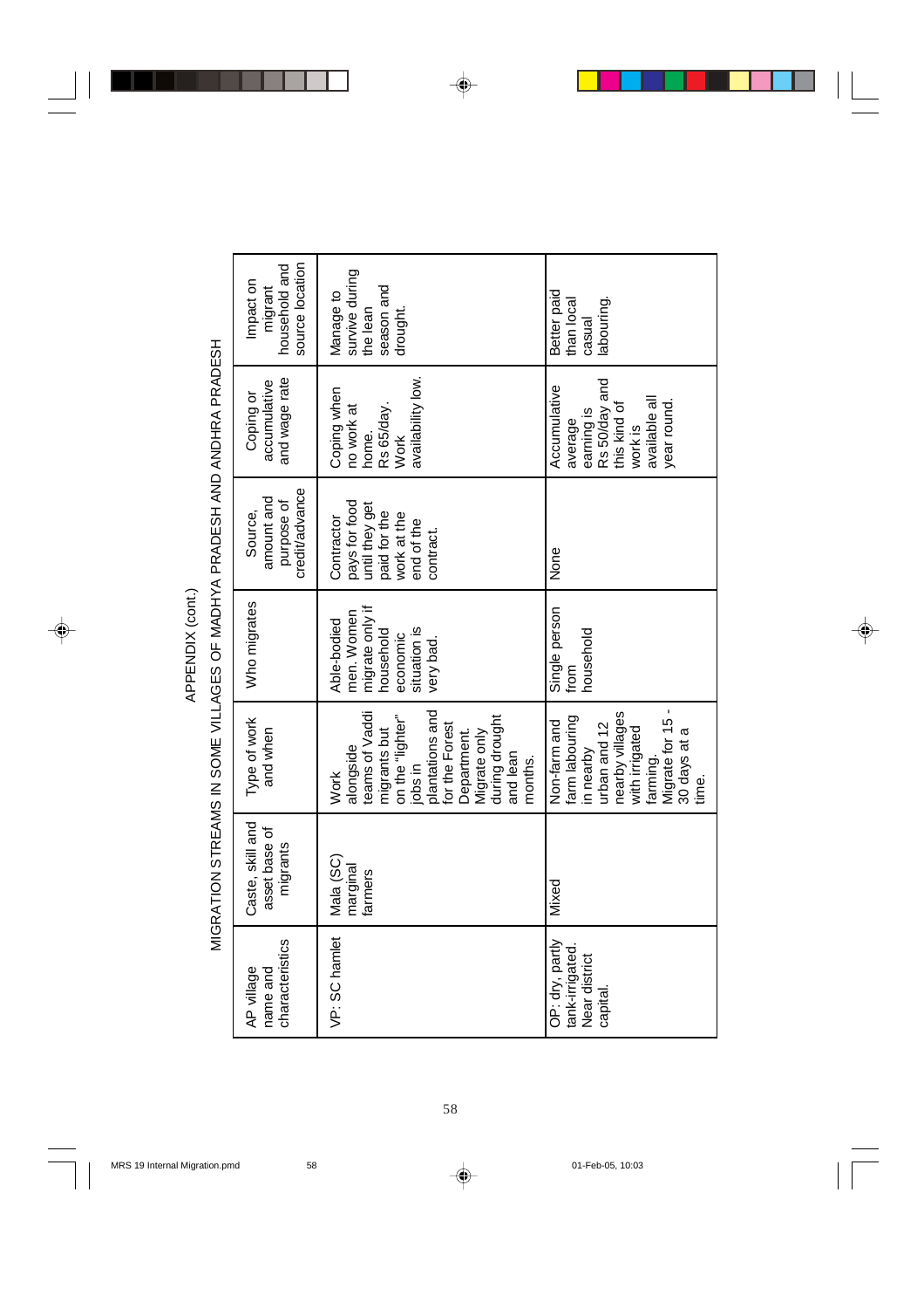APPENDIX (cont.)

MIGRATION STREAMS IN SOME VILLAGES OF MADHYA PRADESH AND ANDHRA PRADESH

| AP village name and characteristics | Caste, skill and asset base of migrants | Type of work and when | Who migrates | Source, amount and purpose of credit/advance | Coping or accumulative and wage rate | Impact on migrant household and source location |
|---|---|---|---|---|---|---|
| VP: SC hamlet | Mala (SC) marginal farmers | Work alongside teams of Vaddi migrants but on the "lighter" jobs in plantations and for the Forest Department. Migrate only during drought and lean months. | Able-bodied men. Women migrate only if household economic situation is very bad. | Contractor pays for food until they get paid for the work at the end of the contract. | Coping when no work at home. Rs 65/day. Work availability low. | Manage to survive during the lean season and drought. |
| OP: dry, partly tank-irrigated. Near district capital. | Mixed | Non-farm and farm labouring in nearby urban and 12 nearby villages with irrigated farming. Migrate for 15 - 30 days at a time. | Single person from household | None | Accumulative average earning is Rs 50/day and this kind of work is available all year round. | Better paid than local casual labouring. |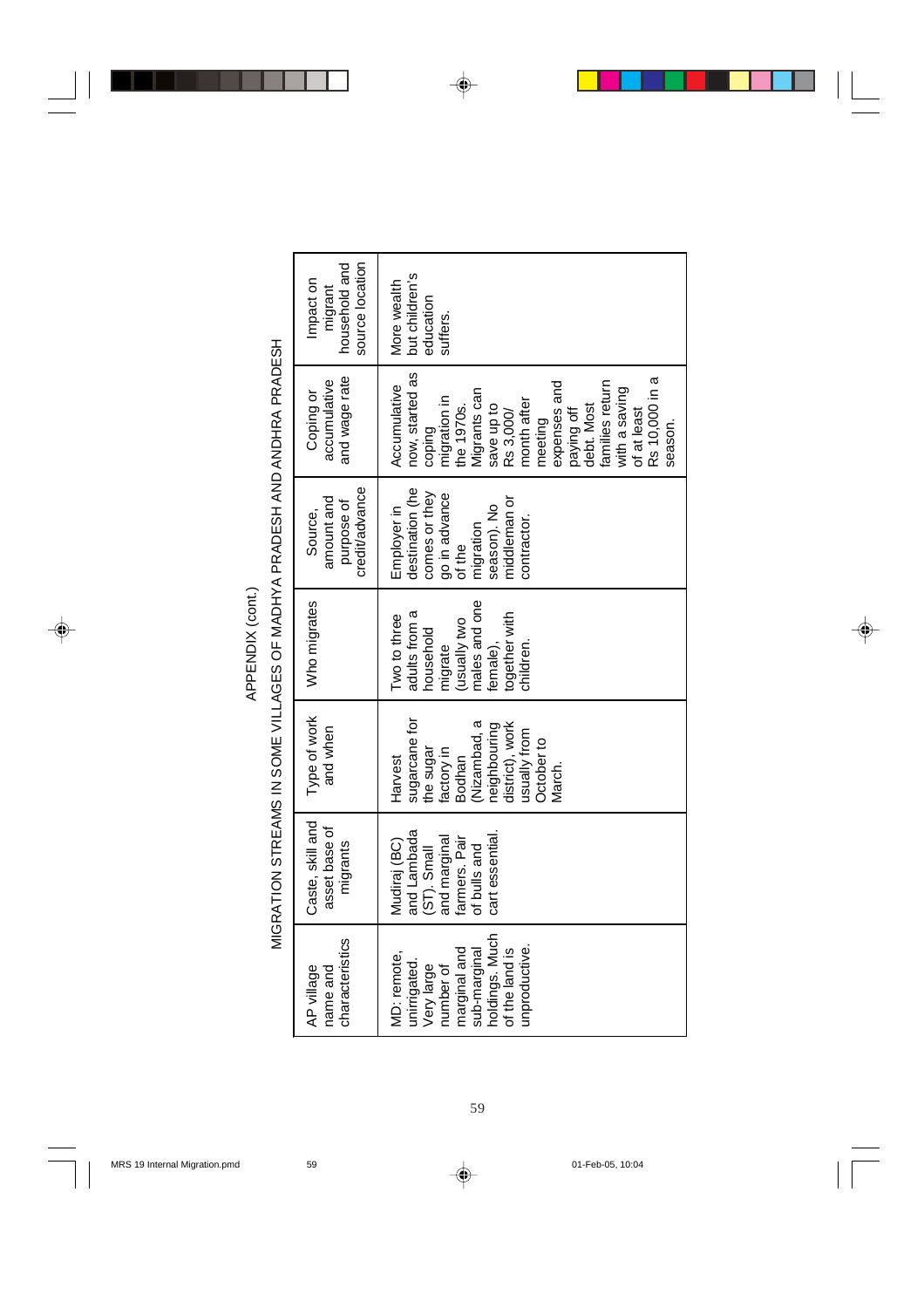APPENDIX (cont.)

MIGRATION STREAMS IN SOME VILLAGES OF MADHYA PRADESH AND ANDHRA PRADESH

| AP village name and characteristics | Caste, skill and asset base of migrants | Type of work and when | Who migrates | Source, amount and purpose of credit/advance | Coping or accumulative and wage rate | Impact on migrant household and source location |
|---|---|---|---|---|---|---|
| MD: remote, unirrigated. Very large number of marginal and sub-marginal holdings. Much of the land is unproductive. | Mudiraj (BC) and Lambada (ST). Small and marginal farmers. Pair of bulls and cart essential. | Harvest sugarcane for the sugar factory in Bodhan (Nizambad, a neighbouring district), work usually from October to March. | Two to three adults from a household migrate (usually two males and one female), together with children. | Employer in destination (he comes or they go in advance of the migration season). No middleman or contractor. | Accumulative now, started as coping migration in the 1970s. Migrants can save up to Rs 3,000/ month after meeting expenses and paying off debt. Most families return with a saving of at least Rs 10,000 in a season. | More wealth but children's education suffers. |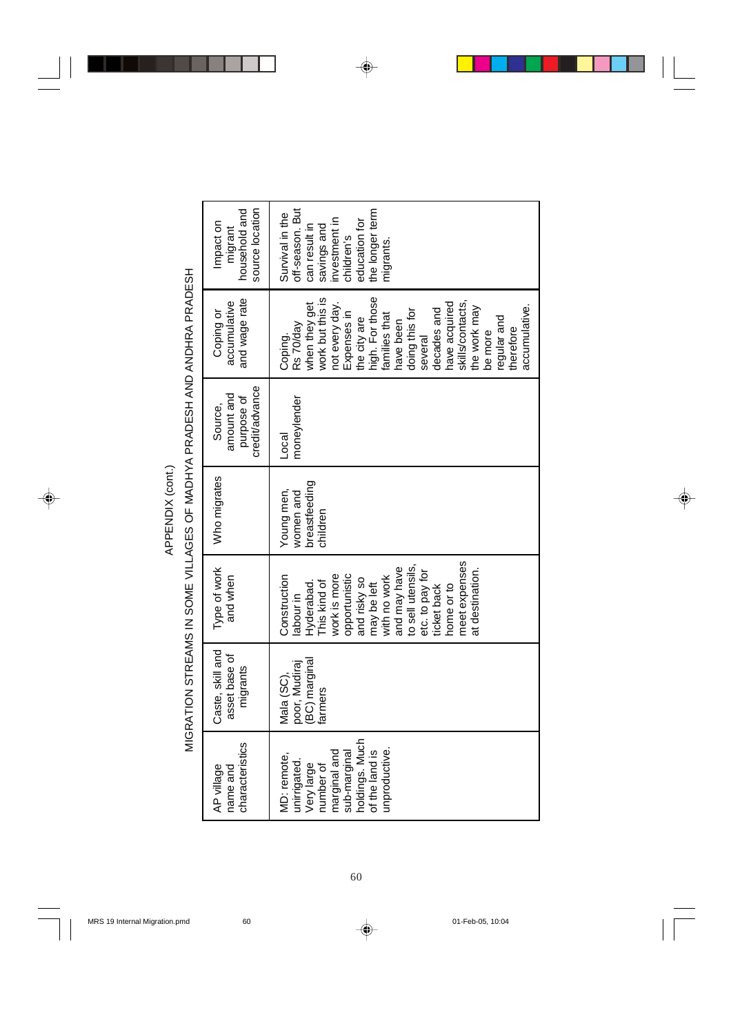APPENDIX (cont.)

MIGRATION STREAMS IN SOME VILLAGES OF MADHYA PRADESH AND ANDHRA PRADESH

| AP village name and characteristics | Caste, skill and asset base of migrants | Type of work and when | Who migrates | Source, amount and purpose of credit/advance | Coping or accumulative and wage rate | Impact on migrant household and source location |
|---|---|---|---|---|---|---|
| MD: remote, unirrigated. Very large number of marginal and sub-marginal holdings. Much of the land is unproductive. | Mala (SC), poor, Mudiraj (BC) marginal farmers | Construction labour in Hyderabad. This kind of work is more opportunistic and risky so may be left with no work and may have to sell utensils, etc. to pay for ticket back home or to meet expenses at destination. | Young men, women and breastfeeding children | Local moneylender | Coping. Rs 70/day when they get work but this is not every day. Expenses in the city are high. For those families that have been doing this for several decades and have acquired skills/contacts, the work may be more regular and therefore accumulative. | Survival in the off-season. But can result in savings and investment in children's education for the longer term migrants. |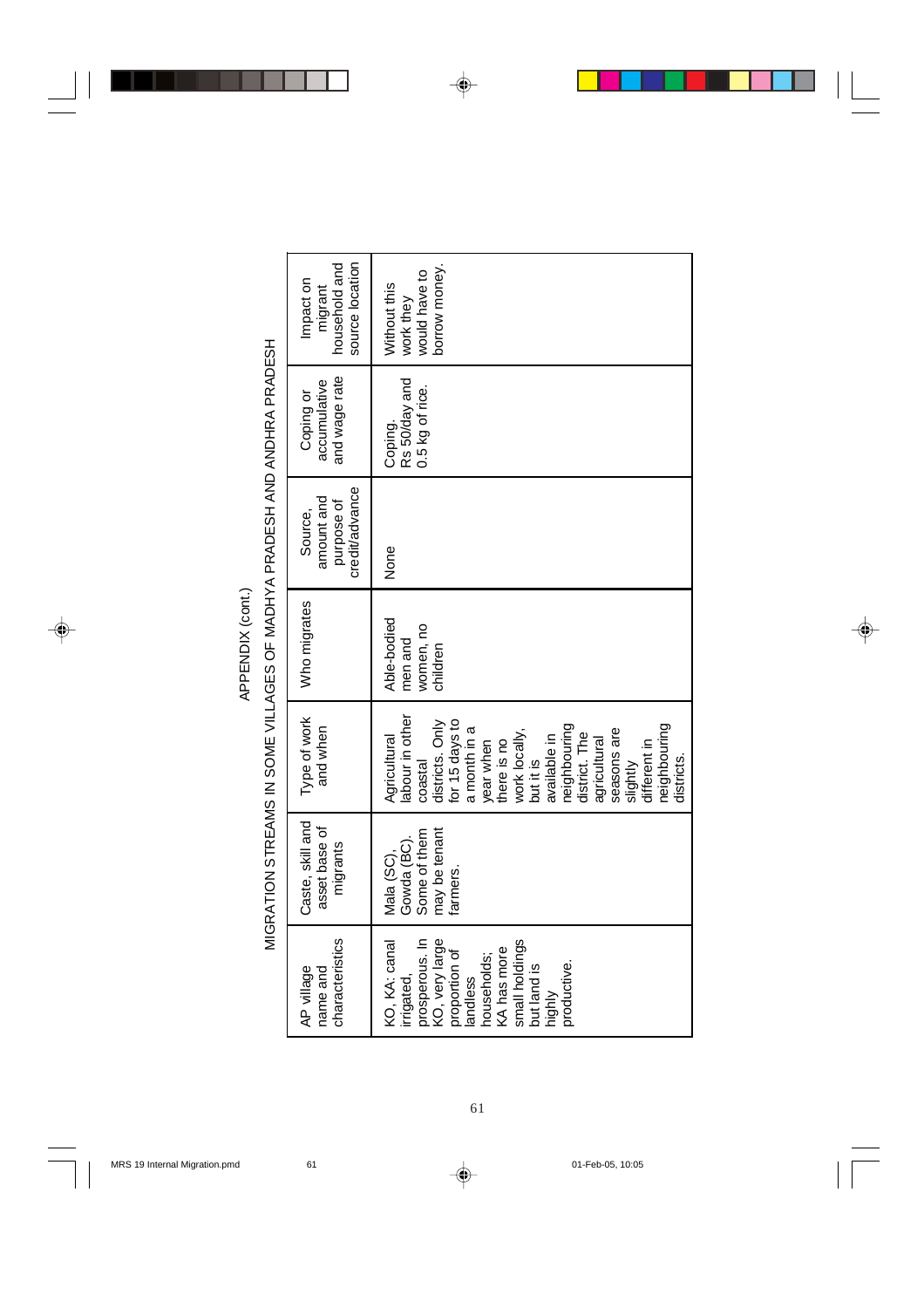APPENDIX (cont.)

MIGRATION STREAMS IN SOME VILLAGES OF MADHYA PRADESH AND ANDHRA PRADESH

| AP village name and characteristics | Caste, skill and asset base of migrants | Type of work and when | Who migrates | Source, amount and purpose of credit/advance | Coping or accumulative and wage rate | Impact on migrant household and source location |
|---|---|---|---|---|---|---|
| KO, KA: canal irrigated, prosperous. In KO, very large proportion of landless households; KA has more small holdings but land is highly productive. | Mala (SC), Gowda (BC). Some of them may be tenant farmers. | Agricultural labour in other coastal districts. Only for 15 days to a month in a year when there is no work locally, but it is available in neighbouring district. The agricultural seasons are slightly different in neighbouring districts. | Able-bodied men and women, no children | None | Coping. Rs 50/day and 0.5 kg of rice. | Without this work they would have to borrow money. |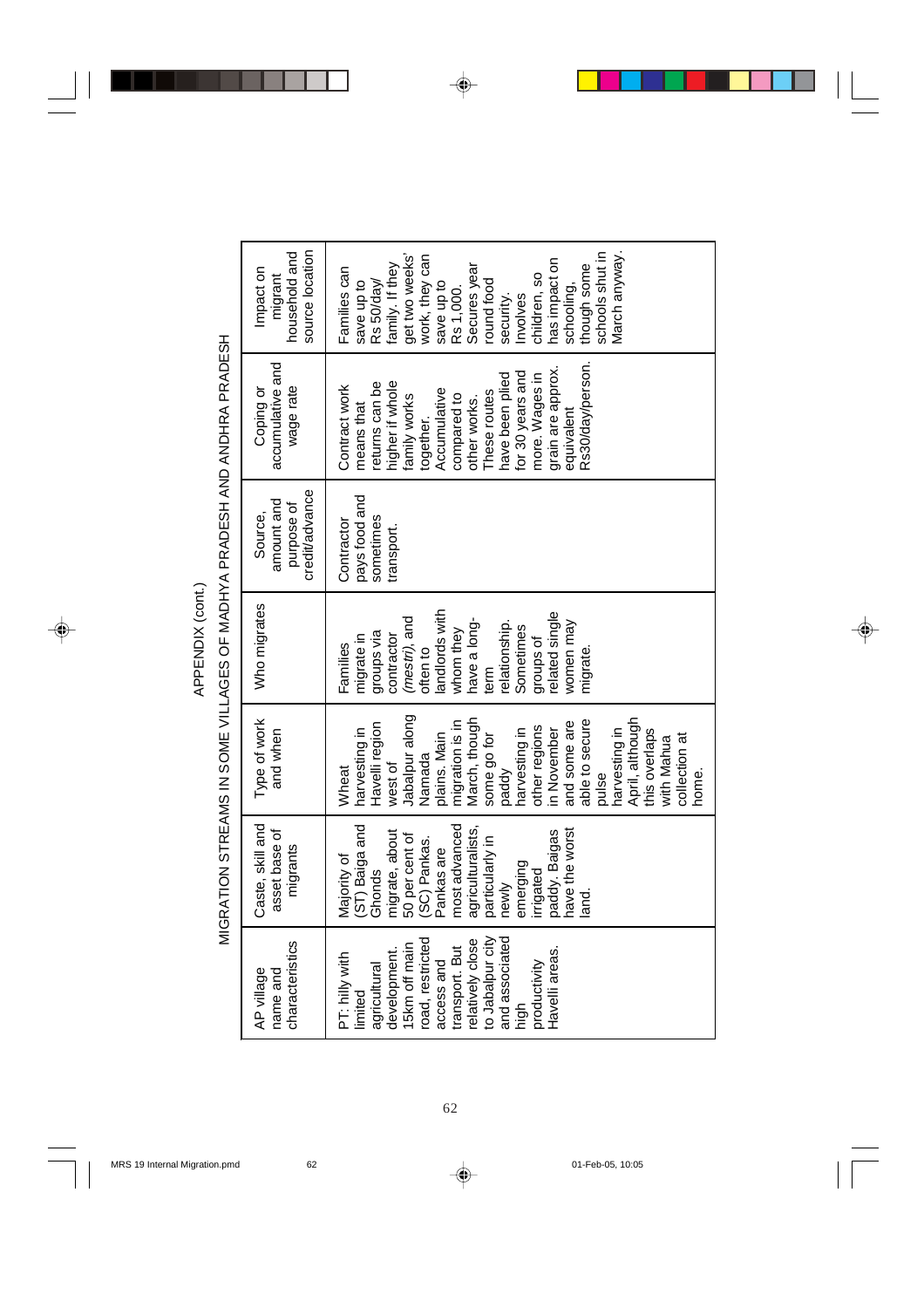APPENDIX (cont.)

MIGRATION STREAMS IN SOME VILLAGES OF MADHYA PRADESH AND ANDHRA PRADESH

| AP village name and characteristics | Caste, skill and asset base of migrants | Type of work and when | Who migrates | Source, amount and purpose of credit/advance | Coping or accumulative and wage rate | Impact on migrant household and source location |
|---|---|---|---|---|---|---|
| PT: hilly with limited agricultural development. 15km off main road, restricted access and transport. But relatively close to Jabalpur city and associated high productivity Havelli areas. | Majority of (ST) Baiga and Ghonds migrate, about 50 per cent of (SC) Pankas. Pankas are most advanced agriculturalists, particularly in newly emerging irrigated paddy. Baigas have the worst land. | Wheat harvesting in Havelli region west of Jabalpur along Namada plains. Main migration is in March, though some go for paddy harvesting in other regions in November and some are able to secure pulse harvesting in April, although this overlaps with Mahua collection at home. | Families migrate in groups via contractor (*mestri*), and often to landlords with whom they have a long-term relationship. Sometimes groups of related single women may migrate. | Contractor pays food and sometimes transport. | Contract work means that returns can be higher if whole family works together. Accumulative compared to other works. These routes have been plied for 30 years and more. Wages in grain are approx. equivalent Rs30/day/person. | Families can save up to Rs 50/day/ family. If they get two weeks' work, they can save up to Rs 1,000. Secures year round food security. Involves children, so has impact on schooling, though some schools shut in March anyway. |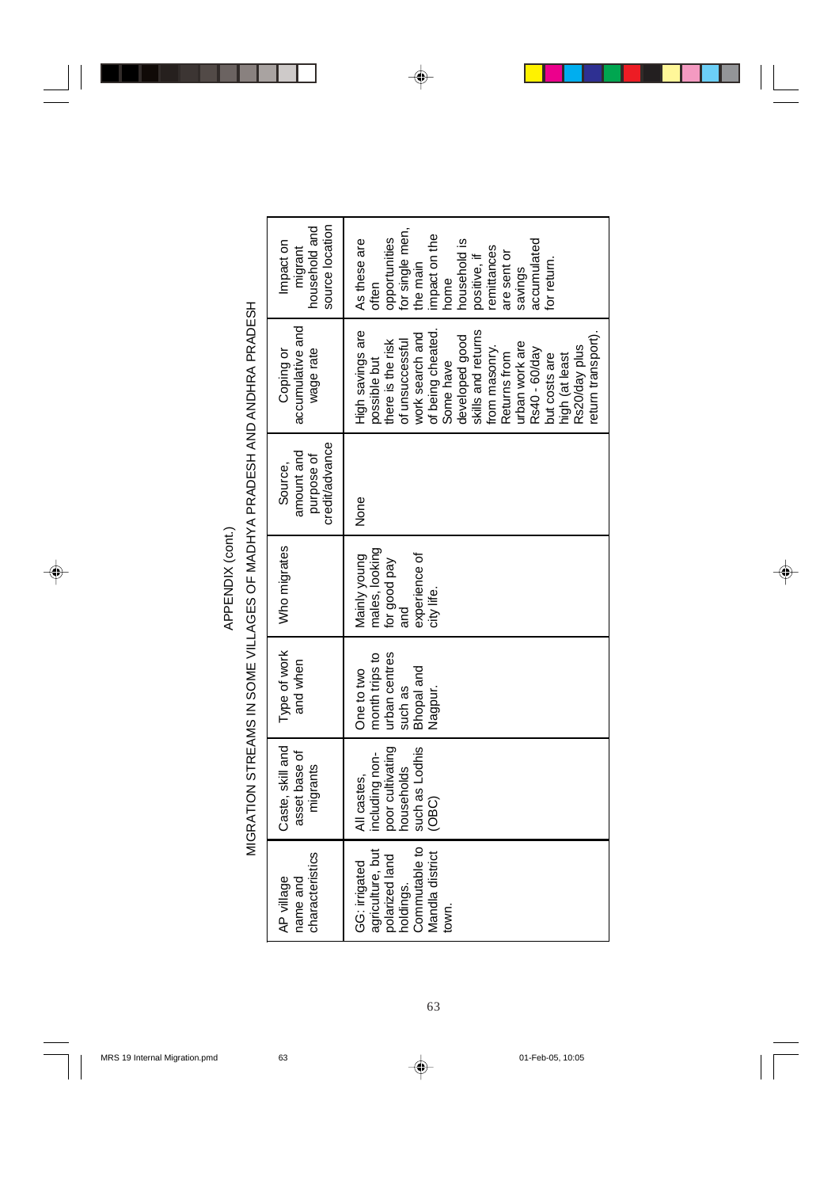APPENDIX (cont.)

MIGRATION STREAMS IN SOME VILLAGES OF MADHYA PRADESH AND ANDHRA PRADESH

| AP village name and characteristics | Caste, skill and asset base of migrants | Type of work and when | Who migrates | Source, amount and purpose of credit/advance | Coping or accumulative and wage rate | Impact on migrant household and source location |
|---|---|---|---|---|---|---|
| GG: irrigated agriculture, but polarized land holdings. Commutable to Mandla district town. | All castes, including non-poor cultivating households such as Lodhis (OBC) | One to two month trips to urban centres such as Bhopal and Nagpur. | Mainly young males, looking for good pay and experience of city life. | None | High savings are possible but there is the risk of unsuccessful work search and of being cheated. Some have developed good skills and returns from masonry. Returns from urban work are Rs40 - 60/day but costs are high (at least Rs20/day plus return transport). | As these are often opportunities for single men, the main impact on the home household is positive, if remittances are sent or savings accumulated for return. |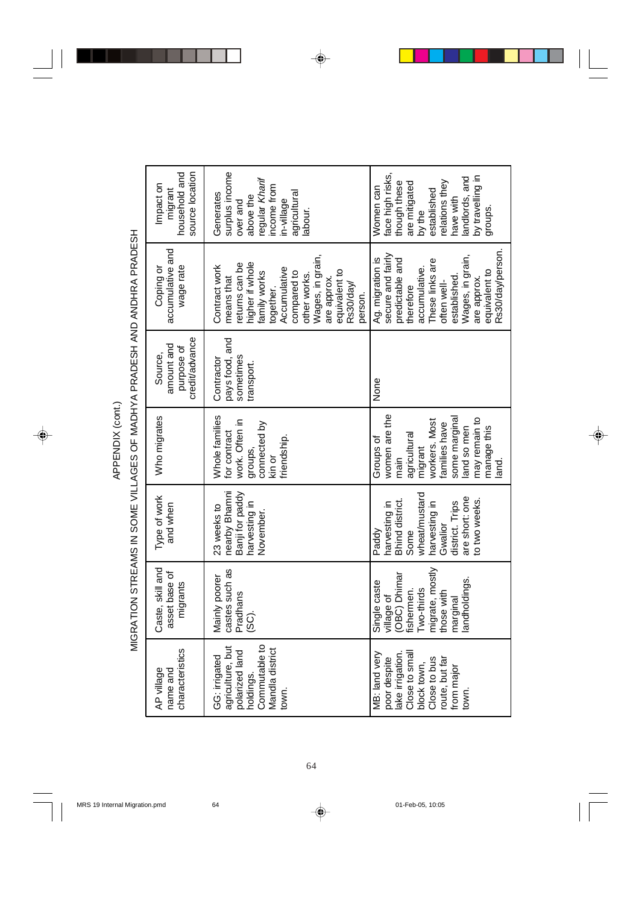APPENDIX (cont.)

MIGRATION STREAMS IN SOME VILLAGES OF MADHYA PRADESH AND ANDHRA PRADESH

| AP village name and characteristics | Caste, skill and asset base of migrants | Type of work and when | Who migrates | Source, amount and purpose of credit/advance | Coping or accumulative and wage rate | Impact on migrant household and source location |
|---|---|---|---|---|---|---|
| GG: irrigated agriculture, but polarized land holdings. Commutable to Mandla district town. | Mainly poorer castes such as Pradhans (SC). | 23 weeks to nearby Bhamni Banji for paddy harvesting in November. | Whole families for contract work. Often in groups, connected by kin or friendship. | Contractor pays food, and sometimes transport. | Contract work means that returns can be higher if whole family works together. Accumulative compared to other works. Wages, in grain, are approx. equivalent to Rs30/day/person. | Generates surplus income over and above the regular *Kharif* income from in-village agricultural labour. |
| MB: land very poor despite lake irrigation. Close to small block town, Close to bus route, but far from major town. | Single caste village of (OBC) Dhimar fishermen. Two-thirds migrate, mostly those with marginal landholdings. | Paddy harvesting in Bhind district. Some wheat/mustard harvesting in Gwalior district. Trips are short: one to two weeks. | Groups of women are the main agricultural migrant workers. Most families have some marginal land so men may remain to manage this land. | None | Ag. migration is secure and fairly predictable and therefore accumulative. These links are often well-established. Wages, in grain, are approx. equivalent to Rs30/day/person. | Women can face high risks, though these are mitigated by the established relations they have with landlords, and by travelling in groups. |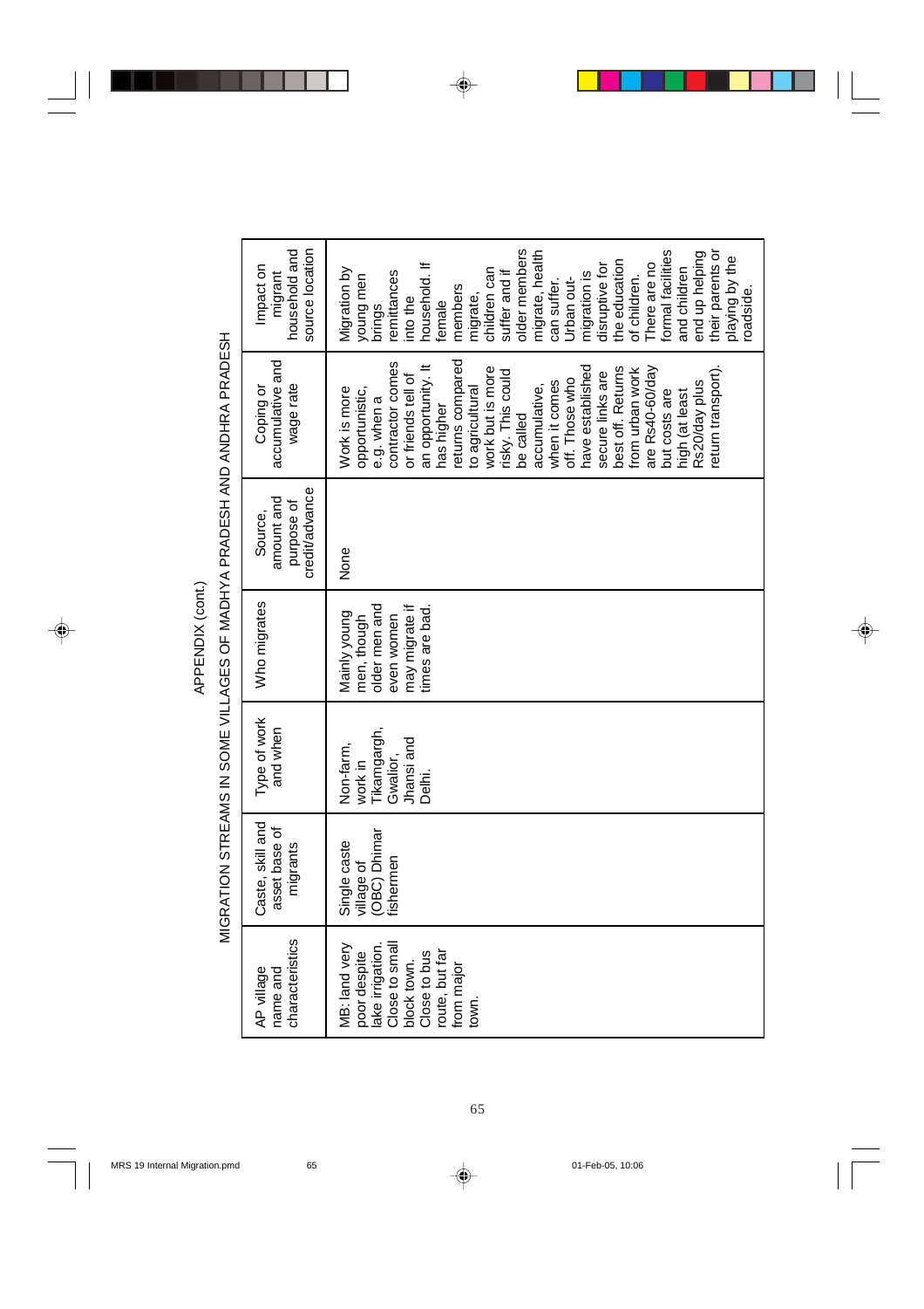APPENDIX (cont.)

MIGRATION STREAMS IN SOME VILLAGES OF MADHYA PRADESH AND ANDHRA PRADESH

| AP village name and characteristics | Caste, skill and asset base of migrants | Type of work and when | Who migrates | Source, amount and purpose of credit/advance | Coping or accumulative and wage rate | Impact on migrant household and source location |
|---|---|---|---|---|---|---|
| MB: land very poor despite lake irrigation. Close to small block town. Close to bus route, but far from major town. | Single caste village of (OBC) Dhimar fishermen | Non-farm, work in Tikamgargh, Gwalior, Jhansi and Delhi. | Mainly young men, though older men and even women may migrate if times are bad. | None | Work is more opportunistic, e.g. when a contractor comes or friends tell of an opportunity. It has higher returns compared to agricultural work but is more risky. This could be called accumulative, when it comes off. Those who have established secure links are best off. Returns from urban work are Rs40-60/day but costs are high (at least Rs20/day plus return transport). | Migration by young men brings remittances into the household. If female members migrate, children can suffer and if older members migrate, health can suffer. Urban out-migration is disruptive for the education of children. There are no formal facilities and children end up helping their parents or playing by the roadside. |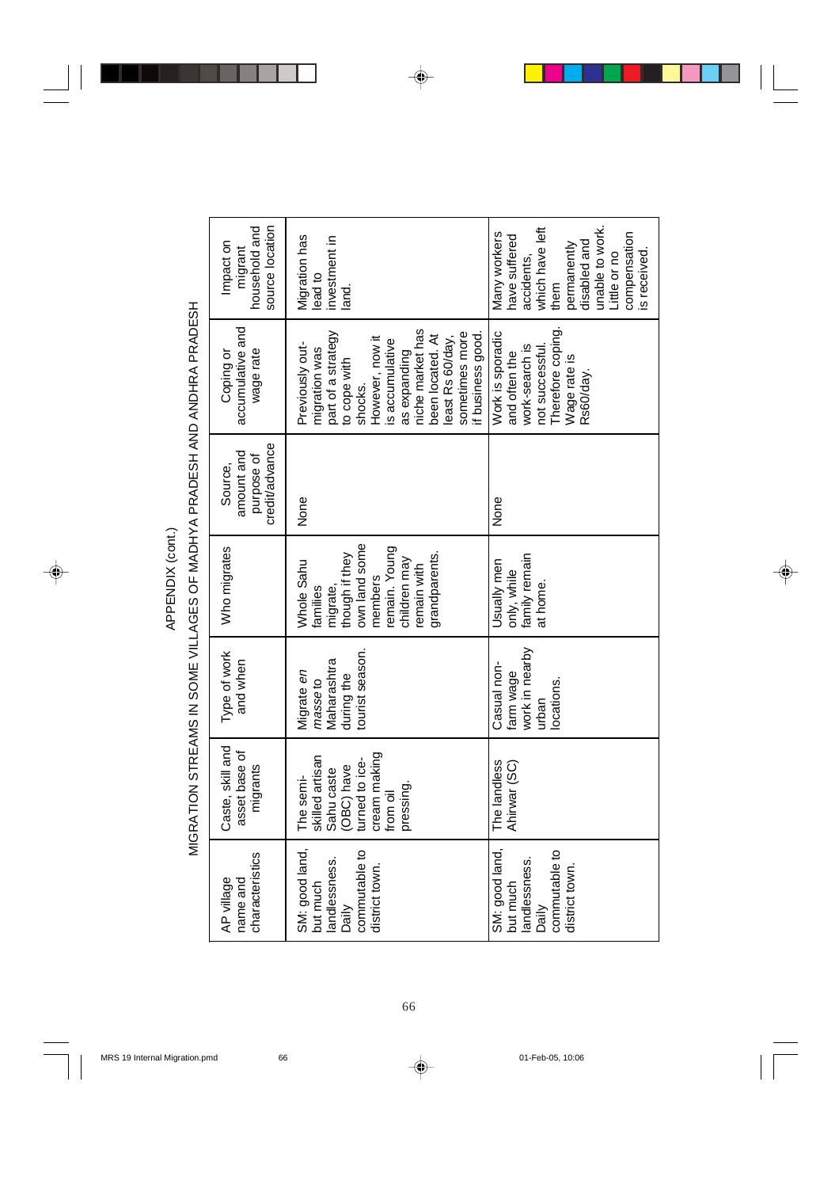APPENDIX (cont.)

MIGRATION STREAMS IN SOME VILLAGES OF MADHYA PRADESH AND ANDHRA PRADESH

| AP village name and characteristics | Caste, skill and asset base of migrants | Type of work and when | Who migrates | Source, amount and purpose of credit/advance | Coping or accumulative and wage rate | Impact on migrant household and source location |
|---|---|---|---|---|---|---|
| SM: good land, but much landlessness. Daily commutable to district town. | The semi-skilled artisan Sahu caste (OBC) have turned to ice-cream making from oil pressing. | Migrate *en masse* to Maharashtra during the tourist season. | Whole Sahu families migrate, though if they own land some members remain. Young children may remain with grandparents. | None | Previously out-migration was part of a strategy to cope with shocks. However, now it is accumulative as expanding niche market has been located. At least Rs 60/day, sometimes more if business good. | Migration has lead to investment in land. |
| SM: good land, but much landlessness. Daily commutable to district town. | The landless Ahirwar (SC) | Casual non-farm wage work in nearby urban locations. | Usually men only, while family remain at home. | None | Work is sporadic and often the work-search is not successful. Therefore coping. Wage rate is Rs60/day. | Many workers have suffered accidents, which have left them permanently disabled and unable to work. Little or no compensation is received. |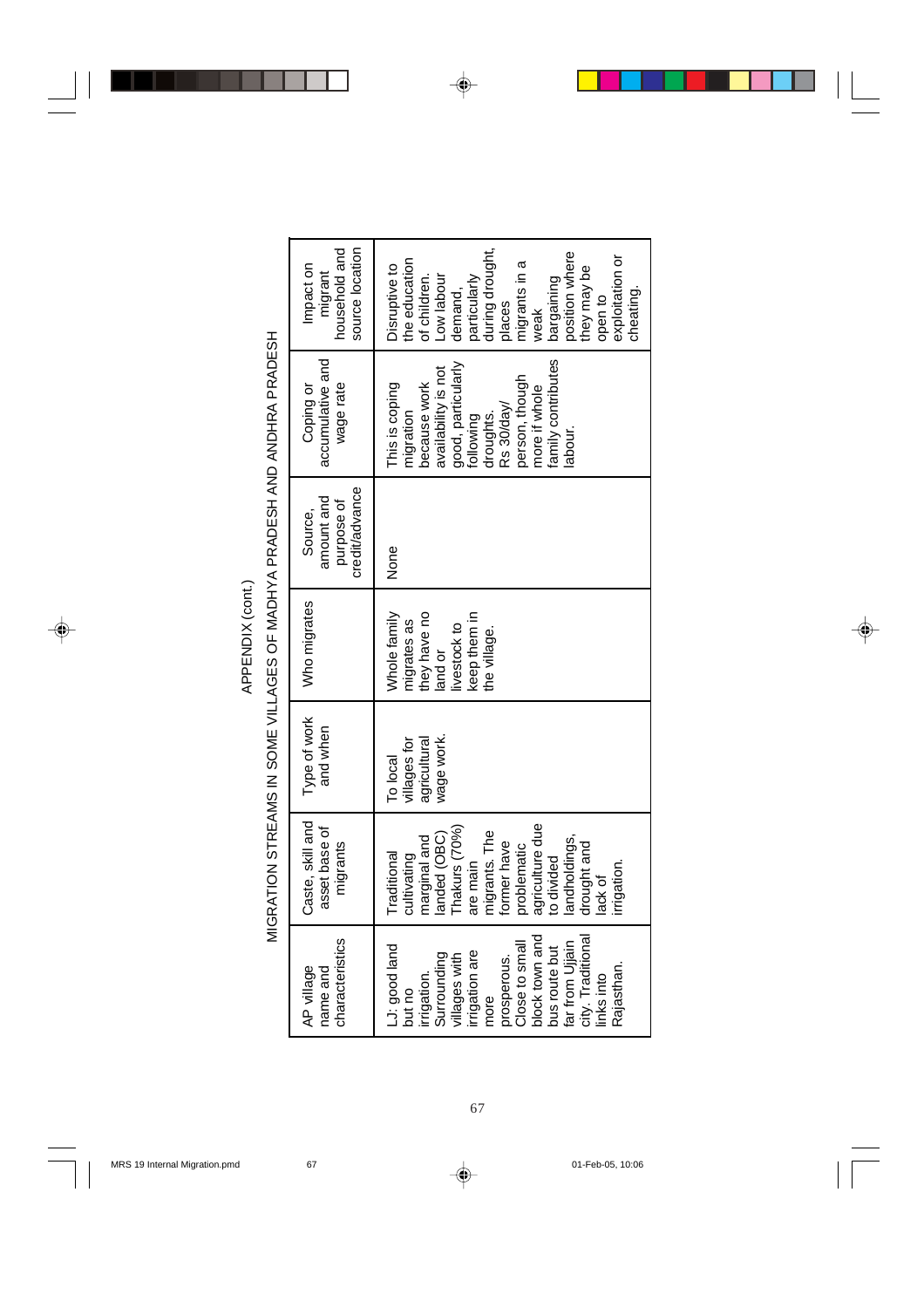APPENDIX (cont.)

MIGRATION STREAMS IN SOME VILLAGES OF MADHYA PRADESH AND ANDHRA PRADESH

| AP village name and characteristics | Caste, skill and asset base of migrants | Type of work and when | Who migrates | Source, amount and purpose of credit/advance | Coping or accumulative and wage rate | Impact on migrant household and source location |
|---|---|---|---|---|---|---|
| LJ: good land but no irrigation. Surrounding villages with irrigation are more prosperous. Close to small block town and bus route but far from Ujjain city. Traditional links into Rajasthan. | Traditional cultivating marginal and landed (OBC) Thakurs (70%) are main migrants. The former have problematic agriculture due to divided landholdings, drought and lack of irrigation. | To local villages for agricultural wage work. | Whole family migrates as they have no land or livestock to keep them in the village. | None | This is coping migration because work availability is not good, particularly following droughts. Rs 30/day/ person, though more if whole family contributes labour. | Disruptive to the education of children. Low labour demand, particularly during drought, places migrants in a weak bargaining position where they may be open to exploitation or cheating. |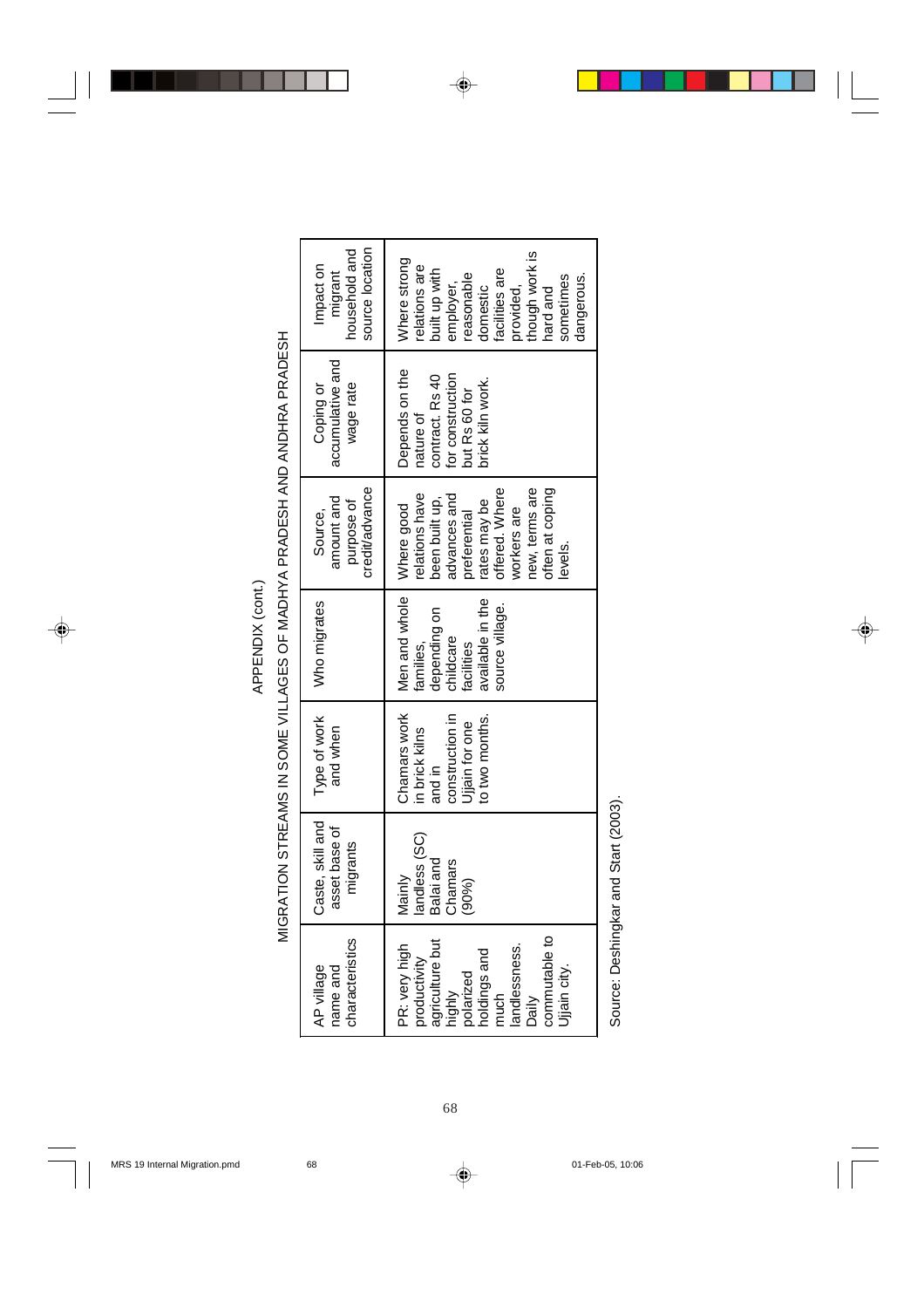APPENDIX (cont.)

MIGRATION STREAMS IN SOME VILLAGES OF MADHYA PRADESH AND ANDHRA PRADESH

| AP village name and characteristics | Caste, skill and asset base of migrants | Type of work and when | Who migrates | Source, amount and purpose of credit/advance | Coping or accumulative and wage rate | Impact on migrant household and source location |
|---|---|---|---|---|---|---|
| PR: very high productivity agriculture but highly polarized holdings and much landlessness. Daily commutable to Ujjain city. | Mainly landless (SC) Balai and Chamars (90%) | Chamars work in brick kilns and in construction in Ujjain for one to two months. | Men and whole families, depending on childcare facilities available in the source village. | Where good relations have been built up, advances and preferential rates may be offered. Where workers are new, terms are often at coping levels. | Depends on the nature of contract. Rs 40 for construction but Rs 60 for brick kiln work. | Where strong relations are built up with employer, reasonable domestic facilities are provided, though work is hard and sometimes dangerous. |

Source: Deshingkar and Start (2003).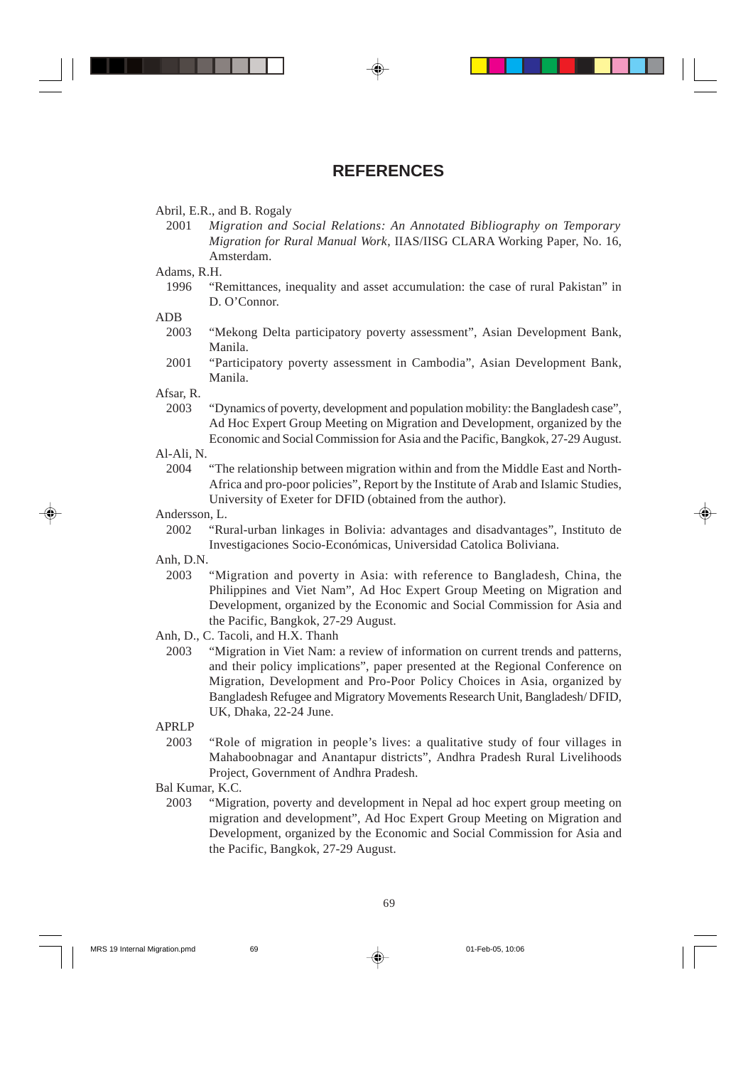# REFERENCES

Abril, E.R., and B. Rogaly

2001 *Migration and Social Relations: An Annotated Bibliography on Temporary Migration for Rural Manual Work*, IIAS/IISG CLARA Working Paper, No. 16, Amsterdam.

Adams, R.H.

1996 "Remittances, inequality and asset accumulation: the case of rural Pakistan" in D. O'Connor.

ADB

2003 "Mekong Delta participatory poverty assessment", Asian Development Bank, Manila.

2001 "Participatory poverty assessment in Cambodia", Asian Development Bank, Manila.

Afsar, R.

2003 "Dynamics of poverty, development and population mobility: the Bangladesh case", Ad Hoc Expert Group Meeting on Migration and Development, organized by the Economic and Social Commission for Asia and the Pacific, Bangkok, 27-29 August.

Al-Ali, N.

2004 "The relationship between migration within and from the Middle East and North-Africa and pro-poor policies", Report by the Institute of Arab and Islamic Studies, University of Exeter for DFID (obtained from the author).

Andersson, L.

2002 "Rural-urban linkages in Bolivia: advantages and disadvantages", Instituto de Investigaciones Socio-Económicas, Universidad Catolica Boliviana.

Anh, D.N.

2003 "Migration and poverty in Asia: with reference to Bangladesh, China, the Philippines and Viet Nam", Ad Hoc Expert Group Meeting on Migration and Development, organized by the Economic and Social Commission for Asia and the Pacific, Bangkok, 27-29 August.

Anh, D., C. Tacoli, and H.X. Thanh

2003 "Migration in Viet Nam: a review of information on current trends and patterns, and their policy implications", paper presented at the Regional Conference on Migration, Development and Pro-Poor Policy Choices in Asia, organized by Bangladesh Refugee and Migratory Movements Research Unit, Bangladesh/ DFID, UK, Dhaka, 22-24 June.

APRLP

2003 "Role of migration in people's lives: a qualitative study of four villages in Mahaboobnagar and Anantapur districts", Andhra Pradesh Rural Livelihoods Project, Government of Andhra Pradesh.

Bal Kumar, K.C.

2003 "Migration, poverty and development in Nepal ad hoc expert group meeting on migration and development", Ad Hoc Expert Group Meeting on Migration and Development, organized by the Economic and Social Commission for Asia and the Pacific, Bangkok, 27-29 August.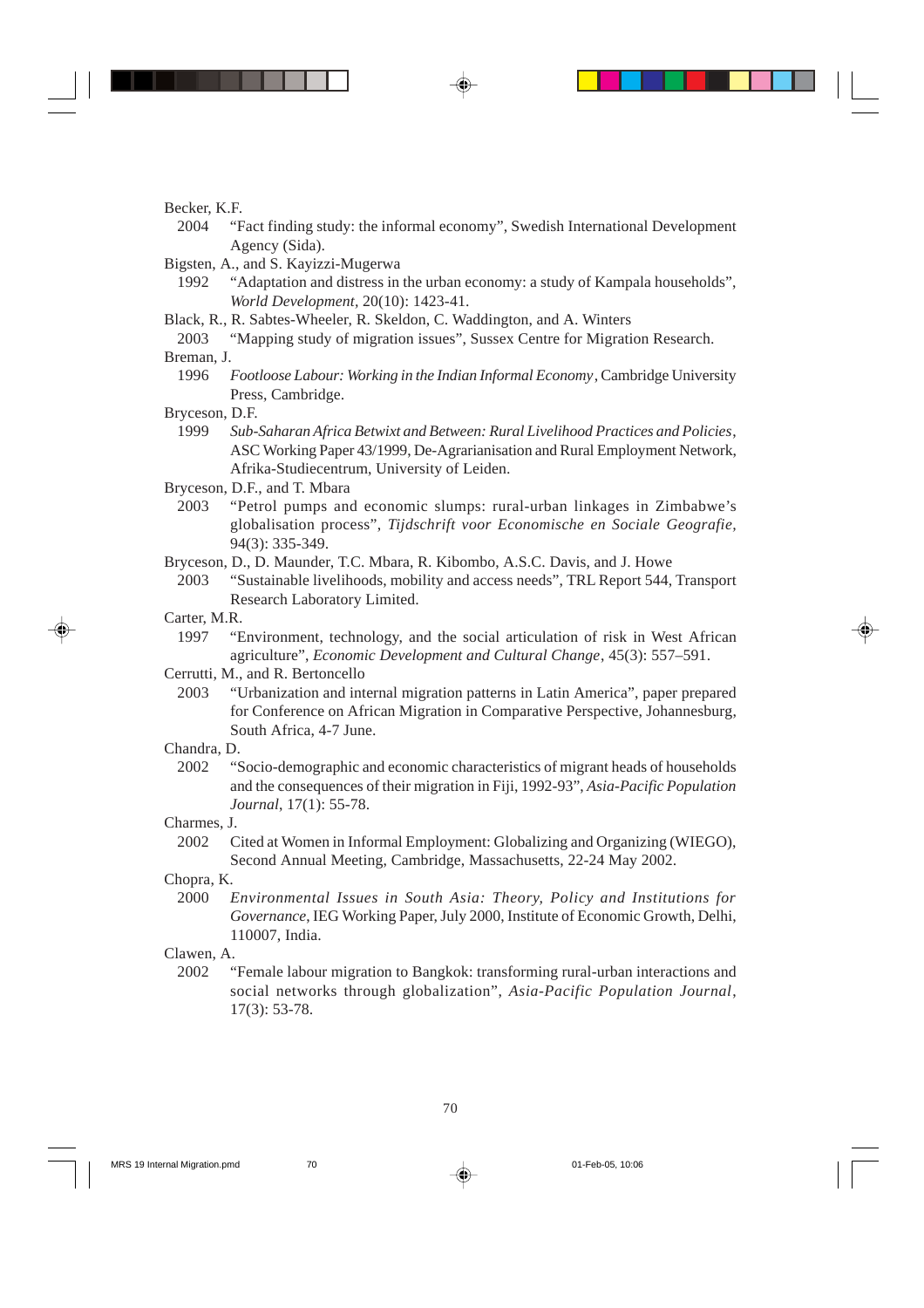Becker, K.F.

2004 "Fact finding study: the informal economy", Swedish International Development Agency (Sida).

Bigsten, A., and S. Kayizzi-Mugerwa

1992 "Adaptation and distress in the urban economy: a study of Kampala households", *World Development*, 20(10): 1423-41.

Black, R., R. Sabtes-Wheeler, R. Skeldon, C. Waddington, and A. Winters

2003 "Mapping study of migration issues", Sussex Centre for Migration Research.

Breman, J.

1996 *Footloose Labour: Working in the Indian Informal Economy*, Cambridge University Press, Cambridge.

Bryceson, D.F.

1999 *Sub-Saharan Africa Betwixt and Between: Rural Livelihood Practices and Policies*, ASC Working Paper 43/1999, De-Agrarianisation and Rural Employment Network, Afrika-Studiecentrum, University of Leiden.

Bryceson, D.F., and T. Mbara

2003 "Petrol pumps and economic slumps: rural-urban linkages in Zimbabwe's globalisation process", *Tijdschrift voor Economische en Sociale Geografie*, 94(3): 335-349.

Bryceson, D., D. Maunder, T.C. Mbara, R. Kibombo, A.S.C. Davis, and J. Howe

2003 "Sustainable livelihoods, mobility and access needs", TRL Report 544, Transport Research Laboratory Limited.

Carter, M.R.

1997 "Environment, technology, and the social articulation of risk in West African agriculture", *Economic Development and Cultural Change*, 45(3): 557–591.

Cerrutti, M., and R. Bertoncello

2003 "Urbanization and internal migration patterns in Latin America", paper prepared for Conference on African Migration in Comparative Perspective, Johannesburg, South Africa, 4-7 June.

Chandra, D.

2002 "Socio-demographic and economic characteristics of migrant heads of households and the consequences of their migration in Fiji, 1992-93", *Asia-Pacific Population Journal*, 17(1): 55-78.

Charmes, J.

2002 Cited at Women in Informal Employment: Globalizing and Organizing (WIEGO), Second Annual Meeting, Cambridge, Massachusetts, 22-24 May 2002.

Chopra, K.

2000 *Environmental Issues in South Asia: Theory, Policy and Institutions for Governance*, IEG Working Paper, July 2000, Institute of Economic Growth, Delhi, 110007, India.

Clawen, A.

2002 "Female labour migration to Bangkok: transforming rural-urban interactions and social networks through globalization", *Asia-Pacific Population Journal*, 17(3): 53-78.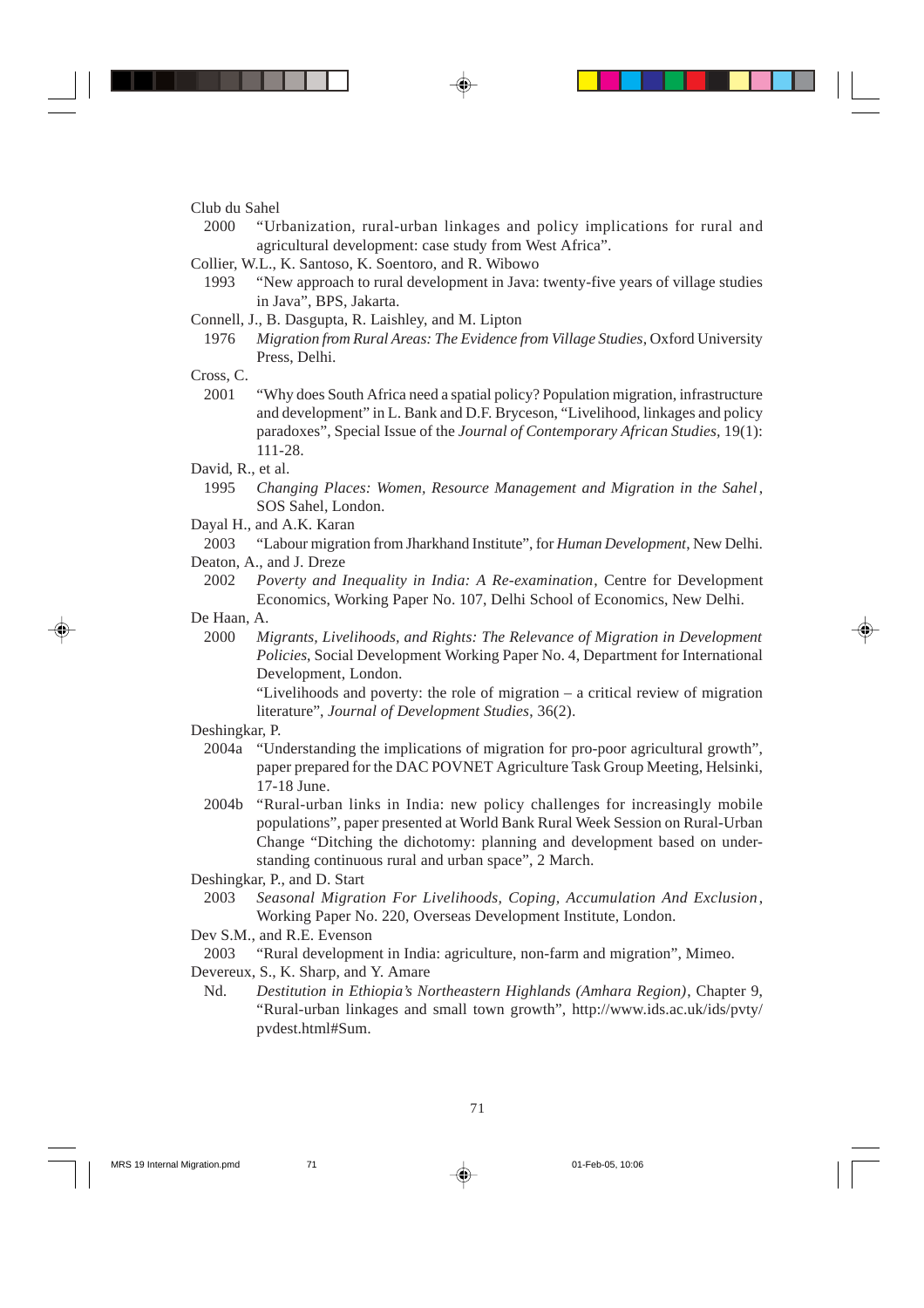Club du Sahel

2000 "Urbanization, rural-urban linkages and policy implications for rural and agricultural development: case study from West Africa".

Collier, W.L., K. Santoso, K. Soentoro, and R. Wibowo

1993 "New approach to rural development in Java: twenty-five years of village studies in Java", BPS, Jakarta.

Connell, J., B. Dasgupta, R. Laishley, and M. Lipton

1976 *Migration from Rural Areas: The Evidence from Village Studies*, Oxford University Press, Delhi.

Cross, C.

2001 "Why does South Africa need a spatial policy? Population migration, infrastructure and development" in L. Bank and D.F. Bryceson, "Livelihood, linkages and policy paradoxes", Special Issue of the *Journal of Contemporary African Studies*, 19(1): 111-28.

David, R., et al.

1995 *Changing Places: Women, Resource Management and Migration in the Sahel*, SOS Sahel, London.

Dayal H., and A.K. Karan

2003 "Labour migration from Jharkhand Institute", for *Human Development*, New Delhi.

Deaton, A., and J. Dreze

2002 *Poverty and Inequality in India: A Re-examination*, Centre for Development Economics, Working Paper No. 107, Delhi School of Economics, New Delhi.

De Haan, A.

2000 *Migrants, Livelihoods, and Rights: The Relevance of Migration in Development Policies*, Social Development Working Paper No. 4, Department for International Development, London.

"Livelihoods and poverty: the role of migration – a critical review of migration literature", *Journal of Development Studies*, 36(2).

Deshingkar, P.

2004a "Understanding the implications of migration for pro-poor agricultural growth", paper prepared for the DAC POVNET Agriculture Task Group Meeting, Helsinki, 17-18 June.

2004b "Rural-urban links in India: new policy challenges for increasingly mobile populations", paper presented at World Bank Rural Week Session on Rural-Urban Change "Ditching the dichotomy: planning and development based on understanding continuous rural and urban space", 2 March.

Deshingkar, P., and D. Start

2003 *Seasonal Migration For Livelihoods, Coping, Accumulation And Exclusion*, Working Paper No. 220, Overseas Development Institute, London.

Dev S.M., and R.E. Evenson

2003 "Rural development in India: agriculture, non-farm and migration", Mimeo.

Devereux, S., K. Sharp, and Y. Amare

Nd. *Destitution in Ethiopia's Northeastern Highlands (Amhara Region)*, Chapter 9, "Rural-urban linkages and small town growth", http://www.ids.ac.uk/ids/pvty/pvdest.html#Sum.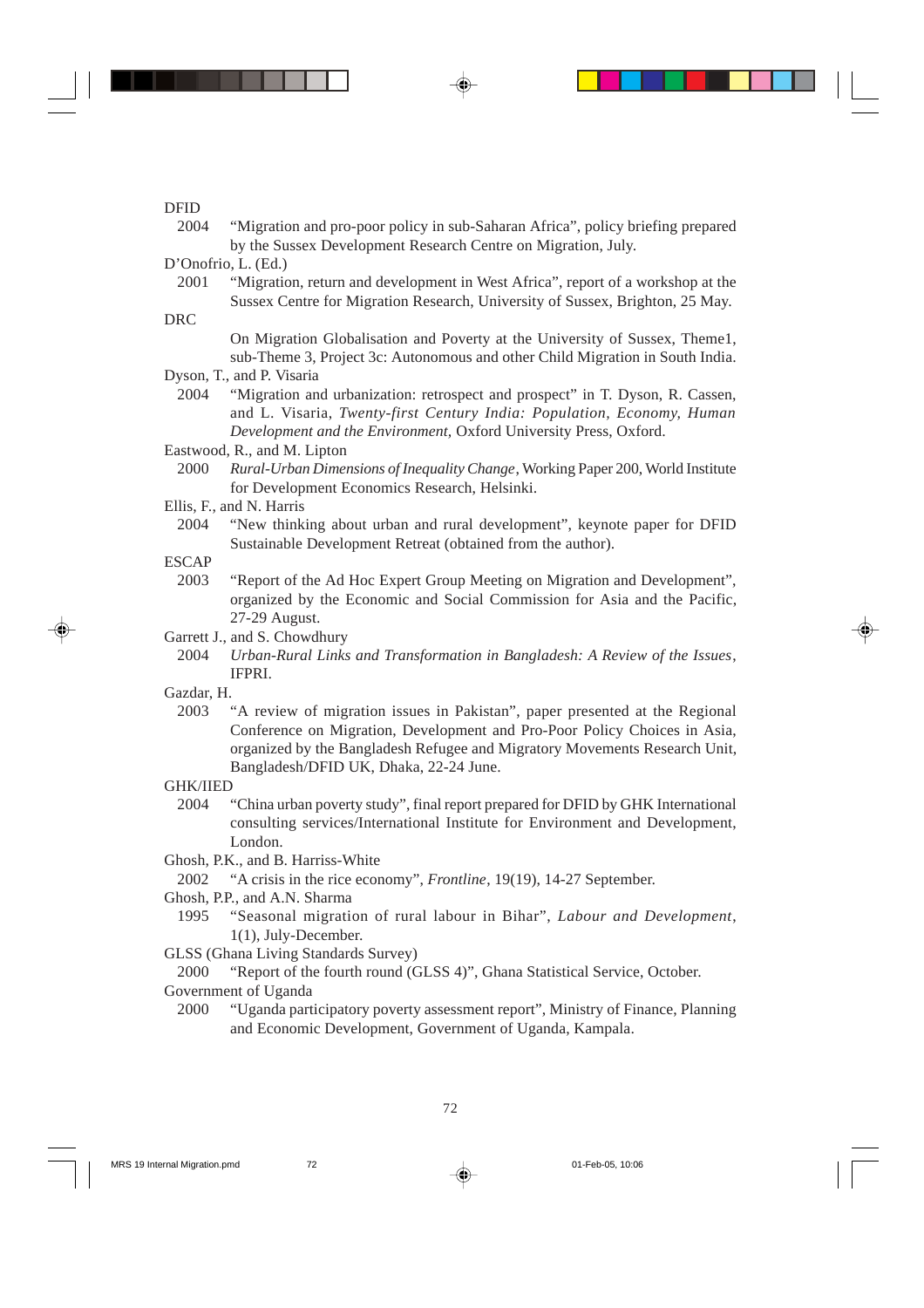DFID

2004 "Migration and pro-poor policy in sub-Saharan Africa", policy briefing prepared by the Sussex Development Research Centre on Migration, July.

D'Onofrio, L. (Ed.)

2001 "Migration, return and development in West Africa", report of a workshop at the Sussex Centre for Migration Research, University of Sussex, Brighton, 25 May.

DRC

On Migration Globalisation and Poverty at the University of Sussex, Theme1, sub-Theme 3, Project 3c: Autonomous and other Child Migration in South India.

Dyson, T., and P. Visaria

2004 "Migration and urbanization: retrospect and prospect" in T. Dyson, R. Cassen, and L. Visaria, *Twenty-first Century India: Population, Economy, Human Development and the Environment,* Oxford University Press, Oxford.

Eastwood, R., and M. Lipton

2000 *Rural-Urban Dimensions of Inequality Change*, Working Paper 200, World Institute for Development Economics Research, Helsinki.

Ellis, F., and N. Harris

2004 "New thinking about urban and rural development", keynote paper for DFID Sustainable Development Retreat (obtained from the author).

ESCAP

2003 "Report of the Ad Hoc Expert Group Meeting on Migration and Development", organized by the Economic and Social Commission for Asia and the Pacific, 27-29 August.

Garrett J., and S. Chowdhury

2004 *Urban-Rural Links and Transformation in Bangladesh: A Review of the Issues*, IFPRI.

Gazdar, H.

2003 "A review of migration issues in Pakistan", paper presented at the Regional Conference on Migration, Development and Pro-Poor Policy Choices in Asia, organized by the Bangladesh Refugee and Migratory Movements Research Unit, Bangladesh/DFID UK, Dhaka, 22-24 June.

GHK/IIED

2004 "China urban poverty study", final report prepared for DFID by GHK International consulting services/International Institute for Environment and Development, London.

Ghosh, P.K., and B. Harriss-White

2002 "A crisis in the rice economy", *Frontline*, 19(19), 14-27 September.

Ghosh, P.P., and A.N. Sharma

1995 "Seasonal migration of rural labour in Bihar", *Labour and Development*, 1(1), July-December.

GLSS (Ghana Living Standards Survey)

2000 "Report of the fourth round (GLSS 4)", Ghana Statistical Service, October.

Government of Uganda

2000 "Uganda participatory poverty assessment report", Ministry of Finance, Planning and Economic Development, Government of Uganda, Kampala.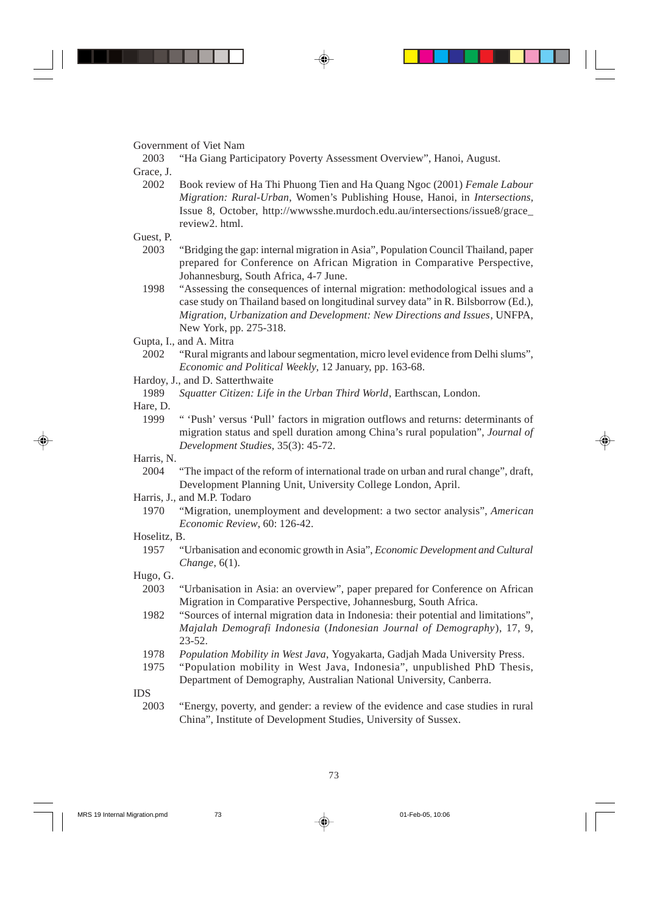Government of Viet Nam

2003 "Ha Giang Participatory Poverty Assessment Overview", Hanoi, August.

Grace, J.

2002 Book review of Ha Thi Phuong Tien and Ha Quang Ngoc (2001) *Female Labour Migration: Rural-Urban*, Women's Publishing House, Hanoi, in *Intersections*, Issue 8, October, http://wwwsshe.murdoch.edu.au/intersections/issue8/grace_review2. html.

Guest, P.

2003 "Bridging the gap: internal migration in Asia", Population Council Thailand, paper prepared for Conference on African Migration in Comparative Perspective, Johannesburg, South Africa, 4-7 June.

1998 "Assessing the consequences of internal migration: methodological issues and a case study on Thailand based on longitudinal survey data" in R. Bilsborrow (Ed.), *Migration, Urbanization and Development: New Directions and Issues*, UNFPA, New York, pp. 275-318.

Gupta, I., and A. Mitra

2002 "Rural migrants and labour segmentation, micro level evidence from Delhi slums", *Economic and Political Weekly*, 12 January, pp. 163-68.

Hardoy, J., and D. Satterthwaite

1989 *Squatter Citizen: Life in the Urban Third World*, Earthscan, London.

Hare, D.

1999 " 'Push' versus 'Pull' factors in migration outflows and returns: determinants of migration status and spell duration among China's rural population", *Journal of Development Studies*, 35(3): 45-72.

Harris, N.

2004 "The impact of the reform of international trade on urban and rural change", draft, Development Planning Unit, University College London, April.

Harris, J., and M.P. Todaro

1970 "Migration, unemployment and development: a two sector analysis", *American Economic Review*, 60: 126-42.

Hoselitz, B.

1957 "Urbanisation and economic growth in Asia", *Economic Development and Cultural Change*, 6(1).

Hugo, G.

2003 "Urbanisation in Asia: an overview", paper prepared for Conference on African Migration in Comparative Perspective, Johannesburg, South Africa.

1982 "Sources of internal migration data in Indonesia: their potential and limitations", *Majalah Demografi Indonesia* (*Indonesian Journal of Demography*), 17, 9, 23-52.

1978 *Population Mobility in West Java*, Yogyakarta, Gadjah Mada University Press.

1975 "Population mobility in West Java, Indonesia", unpublished PhD Thesis, Department of Demography, Australian National University, Canberra.

IDS

2003 "Energy, poverty, and gender: a review of the evidence and case studies in rural China", Institute of Development Studies, University of Sussex.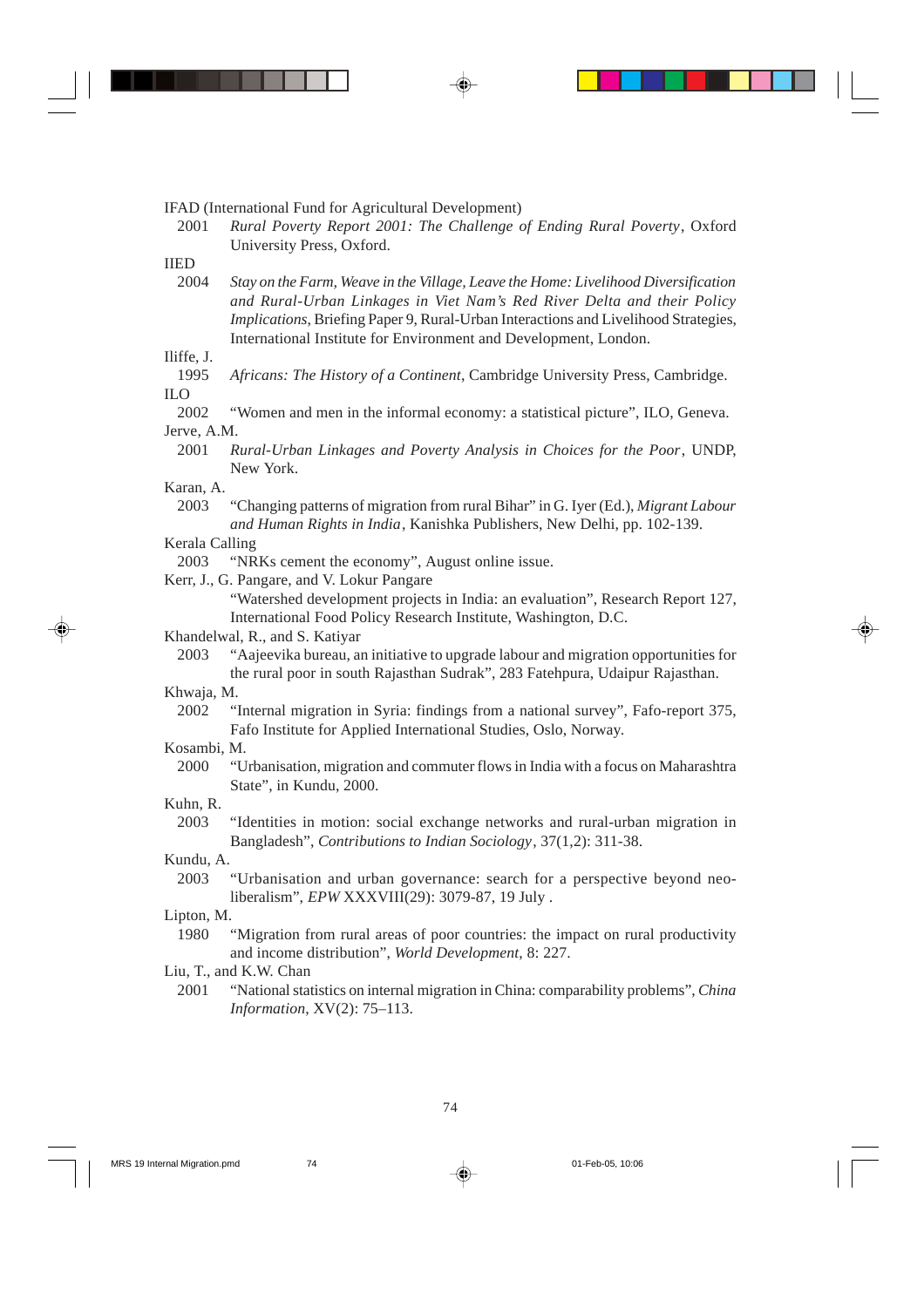IFAD (International Fund for Agricultural Development)

2001 *Rural Poverty Report 2001: The Challenge of Ending Rural Poverty*, Oxford University Press, Oxford.

IIED

2004 *Stay on the Farm, Weave in the Village, Leave the Home: Livelihood Diversification and Rural-Urban Linkages in Viet Nam's Red River Delta and their Policy Implications*, Briefing Paper 9, Rural-Urban Interactions and Livelihood Strategies, International Institute for Environment and Development, London.

Iliffe, J.

1995 *Africans: The History of a Continent*, Cambridge University Press, Cambridge.

ILO

2002 "Women and men in the informal economy: a statistical picture", ILO, Geneva.

Jerve, A.M.

2001 *Rural-Urban Linkages and Poverty Analysis in Choices for the Poor*, UNDP, New York.

Karan, A.

2003 "Changing patterns of migration from rural Bihar" in G. Iyer (Ed.), *Migrant Labour and Human Rights in India*, Kanishka Publishers, New Delhi, pp. 102-139.

Kerala Calling

2003 "NRKs cement the economy", August online issue.

Kerr, J., G. Pangare, and V. Lokur Pangare

"Watershed development projects in India: an evaluation", Research Report 127, International Food Policy Research Institute, Washington, D.C.

Khandelwal, R., and S. Katiyar

2003 "Aajeevika bureau, an initiative to upgrade labour and migration opportunities for the rural poor in south Rajasthan Sudrak", 283 Fatehpura, Udaipur Rajasthan.

Khwaja, M.

2002 "Internal migration in Syria: findings from a national survey", Fafo-report 375, Fafo Institute for Applied International Studies, Oslo, Norway.

Kosambi, M.

2000 "Urbanisation, migration and commuter flows in India with a focus on Maharashtra State", in Kundu, 2000.

Kuhn, R.

2003 "Identities in motion: social exchange networks and rural-urban migration in Bangladesh", *Contributions to Indian Sociology*, 37(1,2): 311-38.

Kundu, A.

2003 "Urbanisation and urban governance: search for a perspective beyond neo-liberalism", *EPW* XXXVIII(29): 3079-87, 19 July .

Lipton, M.

1980 "Migration from rural areas of poor countries: the impact on rural productivity and income distribution", *World Development*, 8: 227.

Liu, T., and K.W. Chan

2001 "National statistics on internal migration in China: comparability problems", *China Information*, XV(2): 75–113.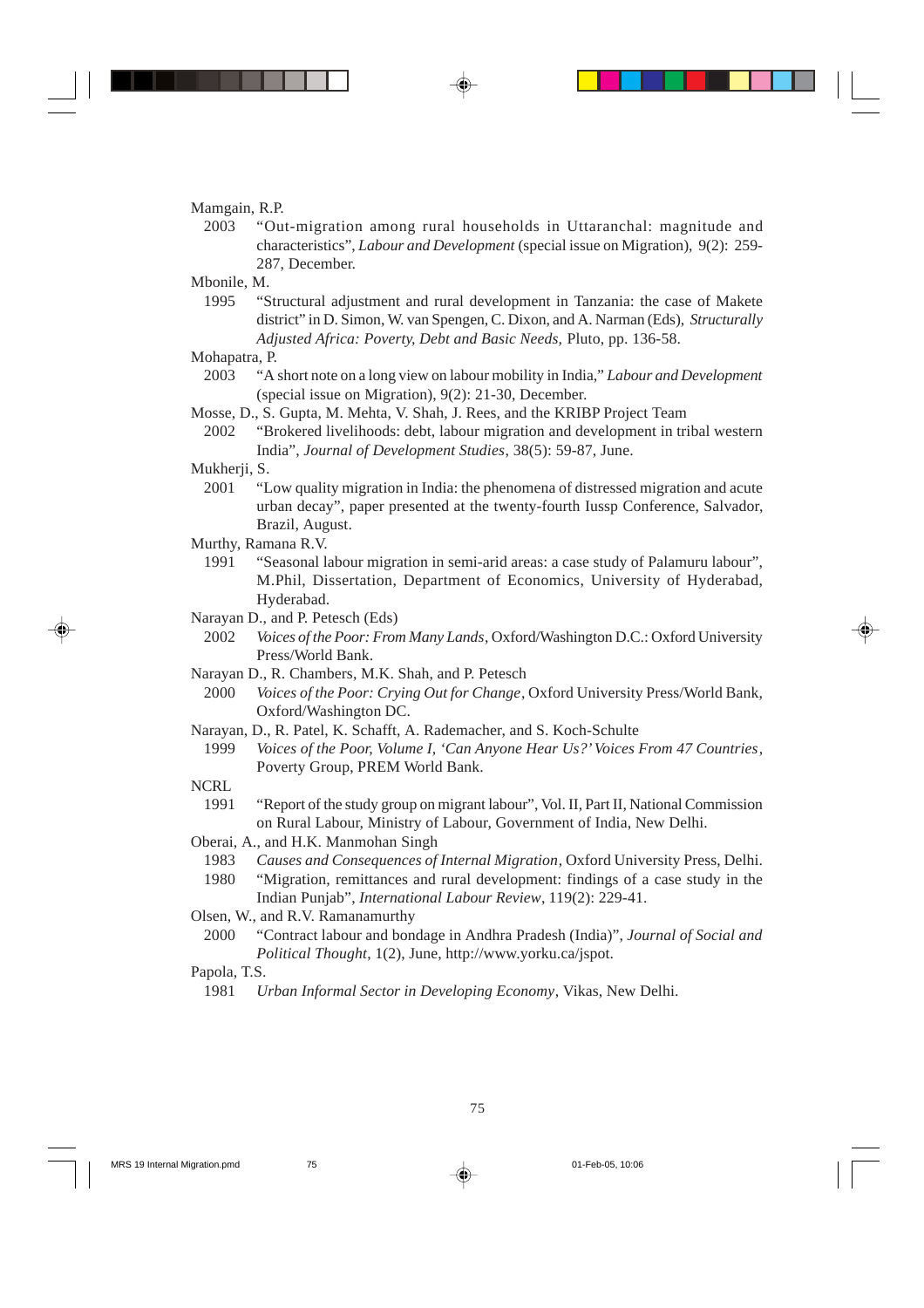Mamgain, R.P.

2003 "Out-migration among rural households in Uttaranchal: magnitude and characteristics", *Labour and Development* (special issue on Migration), 9(2): 259-287, December.

Mbonile, M.

1995 "Structural adjustment and rural development in Tanzania: the case of Makete district" in D. Simon, W. van Spengen, C. Dixon, and A. Narman (Eds), *Structurally Adjusted Africa: Poverty, Debt and Basic Needs*, Pluto, pp. 136-58.

Mohapatra, P.

2003 "A short note on a long view on labour mobility in India," *Labour and Development* (special issue on Migration), 9(2): 21-30, December.

Mosse, D., S. Gupta, M. Mehta, V. Shah, J. Rees, and the KRIBP Project Team

2002 "Brokered livelihoods: debt, labour migration and development in tribal western India", *Journal of Development Studies*, 38(5): 59-87, June.

Mukherji, S.

2001 "Low quality migration in India: the phenomena of distressed migration and acute urban decay", paper presented at the twenty-fourth Iussp Conference, Salvador, Brazil, August.

Murthy, Ramana R.V.

1991 "Seasonal labour migration in semi-arid areas: a case study of Palamuru labour", M.Phil, Dissertation, Department of Economics, University of Hyderabad, Hyderabad.

Narayan D., and P. Petesch (Eds)

2002 *Voices of the Poor: From Many Lands*, Oxford/Washington D.C.: Oxford University Press/World Bank.

Narayan D., R. Chambers, M.K. Shah, and P. Petesch

2000 *Voices of the Poor: Crying Out for Change*, Oxford University Press/World Bank, Oxford/Washington DC.

Narayan, D., R. Patel, K. Schafft, A. Rademacher, and S. Koch-Schulte

1999 *Voices of the Poor, Volume I, 'Can Anyone Hear Us?' Voices From 47 Countries*, Poverty Group, PREM World Bank.

NCRL

1991 "Report of the study group on migrant labour", Vol. II, Part II, National Commission on Rural Labour, Ministry of Labour, Government of India, New Delhi.

Oberai, A., and H.K. Manmohan Singh

1983 *Causes and Consequences of Internal Migration*, Oxford University Press, Delhi.

1980 "Migration, remittances and rural development: findings of a case study in the Indian Punjab", *International Labour Review*, 119(2): 229-41.

Olsen, W., and R.V. Ramanamurthy

2000 "Contract labour and bondage in Andhra Pradesh (India)", *Journal of Social and Political Thought*, 1(2), June, http://www.yorku.ca/jspot.

Papola, T.S.

1981 *Urban Informal Sector in Developing Economy*, Vikas, New Delhi.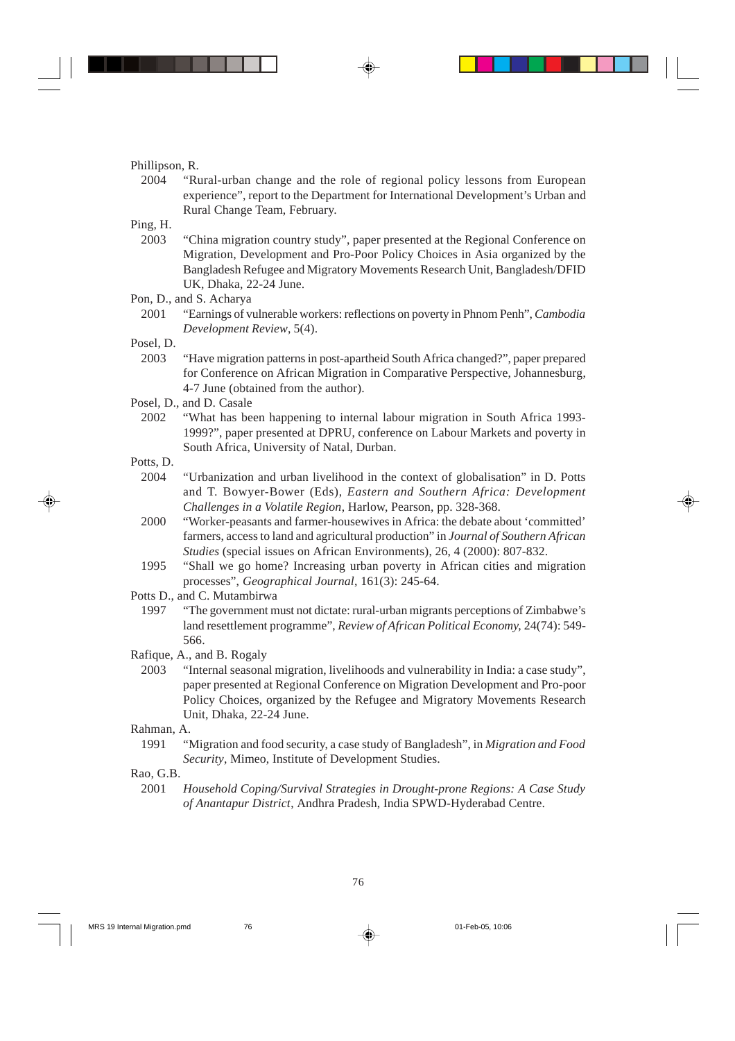Phillipson, R.

2004 "Rural-urban change and the role of regional policy lessons from European experience", report to the Department for International Development's Urban and Rural Change Team, February.

Ping, H.

2003 "China migration country study", paper presented at the Regional Conference on Migration, Development and Pro-Poor Policy Choices in Asia organized by the Bangladesh Refugee and Migratory Movements Research Unit, Bangladesh/DFID UK, Dhaka, 22-24 June.

Pon, D., and S. Acharya

2001 "Earnings of vulnerable workers: reflections on poverty in Phnom Penh", *Cambodia Development Review*, 5(4).

Posel, D.

2003 "Have migration patterns in post-apartheid South Africa changed?", paper prepared for Conference on African Migration in Comparative Perspective, Johannesburg, 4-7 June (obtained from the author).

Posel, D., and D. Casale

2002 "What has been happening to internal labour migration in South Africa 1993-1999?", paper presented at DPRU, conference on Labour Markets and poverty in South Africa, University of Natal, Durban.

Potts, D.

2004 "Urbanization and urban livelihood in the context of globalisation" in D. Potts and T. Bowyer-Bower (Eds), *Eastern and Southern Africa: Development Challenges in a Volatile Region*, Harlow, Pearson, pp. 328-368.

2000 "Worker-peasants and farmer-housewives in Africa: the debate about 'committed' farmers, access to land and agricultural production" in *Journal of Southern African Studies* (special issues on African Environments), 26, 4 (2000): 807-832.

1995 "Shall we go home? Increasing urban poverty in African cities and migration processes", *Geographical Journal*, 161(3): 245-64.

Potts D., and C. Mutambirwa

1997 "The government must not dictate: rural-urban migrants perceptions of Zimbabwe's land resettlement programme", *Review of African Political Economy,* 24(74): 549-566.

Rafique, A., and B. Rogaly

2003 "Internal seasonal migration, livelihoods and vulnerability in India: a case study", paper presented at Regional Conference on Migration Development and Pro-poor Policy Choices, organized by the Refugee and Migratory Movements Research Unit, Dhaka, 22-24 June.

Rahman, A.

1991 "Migration and food security, a case study of Bangladesh", in *Migration and Food Security*, Mimeo, Institute of Development Studies.

Rao, G.B.

2001 *Household Coping/Survival Strategies in Drought-prone Regions: A Case Study of Anantapur District*, Andhra Pradesh, India SPWD-Hyderabad Centre.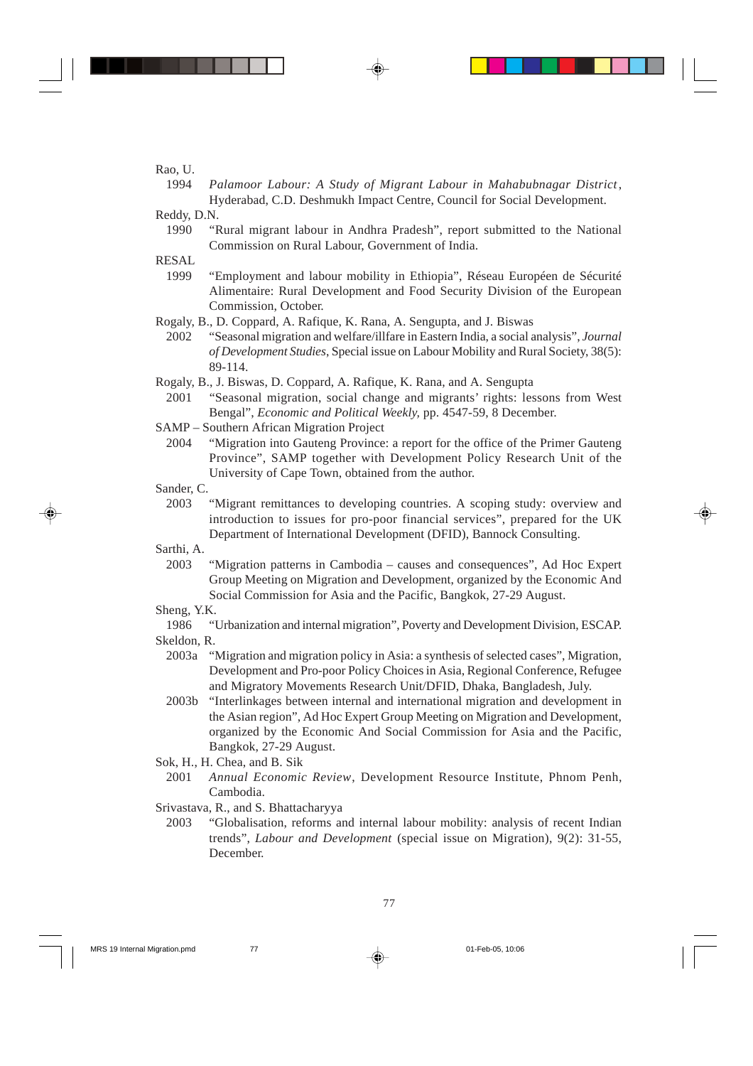Rao, U.

1994 *Palamoor Labour: A Study of Migrant Labour in Mahabubnagar District*, Hyderabad, C.D. Deshmukh Impact Centre, Council for Social Development.

Reddy, D.N.

1990 "Rural migrant labour in Andhra Pradesh", report submitted to the National Commission on Rural Labour, Government of India.

RESAL

1999 "Employment and labour mobility in Ethiopia", Réseau Européen de Sécurité Alimentaire: Rural Development and Food Security Division of the European Commission, October.

Rogaly, B., D. Coppard, A. Rafique, K. Rana, A. Sengupta, and J. Biswas

2002 "Seasonal migration and welfare/illfare in Eastern India, a social analysis", *Journal of Development Studies*, Special issue on Labour Mobility and Rural Society, 38(5): 89-114.

Rogaly, B., J. Biswas, D. Coppard, A. Rafique, K. Rana, and A. Sengupta

2001 "Seasonal migration, social change and migrants' rights: lessons from West Bengal", *Economic and Political Weekly,* pp. 4547-59, 8 December.

SAMP – Southern African Migration Project

2004 "Migration into Gauteng Province: a report for the office of the Primer Gauteng Province", SAMP together with Development Policy Research Unit of the University of Cape Town, obtained from the author.

Sander, C.

2003 "Migrant remittances to developing countries. A scoping study: overview and introduction to issues for pro-poor financial services", prepared for the UK Department of International Development (DFID), Bannock Consulting.

Sarthi, A.

2003 "Migration patterns in Cambodia – causes and consequences", Ad Hoc Expert Group Meeting on Migration and Development, organized by the Economic And Social Commission for Asia and the Pacific, Bangkok, 27-29 August.

Sheng, Y.K.

1986 "Urbanization and internal migration", Poverty and Development Division, ESCAP.

Skeldon, R.

2003a "Migration and migration policy in Asia: a synthesis of selected cases", Migration, Development and Pro-poor Policy Choices in Asia, Regional Conference, Refugee and Migratory Movements Research Unit/DFID, Dhaka, Bangladesh, July.

2003b "Interlinkages between internal and international migration and development in the Asian region", Ad Hoc Expert Group Meeting on Migration and Development, organized by the Economic And Social Commission for Asia and the Pacific, Bangkok, 27-29 August.

Sok, H., H. Chea, and B. Sik

2001 *Annual Economic Review*, Development Resource Institute, Phnom Penh, Cambodia.

Srivastava, R., and S. Bhattacharyya

2003 "Globalisation, reforms and internal labour mobility: analysis of recent Indian trends", *Labour and Development* (special issue on Migration), 9(2): 31-55, December.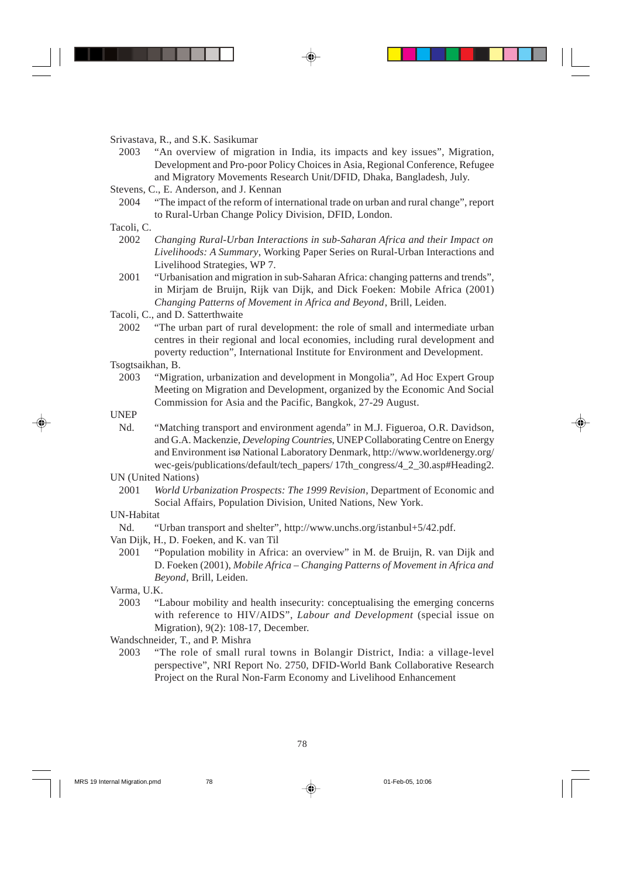Srivastava, R., and S.K. Sasikumar

2003 "An overview of migration in India, its impacts and key issues", Migration, Development and Pro-poor Policy Choices in Asia, Regional Conference, Refugee and Migratory Movements Research Unit/DFID, Dhaka, Bangladesh, July.

Stevens, C., E. Anderson, and J. Kennan

2004 "The impact of the reform of international trade on urban and rural change", report to Rural-Urban Change Policy Division, DFID, London.

Tacoli, C.

2002 *Changing Rural-Urban Interactions in sub-Saharan Africa and their Impact on Livelihoods: A Summary*, Working Paper Series on Rural-Urban Interactions and Livelihood Strategies, WP 7.

2001 "Urbanisation and migration in sub-Saharan Africa: changing patterns and trends", in Mirjam de Bruijn, Rijk van Dijk, and Dick Foeken: Mobile Africa (2001) *Changing Patterns of Movement in Africa and Beyond*, Brill, Leiden.

Tacoli, C., and D. Satterthwaite

2002 "The urban part of rural development: the role of small and intermediate urban centres in their regional and local economies, including rural development and poverty reduction", International Institute for Environment and Development.

Tsogtsaikhan, B.

2003 "Migration, urbanization and development in Mongolia", Ad Hoc Expert Group Meeting on Migration and Development, organized by the Economic And Social Commission for Asia and the Pacific, Bangkok, 27-29 August.

UNEP

Nd. "Matching transport and environment agenda" in M.J. Figueroa, O.R. Davidson, and G.A. Mackenzie, *Developing Countries*, UNEP Collaborating Centre on Energy and Environment isø National Laboratory Denmark, http://www.worldenergy.org/wec-geis/publications/default/tech_papers/ 17th_congress/4_2_30.asp#Heading2.

UN (United Nations)

2001 *World Urbanization Prospects: The 1999 Revision*, Department of Economic and Social Affairs, Population Division, United Nations, New York.

UN-Habitat

Nd. "Urban transport and shelter", http://www.unchs.org/istanbul+5/42.pdf.

Van Dijk, H., D. Foeken, and K. van Til

2001 "Population mobility in Africa: an overview" in M. de Bruijn, R. van Dijk and D. Foeken (2001), *Mobile Africa – Changing Patterns of Movement in Africa and Beyond*, Brill, Leiden.

Varma, U.K.

2003 "Labour mobility and health insecurity: conceptualising the emerging concerns with reference to HIV/AIDS", *Labour and Development* (special issue on Migration), 9(2): 108-17, December.

Wandschneider, T., and P. Mishra

2003 "The role of small rural towns in Bolangir District, India: a village-level perspective", NRI Report No. 2750, DFID-World Bank Collaborative Research Project on the Rural Non-Farm Economy and Livelihood Enhancement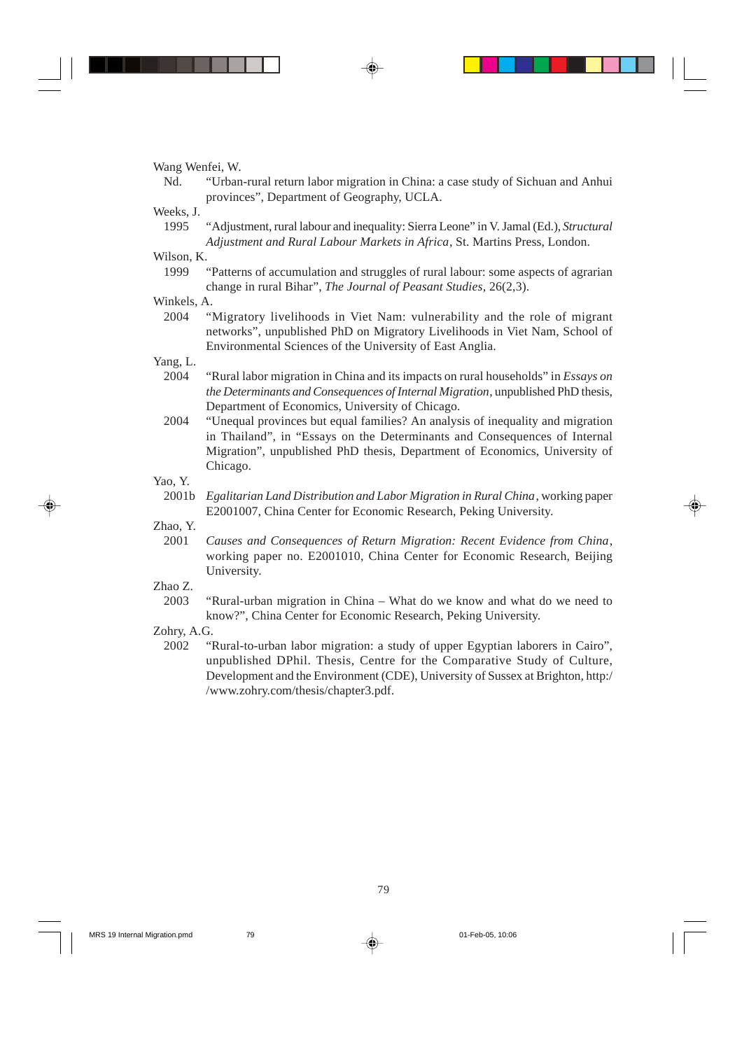Wang Wenfei, W.

Nd. "Urban-rural return labor migration in China: a case study of Sichuan and Anhui provinces", Department of Geography, UCLA.

Weeks, J.

1995 "Adjustment, rural labour and inequality: Sierra Leone" in V. Jamal (Ed.), *Structural Adjustment and Rural Labour Markets in Africa*, St. Martins Press, London.

Wilson, K.

1999 "Patterns of accumulation and struggles of rural labour: some aspects of agrarian change in rural Bihar", *The Journal of Peasant Studies*, 26(2,3).

Winkels, A.

2004 "Migratory livelihoods in Viet Nam: vulnerability and the role of migrant networks", unpublished PhD on Migratory Livelihoods in Viet Nam, School of Environmental Sciences of the University of East Anglia.

Yang, L.

2004 "Rural labor migration in China and its impacts on rural households" in *Essays on the Determinants and Consequences of Internal Migration*, unpublished PhD thesis, Department of Economics, University of Chicago.

2004 "Unequal provinces but equal families? An analysis of inequality and migration in Thailand", in "Essays on the Determinants and Consequences of Internal Migration", unpublished PhD thesis, Department of Economics, University of Chicago.

Yao, Y.

2001b *Egalitarian Land Distribution and Labor Migration in Rural China*, working paper E2001007, China Center for Economic Research, Peking University.

Zhao, Y.

2001 *Causes and Consequences of Return Migration: Recent Evidence from China*, working paper no. E2001010, China Center for Economic Research, Beijing University.

Zhao Z.

2003 "Rural-urban migration in China – What do we know and what do we need to know?", China Center for Economic Research, Peking University.

Zohry, A.G.

2002 "Rural-to-urban labor migration: a study of upper Egyptian laborers in Cairo", unpublished DPhil. Thesis, Centre for the Comparative Study of Culture, Development and the Environment (CDE), University of Sussex at Brighton, http://www.zohry.com/thesis/chapter3.pdf.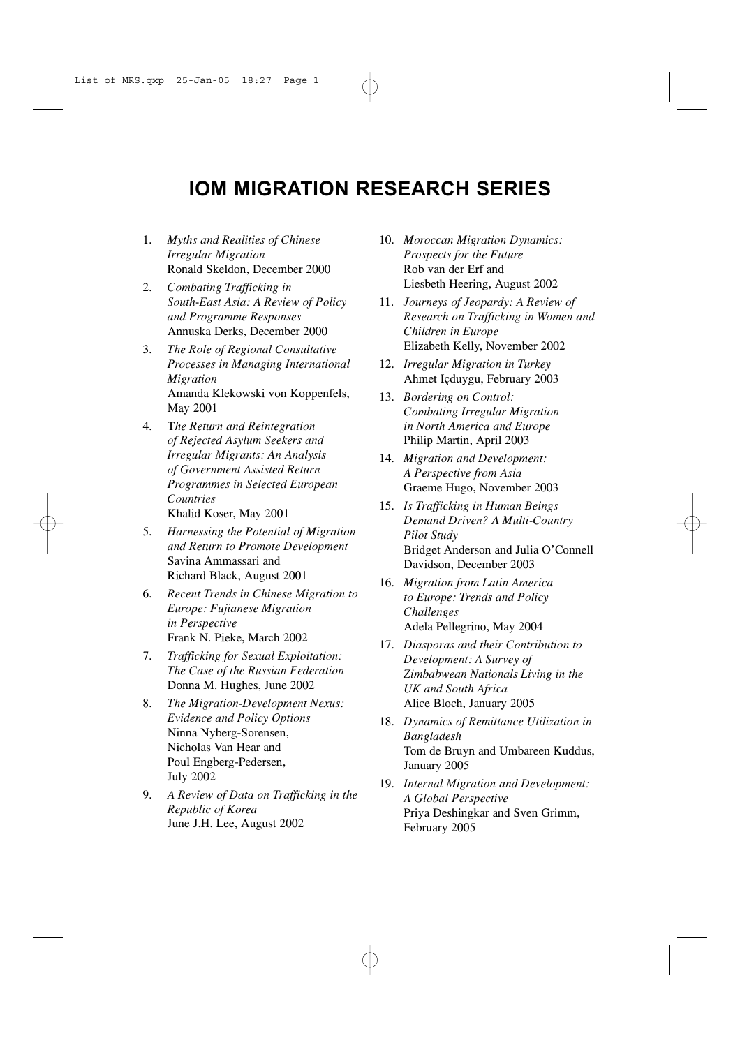# IOM MIGRATION RESEARCH SERIES

1. *Myths and Realities of Chinese Irregular Migration*
   Ronald Skeldon, December 2000
2. *Combating Trafficking in South-East Asia: A Review of Policy and Programme Responses*
   Annuska Derks, December 2000
3. *The Role of Regional Consultative Processes in Managing International Migration*
   Amanda Klekowski von Koppenfels, May 2001
4. T*he Return and Reintegration of Rejected Asylum Seekers and Irregular Migrants: An Analysis of Government Assisted Return Programmes in Selected European Countries*
   Khalid Koser, May 2001
5. *Harnessing the Potential of Migration and Return to Promote Development*
   Savina Ammassari and Richard Black, August 2001
6. *Recent Trends in Chinese Migration to Europe: Fujianese Migration in Perspective*
   Frank N. Pieke, March 2002
7. *Trafficking for Sexual Exploitation: The Case of the Russian Federation*
   Donna M. Hughes, June 2002
8. *The Migration-Development Nexus: Evidence and Policy Options*
   Ninna Nyberg-Sorensen, Nicholas Van Hear and Poul Engberg-Pedersen, July 2002
9. *A Review of Data on Trafficking in the Republic of Korea*
   June J.H. Lee, August 2002
10. *Moroccan Migration Dynamics: Prospects for the Future*
    Rob van der Erf and Liesbeth Heering, August 2002
11. *Journeys of Jeopardy: A Review of Research on Trafficking in Women and Children in Europe*
    Elizabeth Kelly, November 2002
12. *Irregular Migration in Turkey*
    Ahmet Içduygu, February 2003
13. *Bordering on Control: Combating Irregular Migration in North America and Europe*
    Philip Martin, April 2003
14. *Migration and Development: A Perspective from Asia*
    Graeme Hugo, November 2003
15. *Is Trafficking in Human Beings Demand Driven? A Multi-Country Pilot Study*
    Bridget Anderson and Julia O'Connell Davidson, December 2003
16. *Migration from Latin America to Europe: Trends and Policy Challenges*
    Adela Pellegrino, May 2004
17. *Diasporas and their Contribution to Development: A Survey of Zimbabwean Nationals Living in the UK and South Africa*
    Alice Bloch, January 2005
18. *Dynamics of Remittance Utilization in Bangladesh*
    Tom de Bruyn and Umbareen Kuddus, January 2005
19. *Internal Migration and Development: A Global Perspective*
    Priya Deshingkar and Sven Grimm, February 2005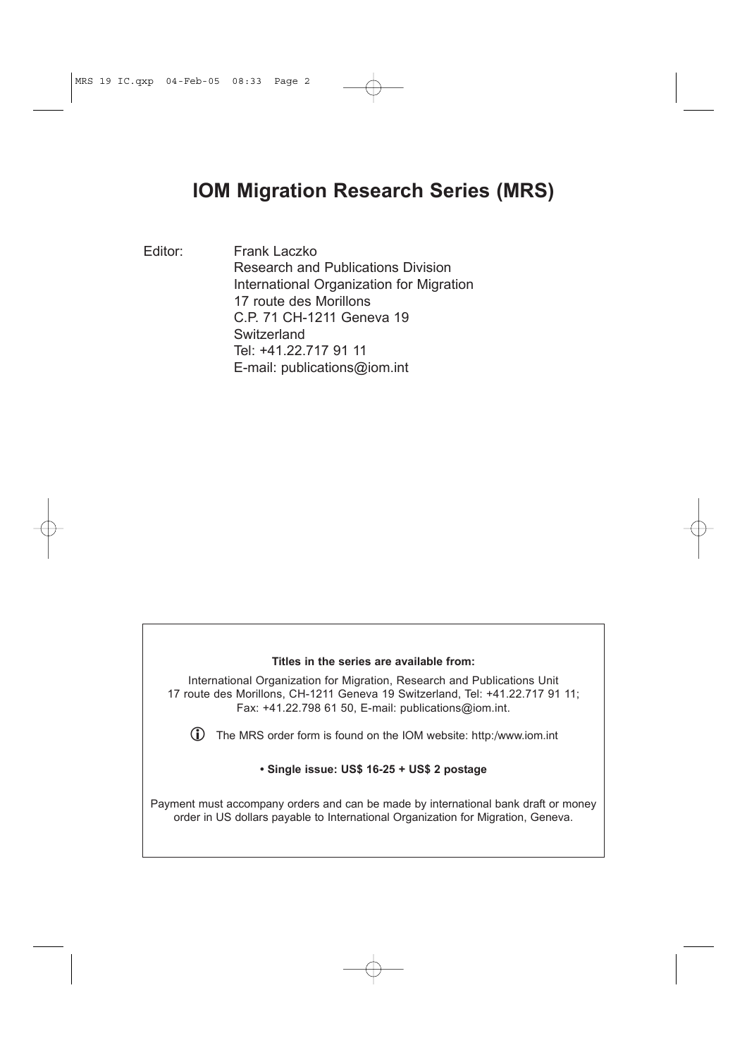# IOM Migration Research Series (MRS)

Editor: Frank Laczko
Research and Publications Division
International Organization for Migration
17 route des Morillons
C.P. 71 CH-1211 Geneva 19
Switzerland
Tel: +41.22.717 91 11
E-mail: publications@iom.int

**Titles in the series are available from:**

International Organization for Migration, Research and Publications Unit
17 route des Morillons, CH-1211 Geneva 19 Switzerland, Tel: +41.22.717 91 11;
Fax: +41.22.798 61 50, E-mail: publications@iom.int.

ⓘ The MRS order form is found on the IOM website: http:/www.iom.int

**• Single issue: US$ 16-25 + US$ 2 postage**

Payment must accompany orders and can be made by international bank draft or money order in US dollars payable to International Organization for Migration, Geneva.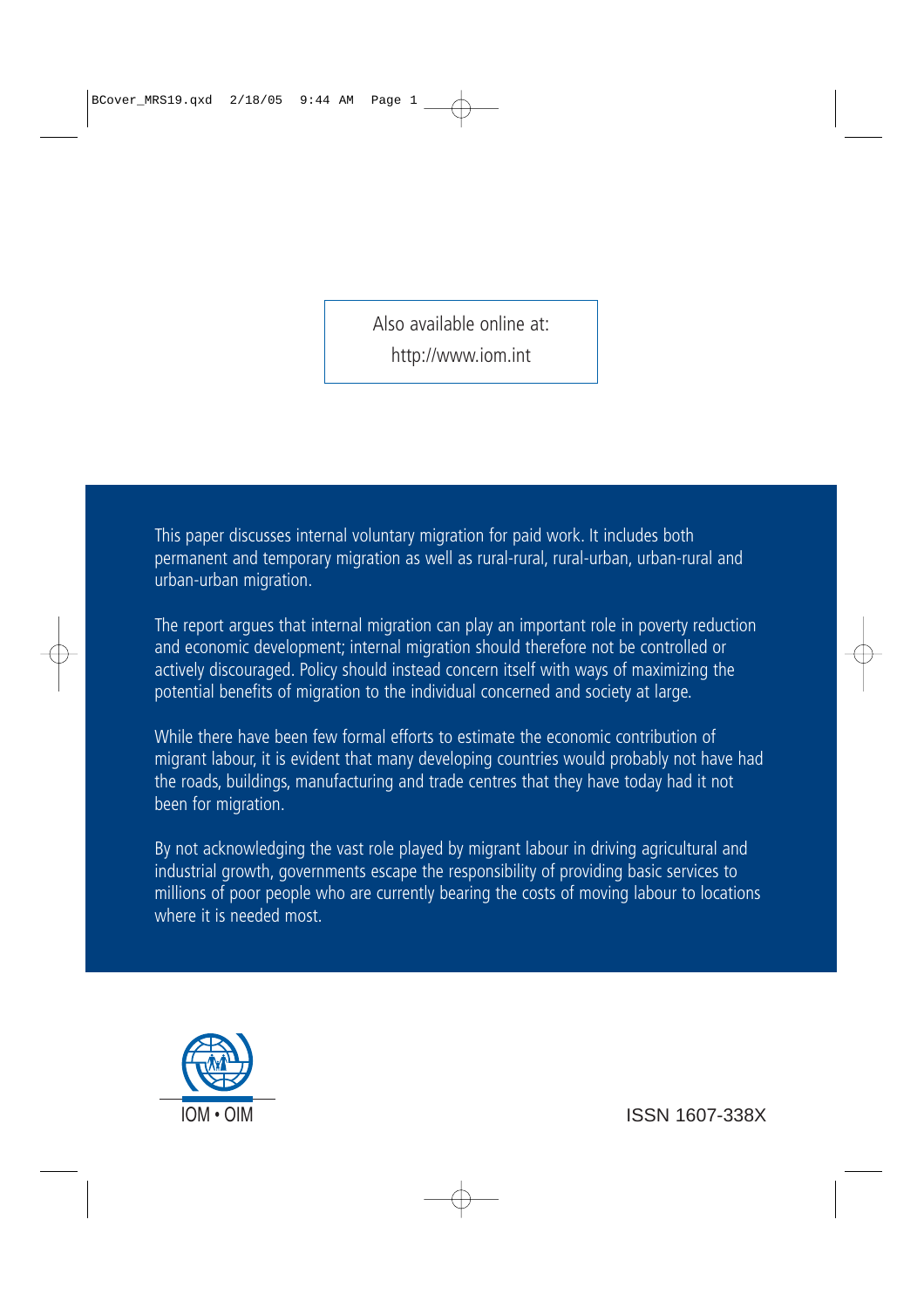Also available online at:
http://www.iom.int

This paper discusses internal voluntary migration for paid work. It includes both permanent and temporary migration as well as rural-rural, rural-urban, urban-rural and urban-urban migration.

The report argues that internal migration can play an important role in poverty reduction and economic development; internal migration should therefore not be controlled or actively discouraged. Policy should instead concern itself with ways of maximizing the potential benefits of migration to the individual concerned and society at large.

While there have been few formal efforts to estimate the economic contribution of migrant labour, it is evident that many developing countries would probably not have had the roads, buildings, manufacturing and trade centres that they have today had it not been for migration.

By not acknowledging the vast role played by migrant labour in driving agricultural and industrial growth, governments escape the responsibility of providing basic services to millions of poor people who are currently bearing the costs of moving labour to locations where it is needed most.

IOM • OIM

ISSN 1607-338X